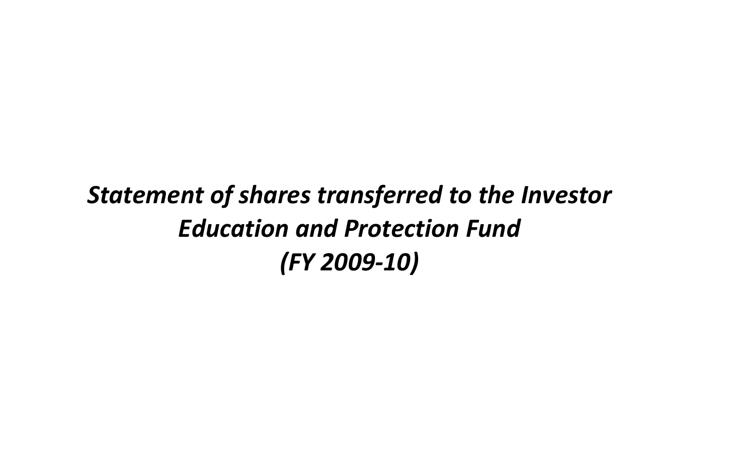# *Statement of shares transferred to the Investor Education and Protection Fund (FY 2009-10)*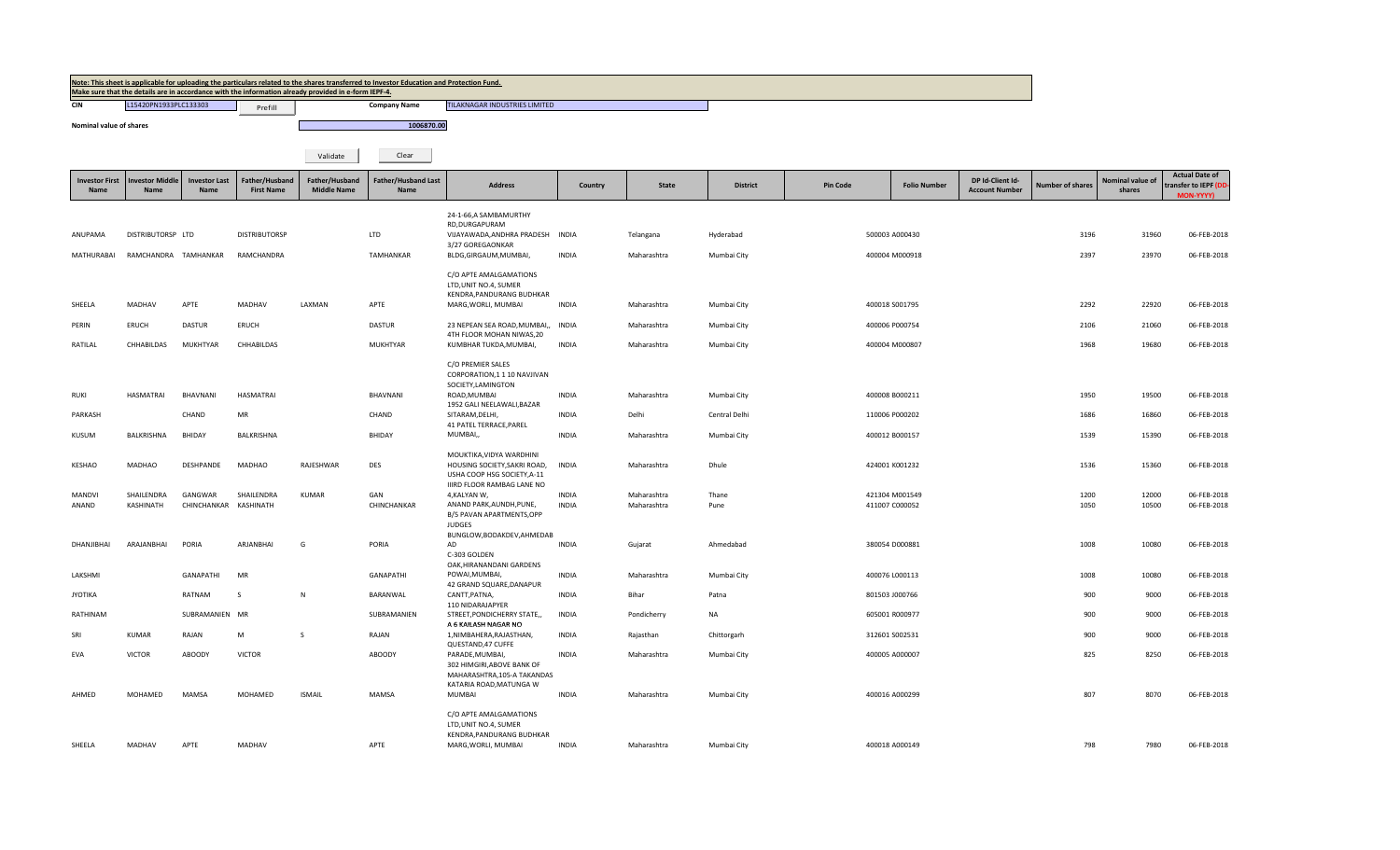**Note: This sheet is applicable for uploading the particulars related to the shares transferred to Investor Education and Protection Fund.**
**Make sure that the details are in accordance with the information already provided in e-form IEPF-4.**

CIN: L15420PN1933PLC133303 &nbsp;&nbsp; Prefill &nbsp;&nbsp; Company Name: TILAKNAGAR INDUSTRIES LIMITED

Nominal value of shares: 1006870.00

Validate &nbsp;&nbsp; Clear

| Investor First Name | Investor Middle Name | Investor Last Name | Father/Husband First Name | Father/Husband Middle Name | Father/Husband Last Name | Address | Country | State | District | Pin Code | Folio Number | DP Id-Client Id-Account Number | Number of shares | Nominal value of shares | Actual Date of transfer to IEPF (DD-MON-YYYY) |
|---|---|---|---|---|---|---|---|---|---|---|---|---|---|---|---|
| ANUPAMA | DISTRIBUTORSP | LTD | DISTRIBUTORSP | | LTD | 24-1-66,A SAMBAMURTHY RD,DURGAPURAM VIJAYAWADA,ANDHRA PRADESH | INDIA | Telangana | Hyderabad | 500003 | A000430 | | 3196 | 31960 | 06-FEB-2018 |
| MATHURABAI | RAMCHANDRA | TAMHANKAR | RAMCHANDRA | | TAMHANKAR | 3/27 GOREGAONKAR BLDG,GIRGAUM,MUMBAI, | INDIA | Maharashtra | Mumbai City | 400004 | M000918 | | 2397 | 23970 | 06-FEB-2018 |
| SHEELA | MADHAV | APTE | MADHAV | LAXMAN | APTE | C/O APTE AMALGAMATIONS LTD,UNIT NO.4, SUMER KENDRA,PANDURANG BUDHKAR MARG,WORLI, MUMBAI | INDIA | Maharashtra | Mumbai City | 400018 | S001795 | | 2292 | 22920 | 06-FEB-2018 |
| PERIN | ERUCH | DASTUR | ERUCH | | DASTUR | 23 NEPEAN SEA ROAD,MUMBAI,, | INDIA | Maharashtra | Mumbai City | 400006 | P000754 | | 2106 | 21060 | 06-FEB-2018 |
| RATILAL | CHHABILDAS | MUKHTYAR | CHHABILDAS | | MUKHTYAR | 4TH FLOOR MOHAN NIWAS,20 KUMBHAR TUKDA,MUMBAI, | INDIA | Maharashtra | Mumbai City | 400004 | M000807 | | 1968 | 19680 | 06-FEB-2018 |
| RUKI | HASMATRAI | BHAVNANI | HASMATRAI | | BHAVNANI | C/O PREMIER SALES CORPORATION,1 1 10 NAVJIVAN SOCIETY,LAMINGTON ROAD,MUMBAI | INDIA | Maharashtra | Mumbai City | 400008 | B000211 | | 1950 | 19500 | 06-FEB-2018 |
| PARKASH | | CHAND | MR | | CHAND | 1952 GALI NEELAWALI,BAZAR SITARAM,DELHI, | INDIA | Delhi | Central Delhi | 110006 | P000202 | | 1686 | 16860 | 06-FEB-2018 |
| KUSUM | BALKRISHNA | BHIDAY | BALKRISHNA | | BHIDAY | 41 PATEL TERRACE,PAREL MUMBAI,, | INDIA | Maharashtra | Mumbai City | 400012 | B000157 | | 1539 | 15390 | 06-FEB-2018 |
| KESHAO | MADHAO | DESHPANDE | MADHAO | RAJESHWAR | DES | MOUKTIKA,VIDYA WARDHINI HOUSING SOCIETY,SAKRI ROAD, | INDIA | Maharashtra | Dhule | 424001 | K001232 | | 1536 | 15360 | 06-FEB-2018 |
| MANDVI | SHAILENDRA | GANGWAR | SHAILENDRA | KUMAR | GAN | USHA COOP HSG SOCIETY,A-11 IIIRD FLOOR RAMBAG LANE NO 4,KALYAN W, | INDIA | Maharashtra | Thane | 421304 | M001549 | | 1200 | 12000 | 06-FEB-2018 |
| ANAND | KASHINATH | CHINCHANKAR | KASHINATH | | CHINCHANKAR | ANAND PARK,AUNDH,PUNE, | INDIA | Maharashtra | Pune | 411007 | C000052 | | 1050 | 10500 | 06-FEB-2018 |
| DHANJIBHAI | ARAJANBHAI | PORIA | ARJANBHAI | G | PORIA | B/5 PAVAN APARTMENTS,OPP JUDGES BUNGLOW,BODAKDEV,AHMEDAB AD | INDIA | Gujarat | Ahmedabad | 380054 | D000881 | | 1008 | 10080 | 06-FEB-2018 |
| LAKSHMI | | GANAPATHI | MR | | GANAPATHI | C-303 GOLDEN OAK,HIRANANDANI GARDENS POWAI,MUMBAI, | INDIA | Maharashtra | Mumbai City | 400076 | L000113 | | 1008 | 10080 | 06-FEB-2018 |
| JYOTIKA | | RATNAM | S | N | BARANWAL | 42 GRAND SQUARE,DANAPUR CANTT,PATNA, | INDIA | Bihar | Patna | 801503 | J000766 | | 900 | 9000 | 06-FEB-2018 |
| RATHINAM | | SUBRAMANIEN | MR | | SUBRAMANIEN | 110 NIDARAJAPYER STREET,PONDICHERRY STATE,, | INDIA | Pondicherry | NA | 605001 | R000977 | | 900 | 9000 | 06-FEB-2018 |
| SRI | KUMAR | RAJAN | M | S | RAJAN | A 6 KAILASH NAGAR NO 1,NIMBAHERA,RAJASTHAN, | INDIA | Rajasthan | Chittorgarh | 312601 | S002531 | | 900 | 9000 | 06-FEB-2018 |
| EVA | VICTOR | ABOODY | VICTOR | | ABOODY | QUESTAND,47 CUFFE PARADE,MUMBAI, | INDIA | Maharashtra | Mumbai City | 400005 | A000007 | | 825 | 8250 | 06-FEB-2018 |
| AHMED | MOHAMED | MAMSA | MOHAMED | ISMAIL | MAMSA | 302 HIMGIRI,ABOVE BANK OF MAHARASHTRA,105-A TAKANDAS KATARIA ROAD,MATUNGA W MUMBAI | INDIA | Maharashtra | Mumbai City | 400016 | A000299 | | 807 | 8070 | 06-FEB-2018 |
| SHEELA | MADHAV | APTE | MADHAV | | APTE | C/O APTE AMALGAMATIONS LTD,UNIT NO.4, SUMER KENDRA,PANDURANG BUDHKAR MARG,WORLI, MUMBAI | INDIA | Maharashtra | Mumbai City | 400018 | A000149 | | 798 | 7980 | 06-FEB-2018 |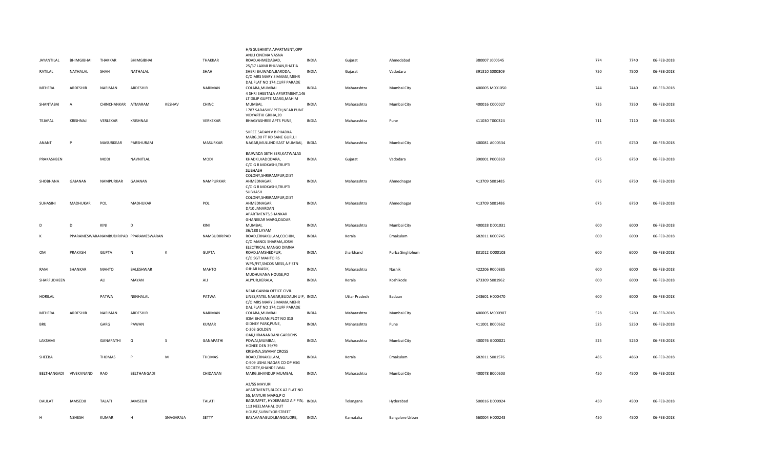| | | | | | | | | | | | | | | |
|---|---|---|---|---|---|---|---|---|---|---|---|---|---|---|
| JAYANTILAL | BHIMGIBHAI | THAKKAR | BHIMGIBHAI | | THAKKAR | H/5 SUSHMITA APARTMENT,OPP ANJLI CINEMA VASNA ROAD,AHMEDABAD, | INDIA | Gujarat | Ahmedabad | 380007 J000545 | | 774 | 7740 | 06-FEB-2018 |
| RATILAL | NATHALAL | SHAH | NATHALAL | | SHAH | 25/37 LAXMI BHUVAN,BHATIA SHERI BAJWADA,BARODA, | INDIA | Gujarat | Vadodara | 391310 S000309 | | 750 | 7500 | 06-FEB-2018 |
| MEHERA | ARDESHIR | NARIMAN | ARDESHIR | | NARIMAN | C/O MRS MARY S MAMA,MEHR DAL FLAT NO 174,CUFF PARADE COLABA,MUMBAI | INDIA | Maharashtra | Mumbai City | 400005 M001050 | | 744 | 7440 | 06-FEB-2018 |
| SHANTABAI | A | CHINCHANKAR | ATMARAM | KESHAV | CHINC | 4 SHRI SHEETALA APARTMENT,146 LT DILIP GUPTE MARG,MAHIM MUMBAI, | INDIA | Maharashtra | Mumbai City | 400016 C000027 | | 735 | 7350 | 06-FEB-2018 |
| TEJAPAL | KRISHNAJI | VERLEKAR | KRISHNAJI | | VERKEKAR | 1787 SADASHIV PETH,NEAR PUNE VIDYARTHI GRIHA,20 BHAGYASHREE APTS PUNE, | INDIA | Maharashtra | Pune | 411030 T000324 | | 711 | 7110 | 06-FEB-2018 |
| ANANT | P | MASURKEAR | PARSHURAM | | MASURKAR | SHREE SADAN V B PHADKA MARG,90 FT RD SANE GURUJI NAGAR,MULUND EAST MUMBAI, | INDIA | Maharashtra | Mumbai City | 400081 A000534 | | 675 | 6750 | 06-FEB-2018 |
| PRAKASHBEN | | MODI | NAVNITLAL | | MODI | BAJWADA SETH SERI,KATWALAS KHADKI,VADODARA, | INDIA | Gujarat | Vadodara | 390001 P000869 | | 675 | 6750 | 06-FEB-2018 |
| SHOBHANA | GAJANAN | NAMPURKAR | GAJANAN | | NAMPURKAR | C/O G R MOKASHI,TRUPTI SUBHASH COLONY,SHRIRAMPUR,DIST AHMEDNAGAR | INDIA | Maharashtra | Ahmednagar | 413709 S001485 | | 675 | 6750 | 06-FEB-2018 |
| SUHASINI | MADHUKAR | POL | MADHUKAR | | POL | C/O G R MOKASHI,TRUPTI SUBHASH COLONY,SHRIRAMPUR,DIST AHMEDNAGAR | INDIA | Maharashtra | Ahmednagar | 413709 S001486 | | 675 | 6750 | 06-FEB-2018 |
| D | D | KINI | D | | KINI | D/10 JANARDAN APARTMENTS,SHANKAR GHANEKAR MARG,DADAR MUMBAI, | INDIA | Maharashtra | Mumbai City | 400028 D001031 | | 600 | 6000 | 06-FEB-2018 |
| K | PPARAMESWARAN | NAMBUDIRIPAD | PPARAMESWARAN | | NAMBUDIRIPAD | 36/188 LAYAM ROAD,ERNAKULAM,COCHIN, | INDIA | Kerala | Ernakulam | 682011 K000745 | | 600 | 6000 | 06-FEB-2018 |
| OM | PRAKASH | GUPTA | N | K | GUPTA | C/O MANOJ SHARMA,JOSHI ELECTRICAL MANGO DIMNA ROAD,JAMSHEDPUR, | INDIA | Jharkhand | Purba Singhbhum | 831012 O000103 | | 600 | 6000 | 06-FEB-2018 |
| RAM | SHANKAR | MAHTO | BALESHWAR | | MAHTO | C/O SGT MAHTO RS WPN/FIT,SNCOS MESS,A F STN OJHAR NASIK, | INDIA | Maharashtra | Nashik | 422206 R000885 | | 600 | 6000 | 06-FEB-2018 |
| SHARFUDHEEN | | ALI | MAYAN | | ALI | MUDHUVANA HOUSE,PO ALIYUR,KERALA, | INDIA | Kerala | Kozhikode | 673309 S001962 | | 600 | 6000 | 06-FEB-2018 |
| HORILAL | | PATWA | NENHALAL | | PATWA | NEAR GANNA OFFICE CIVIL LINES,PATEL NAGAR,BUDAUN U P, | INDIA | Uttar Pradesh | Badaun | 243601 H000470 | | 600 | 6000 | 06-FEB-2018 |
| MEHERA | ARDESHIR | NARIMAN | ARDESHIR | | NARIMAN | C/O MRS MARY S MAMA,MEHR DAL FLAT NO 174,CUFF PARADE COLABA,MUMBAI | INDIA | Maharashtra | Mumbai City | 400005 M000907 | | 528 | 5280 | 06-FEB-2018 |
| BRIJ | | GARG | PAWAN | | KUMAR | ICIM BHAVAN,PLOT NO 318 GIDNEY PARK,PUNE, | INDIA | Maharashtra | Pune | 411001 B000662 | | 525 | 5250 | 06-FEB-2018 |
| LAKSHMI | | GANAPATHI | G | S | GANAPATHI | C-303 GOLDEN OAK,HIRANANDANI GARDENS POWAI,MUMBAI, | INDIA | Maharashtra | Mumbai City | 400076 G000021 | | 525 | 5250 | 06-FEB-2018 |
| SHEEBA | | THOMAS | P | M | THOMAS | HONEE DEN 39/79 KRISHNA,SWAMY CROSS ROAD,ERNAKULAM, | INDIA | Kerala | Ernakulam | 682011 S001576 | | 486 | 4860 | 06-FEB-2018 |
| BELTHANGADI | VIVEKANAND | RAO | BELTHANGADI | | CHIDANAN | C-909 USHA NAGAR CO OP HSG SOCIETY,KHANDELWAL MARG,BHANDUP MUMBAI, | INDIA | Maharashtra | Mumbai City | 400078 B000603 | | 450 | 4500 | 06-FEB-2018 |
| DAULAT | JAMSEDJI | TALATI | JAMSEDJI | | TALATI | A2/55 MAYURI APARTMENTS,BLOCK A2 FLAT NO 55, MAYURI MARG,P O BAGUMPET, HYDERABAD A P PIN, | INDIA | Telangana | Hyderabad | 500016 D000924 | | 450 | 4500 | 06-FEB-2018 |
| H | NSHESH | KUMAR | H | SNAGARAJA | SETTY | 113 NEELMAHAL OUT HOUSE,SURVEYOR STREET BASAVANAGUDI,BANGALORE, | INDIA | Karnataka | Bangalore Urban | 560004 H000243 | | 450 | 4500 | 06-FEB-2018 |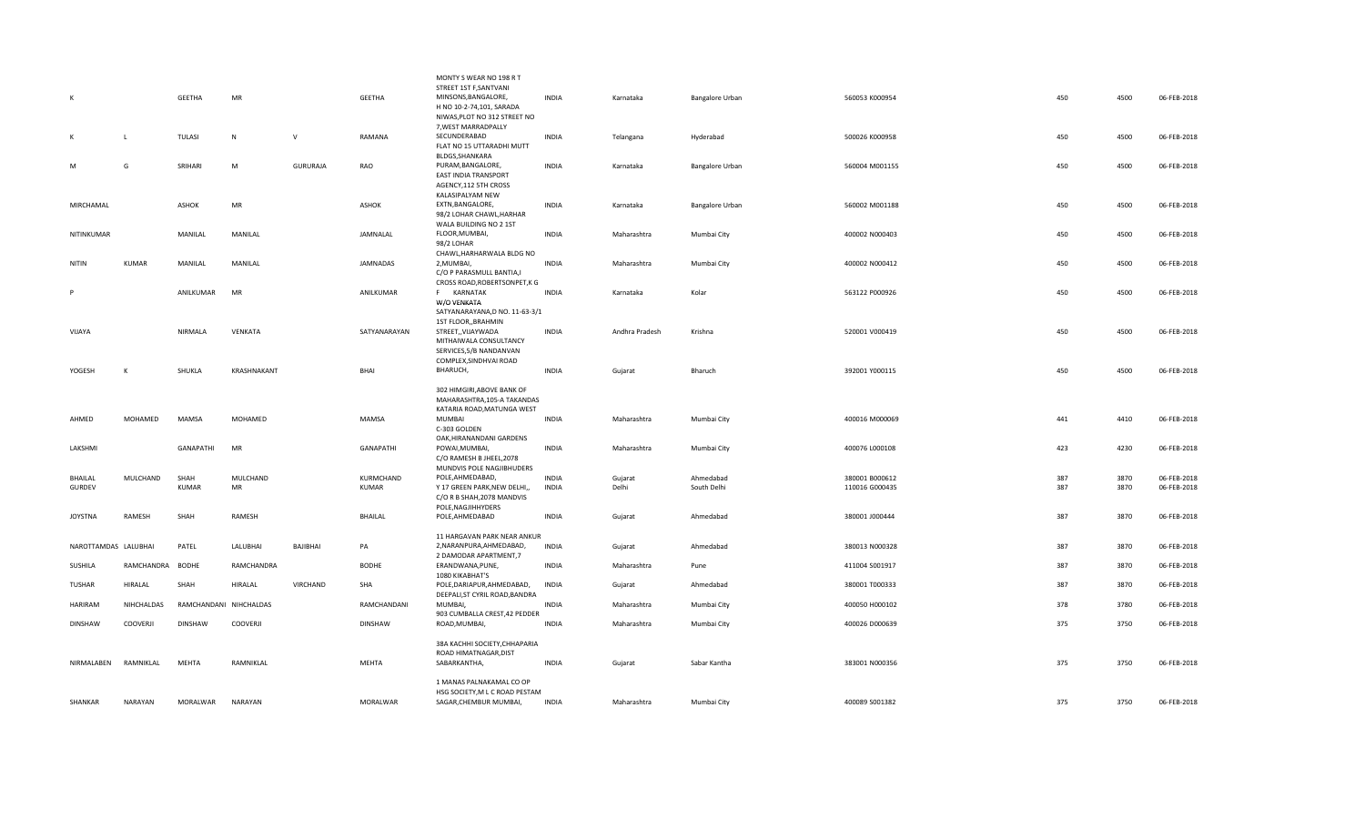| | | | | | | | | | | | | | | |
|---|---|---|---|---|---|---|---|---|---|---|---|---|---|---|
| K | | GEETHA | MR | | GEETHA | MONTY S WEAR NO 198 R T STREET 1ST F,SANTVANI MINSONS,BANGALORE, | INDIA | Karnataka | Bangalore Urban | 560053 K000954 | | 450 | 4500 | 06-FEB-2018 |
| K | L | TULASI | N | V | RAMANA | H NO 10-2-74,101, SARADA NIWAS,PLOT NO 312 STREET NO 7,WEST MARRADPALLY SECUNDERABAD | INDIA | Telangana | Hyderabad | 500026 K000958 | | 450 | 4500 | 06-FEB-2018 |
| M | G | SRIHARI | M | GURURAJA | RAO | FLAT NO 15 UTTARADHI MUTT BLDGS,SHANKARA PURAM,BANGALORE, | INDIA | Karnataka | Bangalore Urban | 560004 M001155 | | 450 | 4500 | 06-FEB-2018 |
| MIRCHAMAL | | ASHOK | MR | | ASHOK | EAST INDIA TRANSPORT AGENCY,112 5TH CROSS KALASIPALYAM NEW EXTN,BANGALORE, | INDIA | Karnataka | Bangalore Urban | 560002 M001188 | | 450 | 4500 | 06-FEB-2018 |
| NITINKUMAR | | MANILAL | MANILAL | | JAMNALAL | 98/2 LOHAR CHAWL,HARHAR WALA BUILDING NO 2 1ST FLOOR,MUMBAI, | INDIA | Maharashtra | Mumbai City | 400002 N000403 | | 450 | 4500 | 06-FEB-2018 |
| NITIN | KUMAR | MANILAL | MANILAL | | JAMNADAS | 98/2 LOHAR CHAWL,HARHARWALA BLDG NO 2,MUMBAI, | INDIA | Maharashtra | Mumbai City | 400002 N000412 | | 450 | 4500 | 06-FEB-2018 |
| P | | ANILKUMAR | MR | | ANILKUMAR | C/O P PARASMULL BANTIA,I CROSS ROAD,ROBERTSONPET,K G F KARNATAK | INDIA | Karnataka | Kolar | 563122 P000926 | | 450 | 4500 | 06-FEB-2018 |
| VIJAYA | | NIRMALA | VENKATA | | SATYANARAYAN | W/O VENKATA SATYANARAYANA,D NO. 11-63-3/1 1ST FLOOR,,BRAHMIN STREET,,VIJAYWADA | INDIA | Andhra Pradesh | Krishna | 520001 V000419 | | 450 | 4500 | 06-FEB-2018 |
| YOGESH | K | SHUKLA | KRASHNAKANT | | BHAI | MITHAIWALA CONSULTANCY SERVICES,5/B NANDANVAN COMPLEX,SINDHVAI ROAD BHARUCH, | INDIA | Gujarat | Bharuch | 392001 Y000115 | | 450 | 4500 | 06-FEB-2018 |
| AHMED | MOHAMED | MAMSA | MOHAMED | | MAMSA | 302 HIMGIRI,ABOVE BANK OF MAHARASHTRA,105-A TAKANDAS KATARIA ROAD,MATUNGA WEST MUMBAI | INDIA | Maharashtra | Mumbai City | 400016 M000069 | | 441 | 4410 | 06-FEB-2018 |
| LAKSHMI | | GANAPATHI | MR | | GANAPATHI | C-303 GOLDEN OAK,HIRANANDANI GARDENS POWAI,MUMBAI, | INDIA | Maharashtra | Mumbai City | 400076 L000108 | | 423 | 4230 | 06-FEB-2018 |
| BHAILAL | MULCHAND | SHAH | MULCHAND | | KURMCHAND | C/O RAMESH B JHEEL,2078 MUNDVIS POLE NAGJIBHUDERS POLE,AHMEDABAD, | INDIA | Gujarat | Ahmedabad | 380001 B000612 | | 387 | 3870 | 06-FEB-2018 |
| GURDEV | | KUMAR | MR | | KUMAR | Y 17 GREEN PARK,NEW DELHI,, | INDIA | Delhi | South Delhi | 110016 G000435 | | 387 | 3870 | 06-FEB-2018 |
| JOYSTNA | RAMESH | SHAH | RAMESH | | BHAILAL | C/O R B SHAH,2078 MANDVIS POLE,NAGJIHHYDERS POLE,AHMEDABAD | INDIA | Gujarat | Ahmedabad | 380001 J000444 | | 387 | 3870 | 06-FEB-2018 |
| NAROTTAMDAS | LALUBHAI | PATEL | LALUBHAI | BAJIBHAI | PA | 11 HARGAVAN PARK NEAR ANKUR 2,NARANPURA,AHMEDABAD, | INDIA | Gujarat | Ahmedabad | 380013 N000328 | | 387 | 3870 | 06-FEB-2018 |
| SUSHILA | RAMCHANDRA | BODHE | RAMCHANDRA | | BODHE | 2 DAMODAR APARTMENT,7 ERANDWANA,PUNE, | INDIA | Maharashtra | Pune | 411004 S001917 | | 387 | 3870 | 06-FEB-2018 |
| TUSHAR | HIRALAL | SHAH | HIRALAL | VIRCHAND | SHA | 1080 KIKABHAT'S POLE,DARIAPUR,AHMEDABAD, | INDIA | Gujarat | Ahmedabad | 380001 T000333 | | 387 | 3870 | 06-FEB-2018 |
| HARIRAM | NIHCHALDAS | RAMCHANDANI | NIHCHALDAS | | RAMCHANDANI | DEEPALI,ST CYRIL ROAD,BANDRA MUMBAI, | INDIA | Maharashtra | Mumbai City | 400050 H000102 | | 378 | 3780 | 06-FEB-2018 |
| DINSHAW | COOVERJI | DINSHAW | COOVERJI | | DINSHAW | 903 CUMBALLA CREST,42 PEDDER ROAD,MUMBAI, | INDIA | Maharashtra | Mumbai City | 400026 D000639 | | 375 | 3750 | 06-FEB-2018 |
| NIRMALABEN | RAMNIKLAL | MEHTA | RAMNIKLAL | | MEHTA | 38A KACHHI SOCIETY,CHHAPARIA ROAD HIMATNAGAR,DIST SABARKANTHA, | INDIA | Gujarat | Sabar Kantha | 383001 N000356 | | 375 | 3750 | 06-FEB-2018 |
| SHANKAR | NARAYAN | MORALWAR | NARAYAN | | MORALWAR | 1 MANAS PALNAKAMAL CO OP HSG SOCIETY,M L C ROAD PESTAM SAGAR,CHEMBUR MUMBAI, | INDIA | Maharashtra | Mumbai City | 400089 S001382 | | 375 | 3750 | 06-FEB-2018 |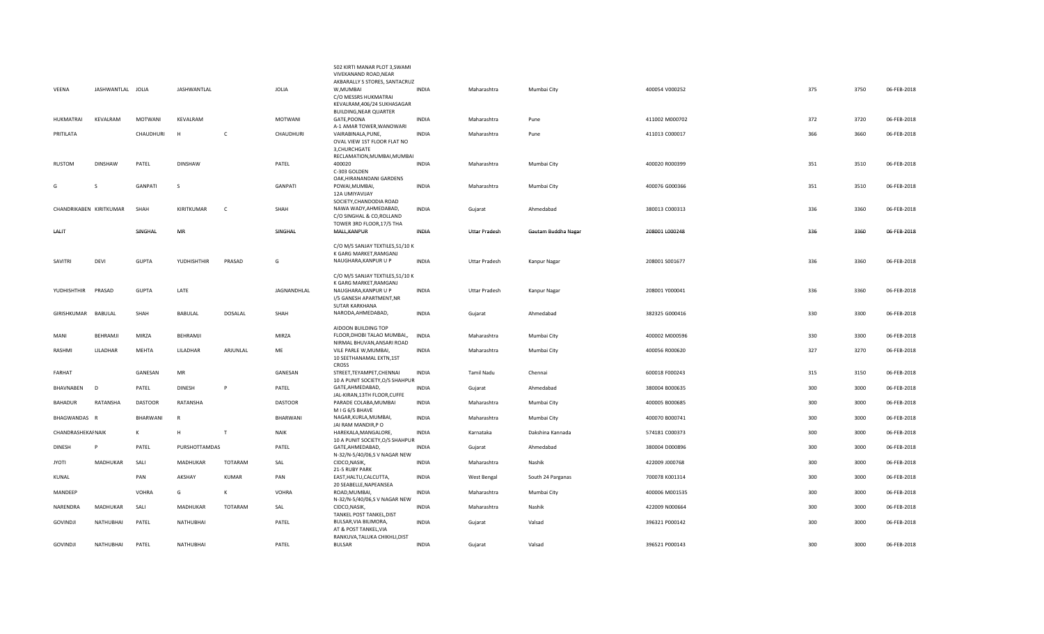| VEENA | JASHWANTLAL | JOLIA | JASHWANTLAL | | JOLIA | 502 KIRTI MANAR PLOT 3,SWAMI VIVEKANAND ROAD,NEAR AKBARALLY S STORES, SANTACRUZ W,MUMBAI | INDIA | Maharashtra | Mumbai City | 400054 | V000252 | 375 | 3750 | 06-FEB-2018 |
|---|---|---|---|---|---|---|---|---|---|---|---|---|---|---|
| HUKMATRAI | KEVALRAM | MOTWANI | KEVALRAM | | MOTWANI | C/O MESSRS HUKMATRAI KEVALRAM,406/24 SUKHASAGAR BUILDING,NEAR QUARTER GATE,POONA | INDIA | Maharashtra | Pune | 411002 | M000702 | 372 | 3720 | 06-FEB-2018 |
| PRITILATA | | CHAUDHURI | H | C | CHAUDHURI | A-1 AMAR TOWER,WANOWARI VAIRABINALA,PUNE, | INDIA | Maharashtra | Pune | 411013 | C000017 | 366 | 3660 | 06-FEB-2018 |
| RUSTOM | DINSHAW | PATEL | DINSHAW | | PATEL | OVAL VIEW 1ST FLOOR FLAT NO 3,CHURCHGATE RECLAMATION,MUMBAI,MUMBAI 400020 | INDIA | Maharashtra | Mumbai City | 400020 | R000399 | 351 | 3510 | 06-FEB-2018 |
| G | S | GANPATI | S | | GANPATI | C-303 GOLDEN OAK,HIRANANDANI GARDENS POWAI,MUMBAI, | INDIA | Maharashtra | Mumbai City | 400076 | G000366 | 351 | 3510 | 06-FEB-2018 |
| CHANDRIKABEN | KIRITKUMAR | SHAH | KIRITKUMAR | C | SHAH | 12A UMIYAVIJAY SOCIETY,CHANDODIA ROAD NAWA WADY,AHMEDABAD, | INDIA | Gujarat | Ahmedabad | 380013 | C000313 | 336 | 3360 | 06-FEB-2018 |
| LALIT | | SINGHAL | MR | | SINGHAL | C/O SINGHAL & CO,ROLLAND TOWER 3RD FLOOR,17/5 THA MALL,KANPUR | INDIA | Uttar Pradesh | Gautam Buddha Nagar | 208001 | L000248 | 336 | 3360 | 06-FEB-2018 |
| SAVITRI | DEVI | GUPTA | YUDHISHTHIR | PRASAD | G | C/O M/S SANJAY TEXTILES,51/10 K K GARG MARKET,RAMGANJ NAUGHARA,KANPUR U P | INDIA | Uttar Pradesh | Kanpur Nagar | 208001 | S001677 | 336 | 3360 | 06-FEB-2018 |
| YUDHISHTHIR | PRASAD | GUPTA | LATE | | JAGNANDHLAL | C/O M/S SANJAY TEXTILES,51/10 K K GARG MARKET,RAMGANJ NAUGHARA,KANPUR U P | INDIA | Uttar Pradesh | Kanpur Nagar | 208001 | Y000041 | 336 | 3360 | 06-FEB-2018 |
| GIRISHKUMAR | BABULAL | SHAH | BABULAL | DOSALAL | SHAH | I/5 GANESH APARTMENT,NR SUTAR KARKHANA NARODA,AHMEDABAD, | INDIA | Gujarat | Ahmedabad | 382325 | G000416 | 330 | 3300 | 06-FEB-2018 |
| MANI | BEHRAMJI | MIRZA | BEHRAMJI | | MIRZA | AIDOON BUILDING TOP FLOOR,DHOBI TALAO MUMBAI,, | INDIA | Maharashtra | Mumbai City | 400002 | M000596 | 330 | 3300 | 06-FEB-2018 |
| RASHMI | LILADHAR | MEHTA | LILADHAR | ARJUNLAL | ME | NIRMAL BHUVAN,ANSARI ROAD VILE PARLE W,MUMBAI, | INDIA | Maharashtra | Mumbai City | 400056 | R000620 | 327 | 3270 | 06-FEB-2018 |
| FARHAT | | GANESAN | MR | | GANESAN | 10 SEETHANAMAL EXTN,1ST CROSS STREET,TEYAMPET,CHENNAI | INDIA | Tamil Nadu | Chennai | 600018 | F000243 | 315 | 3150 | 06-FEB-2018 |
| BHAVNABEN | D | PATEL | DINESH | P | PATEL | 10 A PUNIT SOCIETY,O/S SHAHPUR GATE,AHMEDABAD, | INDIA | Gujarat | Ahmedabad | 380004 | B000635 | 300 | 3000 | 06-FEB-2018 |
| BAHADUR | RATANSHA | DASTOOR | RATANSHA | | DASTOOR | JAL-KIRAN,13TH FLOOR,CUFFE PARADE COLABA,MUMBAI | INDIA | Maharashtra | Mumbai City | 400005 | B000685 | 300 | 3000 | 06-FEB-2018 |
| BHAGWANDAS | R | BHARWANI | R | | BHARWANI | M I G 6/5 BHAVE NAGAR,KURLA,MUMBAI, | INDIA | Maharashtra | Mumbai City | 400070 | B000741 | 300 | 3000 | 06-FEB-2018 |
| CHANDRASHEKAR | NAIK | K | H | T | NAIK | JAI RAM MANDIR,P O HAREKALA,MANGALORE, | INDIA | Karnataka | Dakshina Kannada | 574181 | C000373 | 300 | 3000 | 06-FEB-2018 |
| DINESH | P | PATEL | PURSHOTTAMDAS | | PATEL | 10 A PUNIT SOCIETY,O/S SHAHPUR GATE,AHMEDABAD, | INDIA | Gujarat | Ahmedabad | 380004 | D000896 | 300 | 3000 | 06-FEB-2018 |
| JYOTI | MADHUKAR | SALI | MADHUKAR | TOTARAM | SAL | N-32/N-5/40/06,S V NAGAR NEW CIDCO,NASIK, | INDIA | Maharashtra | Nashik | 422009 | J000768 | 300 | 3000 | 06-FEB-2018 |
| KUNAL | | PAN | AKSHAY | KUMAR | PAN | 21-S RUBY PARK EAST,HALTU,CALCUTTA, | INDIA | West Bengal | South 24 Parganas | 700078 | K001314 | 300 | 3000 | 06-FEB-2018 |
| MANDEEP | | VOHRA | G | K | VOHRA | 20 SEABELLE,NAPEANSEA ROAD,MUMBAI, | INDIA | Maharashtra | Mumbai City | 400006 | M001535 | 300 | 3000 | 06-FEB-2018 |
| NARENDRA | MADHUKAR | SALI | MADHUKAR | TOTARAM | SAL | N-32/N-5/40/06,S V NAGAR NEW CIDCO,NASIK, | INDIA | Maharashtra | Nashik | 422009 | N000664 | 300 | 3000 | 06-FEB-2018 |
| GOVINDJI | NATHUBHAI | PATEL | NATHUBHAI | | PATEL | TANKEL POST TANKEL,DIST BULSAR,VIA BILIMORA, | INDIA | Gujarat | Valsad | 396321 | P000142 | 300 | 3000 | 06-FEB-2018 |
| GOVINDJI | NATHUBHAI | PATEL | NATHUBHAI | | PATEL | AT & POST TANKEL,VIA RANKUVA,TALUKA CHIKHLI,DIST BULSAR | INDIA | Gujarat | Valsad | 396521 | P000143 | 300 | 3000 | 06-FEB-2018 |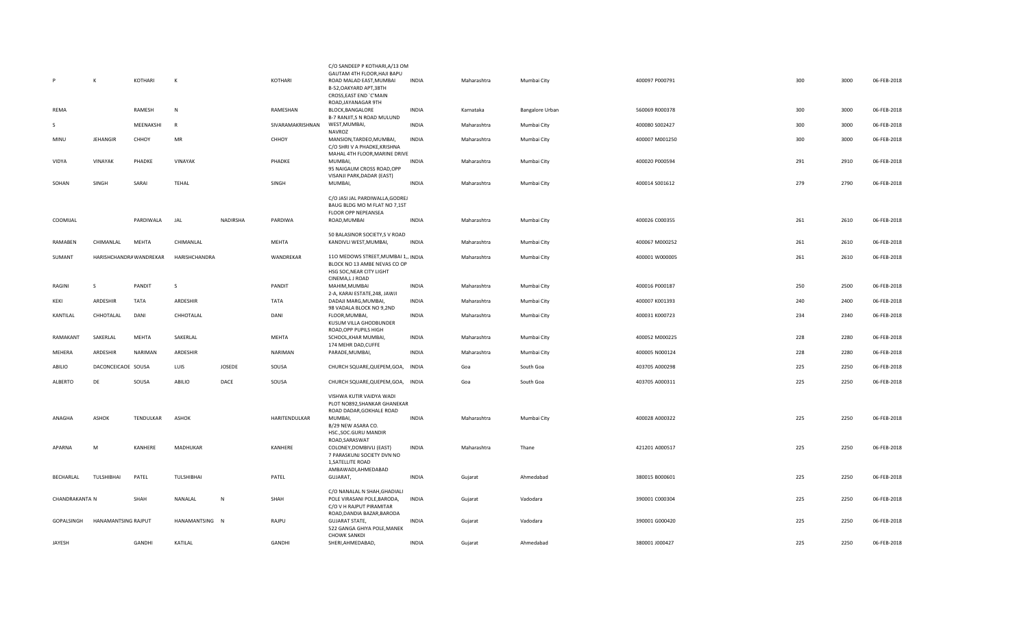| | | | | | | | | | | | | | | |
|---|---|---|---|---|---|---|---|---|---|---|---|---|---|---|
| P | K | KOTHARI | K | | KOTHARI | C/O SANDEEP P KOTHARI,A/13 OM GAUTAM 4TH FLOOR,HAJI BAPU ROAD MALAD EAST,MUMBAI | INDIA | Maharashtra | Mumbai City | 400097 P000791 | | 300 | 3000 | 06-FEB-2018 |
| REMA | | RAMESH | N | | RAMESHAN | B-52,OAKYARD APT,38TH CROSS,EAST END `C'MAIN ROAD,JAYANAGAR 9TH BLOCK,BANGALORE | INDIA | Karnataka | Bangalore Urban | 560069 R000378 | | 300 | 3000 | 06-FEB-2018 |
| S | | MEENAKSHI | R | | SIVARAMAKRISHNAN | B-7 RANJIT,S N ROAD MULUND WEST,MUMBAI, | INDIA | Maharashtra | Mumbai City | 400080 S002427 | | 300 | 3000 | 06-FEB-2018 |
| MINU | JEHANGIR | CHHOY | MR | | CHHOY | NAVROZ MANSION,TARDEO,MUMBAI, | INDIA | Maharashtra | Mumbai City | 400007 M001250 | | 300 | 3000 | 06-FEB-2018 |
| VIDYA | VINAYAK | PHADKE | VINAYAK | | PHADKE | C/O SHRI V A PHADKE,KRISHNA MAHAL 4TH FLOOR,MARINE DRIVE MUMBAI, | INDIA | Maharashtra | Mumbai City | 400020 P000594 | | 291 | 2910 | 06-FEB-2018 |
| SOHAN | SINGH | SARAI | TEHAL | | SINGH | 95 NAIGAUM CROSS ROAD,OPP VISANJI PARK,DADAR (EAST) MUMBAI, | INDIA | Maharashtra | Mumbai City | 400014 S001612 | | 279 | 2790 | 06-FEB-2018 |
| COOMIJAL | | PARDIWALA | JAL | NADIRSHA | PARDIWA | C/O JASI JAL PARDIWALLA,GODREJ BAUG BLDG MO M FLAT NO 7,1ST FLOOR OPP NEPEANSEA ROAD,MUMBAI | INDIA | Maharashtra | Mumbai City | 400026 C000355 | | 261 | 2610 | 06-FEB-2018 |
| RAMABEN | CHIMANLAL | MEHTA | CHIMANLAL | | MEHTA | 50 BALASINOR SOCIETY,S V ROAD KANDIVLI WEST,MUMBAI, | INDIA | Maharashtra | Mumbai City | 400067 M000252 | | 261 | 2610 | 06-FEB-2018 |
| SUMANT | HARISHCHANDRA WANDREKAR | | HARISHCHANDRA | | WANDREKAR | 11O MEDOWS STREET,MUMBAI 1,, | INDIA | Maharashtra | Mumbai City | 400001 W000005 | | 261 | 2610 | 06-FEB-2018 |
| RAGINI | S | PANDIT | S | | PANDIT | BLOCK NO 13 AMBE NEVAS CO OP HSG SOC,NEAR CITY LIGHT CINEMA,L J ROAD MAHIM,MUMBAI | INDIA | Maharashtra | Mumbai City | 400016 P000187 | | 250 | 2500 | 06-FEB-2018 |
| KEKI | ARDESHIR | TATA | ARDESHIR | | TATA | 2-A, KARAI ESTATE,248, JAWJI DADAJI MARG,MUMBAI, | INDIA | Maharashtra | Mumbai City | 400007 K001393 | | 240 | 2400 | 06-FEB-2018 |
| KANTILAL | CHHOTALAL | DANI | CHHOTALAL | | DANI | 98 VADALA BLOCK NO 9,2ND FLOOR,MUMBAI, | INDIA | Maharashtra | Mumbai City | 400031 K000723 | | 234 | 2340 | 06-FEB-2018 |
| RAMAKANT | SAKERLAL | MEHTA | SAKERLAL | | MEHTA | KUSUM VILLA GHODBUNDER ROAD,OPP PUPILS HIGH SCHOOL,KHAR MUMBAI, | INDIA | Maharashtra | Mumbai City | 400052 M000225 | | 228 | 2280 | 06-FEB-2018 |
| MEHERA | ARDESHIR | NARIMAN | ARDESHIR | | NARIMAN | 174 MEHR DAD,CUFFE PARADE,MUMBAI, | INDIA | Maharashtra | Mumbai City | 400005 N000124 | | 228 | 2280 | 06-FEB-2018 |
| ABILIO | DACONCEICAOE SOUSA | | LUIS | JOSEDE | SOUSA | CHURCH SQUARE,QUEPEM,GOA, | INDIA | Goa | South Goa | 403705 A000298 | | 225 | 2250 | 06-FEB-2018 |
| ALBERTO | DE | SOUSA | ABILIO | DACE | SOUSA | CHURCH SQUARE,QUEPEM,GOA, | INDIA | Goa | South Goa | 403705 A000311 | | 225 | 2250 | 06-FEB-2018 |
| ANAGHA | ASHOK | TENDULKAR | ASHOK | | HARITENDULKAR | VISHWA KUTIR VAIDYA WADI PLOT NO892,SHANKAR GHANEKAR ROAD DADAR,GOKHALE ROAD MUMBAI, | INDIA | Maharashtra | Mumbai City | 400028 A000322 | | 225 | 2250 | 06-FEB-2018 |
| APARNA | M | KANHERE | MADHUKAR | | KANHERE | B/29 NEW ASARA CO. HSC.,SOC.GURU MANDIR ROAD,SARASWAT COLONEY,DOMBIVLI (EAST) | INDIA | Maharashtra | Thane | 421201 A000517 | | 225 | 2250 | 06-FEB-2018 |
| BECHARLAL | TULSHIBHAI | PATEL | TULSHIBHAI | | PATEL | 7 PARASKUNJ SOCIETY DVN NO 1,SATELLITE ROAD AMBAWADI,AHMEDABAD GUJARAT, | INDIA | Gujarat | Ahmedabad | 380015 B000601 | | 225 | 2250 | 06-FEB-2018 |
| CHANDRAKANTA N | | SHAH | NANALAL | N | SHAH | C/O NANALAL N SHAH,GHADIALI POLE VIRASANI POLE,BARODA, | INDIA | Gujarat | Vadodara | 390001 C000304 | | 225 | 2250 | 06-FEB-2018 |
| GOPALSINGH | HANAMANTSING RAJPUT | | HANAMANTSING | N | RAJPU | C/O V H RAJPUT PIRAMITAR ROAD,DANDIA BAZAR,BARODA GUJARAT STATE, | INDIA | Gujarat | Vadodara | 390001 G000420 | | 225 | 2250 | 06-FEB-2018 |
| JAYESH | | GANDHI | KATILAL | | GANDHI | 522 GANGA GHIYA POLE,MANEK CHOWK SANKDI SHERI,AHMEDABAD, | INDIA | Gujarat | Ahmedabad | 380001 J000427 | | 225 | 2250 | 06-FEB-2018 |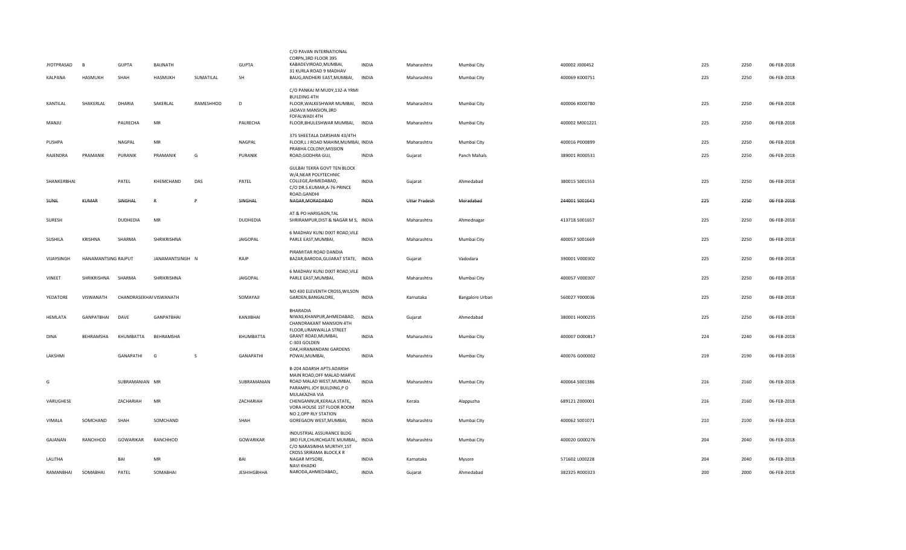| | | | | | | | | | | | | | | |
|---|---|---|---|---|---|---|---|---|---|---|---|---|---|---|
| JYOTPRASAD | B | GUPTA | BAIJNATH | | GUPTA | C/O PAVAN INTERNATIONAL CORPN,3RD FLOOR 395 KABADEVIROAD,MUMBAI, | INDIA | Maharashtra | Mumbai City | 400002 J000452 | | 225 | 2250 | 06-FEB-2018 |
| KALPANA | HASMUKH | SHAH | HASMUKH | SUMATILAL | SH | 31 KURLA ROAD 9 MADHAV BAUG,ANDHERI EAST,MUMBAI, | INDIA | Maharashtra | Mumbai City | 400069 K000751 | | 225 | 2250 | 06-FEB-2018 |
| KANTILAL | SHAKERLAL | DHARIA | SAKERLAL | RAMESHHOD | D | C/O PANKAJ M MUDY,132-A YRMI BUILDING 4TH FLOOR,WALKESHWAR MUMBAI, | INDIA | Maharashtra | Mumbai City | 400006 K000780 | | 225 | 2250 | 06-FEB-2018 |
| MANJU | | PALRECHA | MR | | PALRECHA | JADAVJI MANSION,3RD FOFALWADI 4TH FLOOR,BHULESHWAR MUMBAI, | INDIA | Maharashtra | Mumbai City | 400002 M001221 | | 225 | 2250 | 06-FEB-2018 |
| PUSHPA | | NAGPAL | MR | | NAGPAL | 375 SHEETALA DARSHAN 43/4TH FLOOR,L J ROAD MAHIM,MUMBAI, | INDIA | Maharashtra | Mumbai City | 400016 P000899 | | 225 | 2250 | 06-FEB-2018 |
| RAJENDRA | PRAMANIK | PURANIK | PRAMANIK | G | PURANIK | PRABHA COLONY,MISSION ROAD,GODHRA GUJ, | INDIA | Gujarat | Panch Mahals | 389001 R000531 | | 225 | 2250 | 06-FEB-2018 |
| SHANKERBHAI | | PATEL | KHEMCHAND | DAS | PATEL | GULBAI TEKRA GOVT TEN BLOCK W/4,NEAR POLYTECHNIC COLLEGE,AHMEDABAD, | INDIA | Gujarat | Ahmedabad | 380015 S001553 | | 225 | 2250 | 06-FEB-2018 |
| SUNIL | KUMAR | SINGHAL | R | P | SINGHAL | C/O DR.S.KUMAR,A-76 PRINCE ROAD,GANDHI NAGAR,MORADABAD | INDIA | Uttar Pradesh | Moradabad | 244001 S001643 | | 225 | 2250 | 06-FEB-2018 |
| SURESH | | DUDHEDIA | MR | | DUDHEDIA | AT & PO HARIGAON,TAL SHRIRAMPUR,DIST & NAGAR M S, | INDIA | Maharashtra | Ahmednagar | 413718 S001657 | | 225 | 2250 | 06-FEB-2018 |
| SUSHILA | KRISHNA | SHARMA | SHRIKRISHNA | | JAIGOPAL | 6 MADHAV KUNJ DIXIT ROAD,VILE PARLE EAST,MUMBAI, | INDIA | Maharashtra | Mumbai City | 400057 S001669 | | 225 | 2250 | 06-FEB-2018 |
| VIJAYSINGH | HANAMANTSING RAJPUT | | JANAMANTSINGH | N | RAJP | PIRAMITAR ROAD DANDIA BAZAR,BARODA,GUJARAT STATE, | INDIA | Gujarat | Vadodara | 390001 V000302 | | 225 | 2250 | 06-FEB-2018 |
| VINEET | SHRIKRISHNA | SHARMA | SHRIKRISHNA | | JAIGOPAL | 6 MADHAV KUNJ DIXIT ROAD,VILE PARLE EAST,MUMBAI, | INDIA | Maharashtra | Mumbai City | 400057 V000307 | | 225 | 2250 | 06-FEB-2018 |
| YEDATORE | VISWANATH | CHANDRASEKHAI VISWANATH | | | SOMAYAJI | NO 430 ELEVENTH CROSS,WILSON GARDEN,BANGALORE, | INDIA | Karnataka | Bangalore Urban | 560027 Y000036 | | 225 | 2250 | 06-FEB-2018 |
| HEMLATA | GANPATBHAI | DAVE | GANPATBHAI | | KANJIBHAI | BHARADIA NIWAS,KHANPUR,AHMEDABAD, | INDIA | Gujarat | Ahmedabad | 380001 H000235 | | 225 | 2250 | 06-FEB-2018 |
| DINA | BEHRAMSHA | KHUMBATTA | BEHRAMSHA | | KHUMBATTA | CHANDRAKANT MANSION 4TH FLOOR,URANWALLA STREET GRANT ROAD,MUMBAI, | INDIA | Maharashtra | Mumbai City | 400007 D000817 | | 224 | 2240 | 06-FEB-2018 |
| LAKSHMI | | GANAPATHI | G | S | GANAPATHI | C-303 GOLDEN OAK,HIRANANDANI GARDENS POWAI,MUMBAI, | INDIA | Maharashtra | Mumbai City | 400076 G000002 | | 219 | 2190 | 06-FEB-2018 |
| G | | SUBRAMANIAN | MR | | SUBRAMANIAN | B-204 ADARSH APTS ADARSH MAIN ROAD,OFF MALAD MARVE ROAD MALAD WEST,MUMBAI, | INDIA | Maharashtra | Mumbai City | 400064 S001386 | | 216 | 2160 | 06-FEB-2018 |
| VARUGHESE | | ZACHARIAH | MR | | ZACHARIAH | PARAMPIL JOY BUILDING,P O MULAKAZHA VIA CHENGANNUR,KERALA STATE, | INDIA | Kerala | Alappuzha | 689121 Z000001 | | 216 | 2160 | 06-FEB-2018 |
| VIMALA | SOMCHAND | SHAH | SOMCHAND | | SHAH | VORA HOUSE 1ST FLOOR ROOM NO 2,OPP RLY STATION GOREGAON WEST,MUMBAI, | INDIA | Maharashtra | Mumbai City | 400062 S001071 | | 210 | 2100 | 06-FEB-2018 |
| GAJANAN | RANCHHOD | GOWARIKAR | RANCHHOD | | GOWARIKAR | INDUSTRIAL ASSURANCE BLDG 3RD FLR,CHURCHGATE MUMBAI,, | INDIA | Maharashtra | Mumbai City | 400020 G000276 | | 204 | 2040 | 06-FEB-2018 |
| LALITHA | | BAI | MR | | BAI | C/O NARASIMHA MURTHY,1ST CROSS SRIRAMA BLOCK,K R NAGAR MYSORE, | INDIA | Karnataka | Mysore | 571602 L000228 | | 204 | 2040 | 06-FEB-2018 |
| RAMANBHAI | SOMABHAI | PATEL | SOMABHAI | | JESHIHGBHHA | NAVI KHADKI NARODA,AHMEDABAD,, | INDIA | Gujarat | Ahmedabad | 382325 R000323 | | 200 | 2000 | 06-FEB-2018 |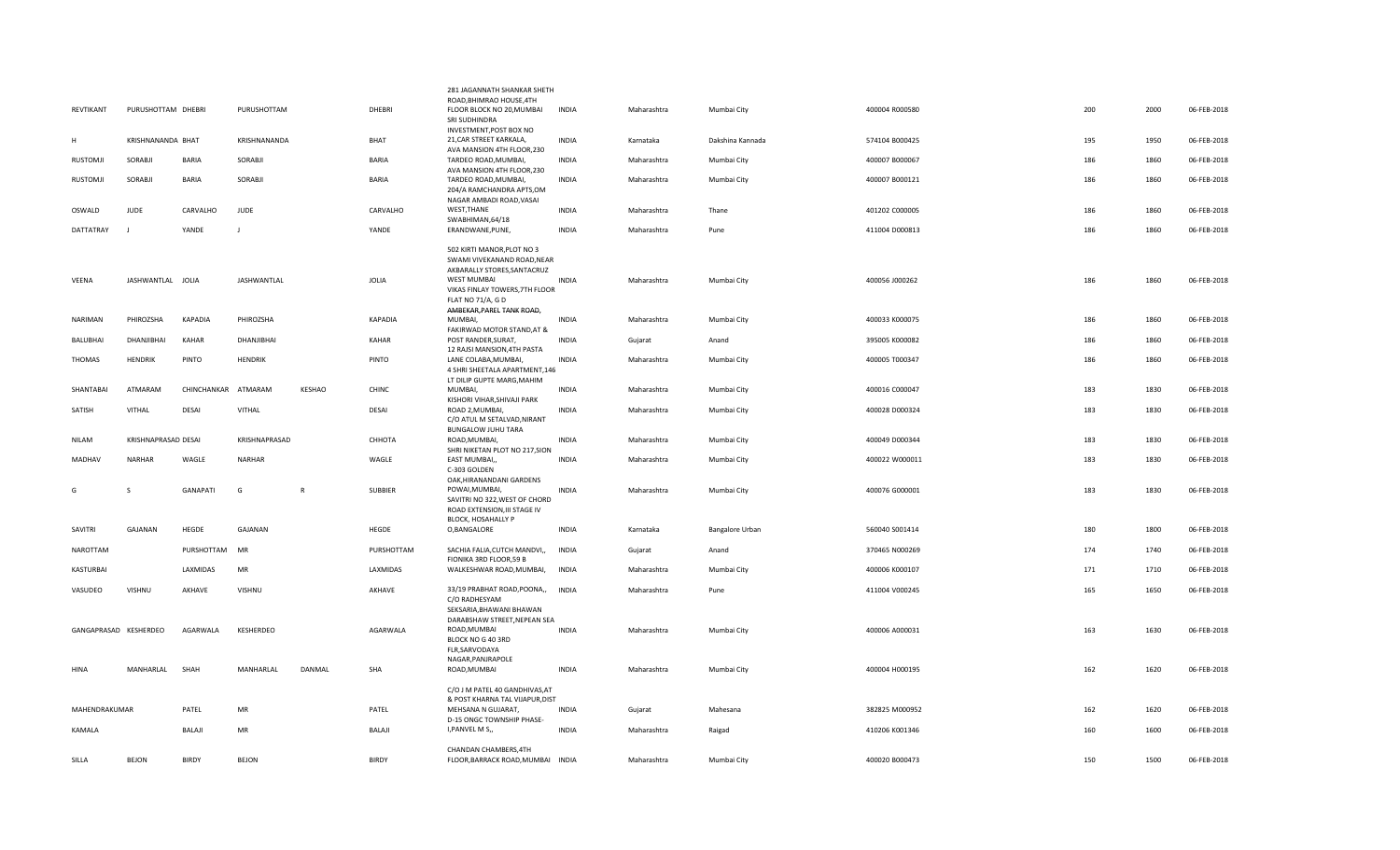| | | | | | | | | | | | | | | | |
|---|---|---|---|---|---|---|---|---|---|---|---|---|---|---|---|
| REVTIKANT | PURUSHOTTAM | DHEBRI | PURUSHOTTAM | | DHEBRI | 281 JAGANNATH SHANKAR SHETH ROAD,BHIMRAO HOUSE,4TH FLOOR BLOCK NO 20,MUMBAI | INDIA | Maharashtra | Mumbai City | 400004 | R000580 | | 200 | 2000 | 06-FEB-2018 |
| H | KRISHNANANDA | BHAT | KRISHNANANDA | | BHAT | SRI SUDHINDRA INVESTMENT,POST BOX NO 21,CAR STREET KARKALA, | INDIA | Karnataka | Dakshina Kannada | 574104 | B000425 | | 195 | 1950 | 06-FEB-2018 |
| RUSTOMJI | SORABJI | BARIA | SORABJI | | BARIA | AVA MANSION 4TH FLOOR,230 TARDEO ROAD,MUMBAI, | INDIA | Maharashtra | Mumbai City | 400007 | B000067 | | 186 | 1860 | 06-FEB-2018 |
| RUSTOMJI | SORABJI | BARIA | SORABJI | | BARIA | AVA MANSION 4TH FLOOR,230 TARDEO ROAD,MUMBAI, | INDIA | Maharashtra | Mumbai City | 400007 | B000121 | | 186 | 1860 | 06-FEB-2018 |
| OSWALD | JUDE | CARVALHO | JUDE | | CARVALHO | 204/A RAMCHANDRA APTS,OM NAGAR AMBADI ROAD,VASAI WEST,THANE | INDIA | Maharashtra | Thane | 401202 | C000005 | | 186 | 1860 | 06-FEB-2018 |
| DATTATRAY | J | YANDE | J | | YANDE | SWABHIMAN,64/18 ERANDWANE,PUNE, | INDIA | Maharashtra | Pune | 411004 | D000813 | | 186 | 1860 | 06-FEB-2018 |
| VEENA | JASHWANTLAL | JOLIA | JASHWANTLAL | | JOLIA | 502 KIRTI MANOR,PLOT NO 3 SWAMI VIVEKANAND ROAD,NEAR AKBARALLY STORES,SANTACRUZ WEST MUMBAI | INDIA | Maharashtra | Mumbai City | 400056 | J000262 | | 186 | 1860 | 06-FEB-2018 |
| NARIMAN | PHIROZSHA | KAPADIA | PHIROZSHA | | KAPADIA | VIKAS FINLAY TOWERS,7TH FLOOR FLAT NO 71/A, G D AMBEKAR,PAREL TANK ROAD, MUMBAI, | INDIA | Maharashtra | Mumbai City | 400033 | K000075 | | 186 | 1860 | 06-FEB-2018 |
| BALUBHAI | DHANJIBHAI | KAHAR | DHANJIBHAI | | KAHAR | FAKIRWAD MOTOR STAND,AT & POST RANDER,SURAT, | INDIA | Gujarat | Anand | 395005 | K000082 | | 186 | 1860 | 06-FEB-2018 |
| THOMAS | HENDRIK | PINTO | HENDRIK | | PINTO | 12 RAJSI MANSION,4TH PASTA LANE COLABA,MUMBAI, | INDIA | Maharashtra | Mumbai City | 400005 | T000347 | | 186 | 1860 | 06-FEB-2018 |
| SHANTABAI | ATMARAM | CHINCHANKAR | ATMARAM | KESHAO | CHINC | 4 SHRI SHEETALA APARTMENT,146 LT DILIP GUPTE MARG,MAHIM MUMBAI, | INDIA | Maharashtra | Mumbai City | 400016 | C000047 | | 183 | 1830 | 06-FEB-2018 |
| SATISH | VITHAL | DESAI | VITHAL | | DESAI | KISHORI VIHAR,SHIVAJI PARK ROAD 2,MUMBAI, | INDIA | Maharashtra | Mumbai City | 400028 | D000324 | | 183 | 1830 | 06-FEB-2018 |
| NILAM | KRISHNAPRASAD | DESAI | KRISHNAPRASAD | | CHHOTA | C/O ATUL M SETALVAD,NIRANT BUNGALOW JUHU TARA ROAD,MUMBAI, | INDIA | Maharashtra | Mumbai City | 400049 | D000344 | | 183 | 1830 | 06-FEB-2018 |
| MADHAV | NARHAR | WAGLE | NARHAR | | WAGLE | SHRI NIKETAN PLOT NO 217,SION EAST MUMBAI,, | INDIA | Maharashtra | Mumbai City | 400022 | W000011 | | 183 | 1830 | 06-FEB-2018 |
| G | S | GANAPATI | G | R | SUBBIER | C-303 GOLDEN OAK,HIRANANDANI GARDENS POWAI,MUMBAI, | INDIA | Maharashtra | Mumbai City | 400076 | G000001 | | 183 | 1830 | 06-FEB-2018 |
| SAVITRI | GAJANAN | HEGDE | GAJANAN | | HEGDE | SAVITRI NO 322,WEST OF CHORD ROAD EXTENSION,III STAGE IV BLOCK, HOSAHALLY P O,BANGALORE | INDIA | Karnataka | Bangalore Urban | 560040 | S001414 | | 180 | 1800 | 06-FEB-2018 |
| NAROTTAM | | PURSHOTTAM | MR | | PURSHOTTAM | SACHIA FALIA,CUTCH MANDVI,, | INDIA | Gujarat | Anand | 370465 | N000269 | | 174 | 1740 | 06-FEB-2018 |
| KASTURBAI | | LAXMIDAS | MR | | LAXMIDAS | FIONIKA 3RD FLOOR,59 B WALKESHWAR ROAD,MUMBAI, | INDIA | Maharashtra | Mumbai City | 400006 | K000107 | | 171 | 1710 | 06-FEB-2018 |
| VASUDEO | VISHNU | AKHAVE | VISHNU | | AKHAVE | 33/19 PRABHAT ROAD,POONA,, | INDIA | Maharashtra | Pune | 411004 | V000245 | | 165 | 1650 | 06-FEB-2018 |
| GANGAPRASAD | KESHERDEO | AGARWALA | KESHERDEO | | AGARWALA | C/O RADHESYAM SEKSARIA,BHAWANI BHAWAN DARABSHAW STREET,NEPEAN SEA ROAD,MUMBAI | INDIA | Maharashtra | Mumbai City | 400006 | A000031 | | 163 | 1630 | 06-FEB-2018 |
| HINA | MANHARLAL | SHAH | MANHARLAL | DANMAL | SHA | BLOCK NO G 40 3RD FLR,SARVODAYA NAGAR,PANJRAPOLE ROAD,MUMBAI | INDIA | Maharashtra | Mumbai City | 400004 | H000195 | | 162 | 1620 | 06-FEB-2018 |
| MAHENDRAKUMAR | | PATEL | MR | | PATEL | C/O J M PATEL 40 GANDHIVAS,AT & POST KHARNA TAL VIJAPUR,DIST MEHSANA N GUJARAT, | INDIA | Gujarat | Mahesana | 382825 | M000952 | | 162 | 1620 | 06-FEB-2018 |
| KAMALA | | BALAJI | MR | | BALAJI | D-15 ONGC TOWNSHIP PHASE-I,PANVEL M S,, | INDIA | Maharashtra | Raigad | 410206 | K001346 | | 160 | 1600 | 06-FEB-2018 |
| SILLA | BEJON | BIRDY | BEJON | | BIRDY | CHANDAN CHAMBERS,4TH FLOOR,BARRACK ROAD,MUMBAI | INDIA | Maharashtra | Mumbai City | 400020 | B000473 | | 150 | 1500 | 06-FEB-2018 |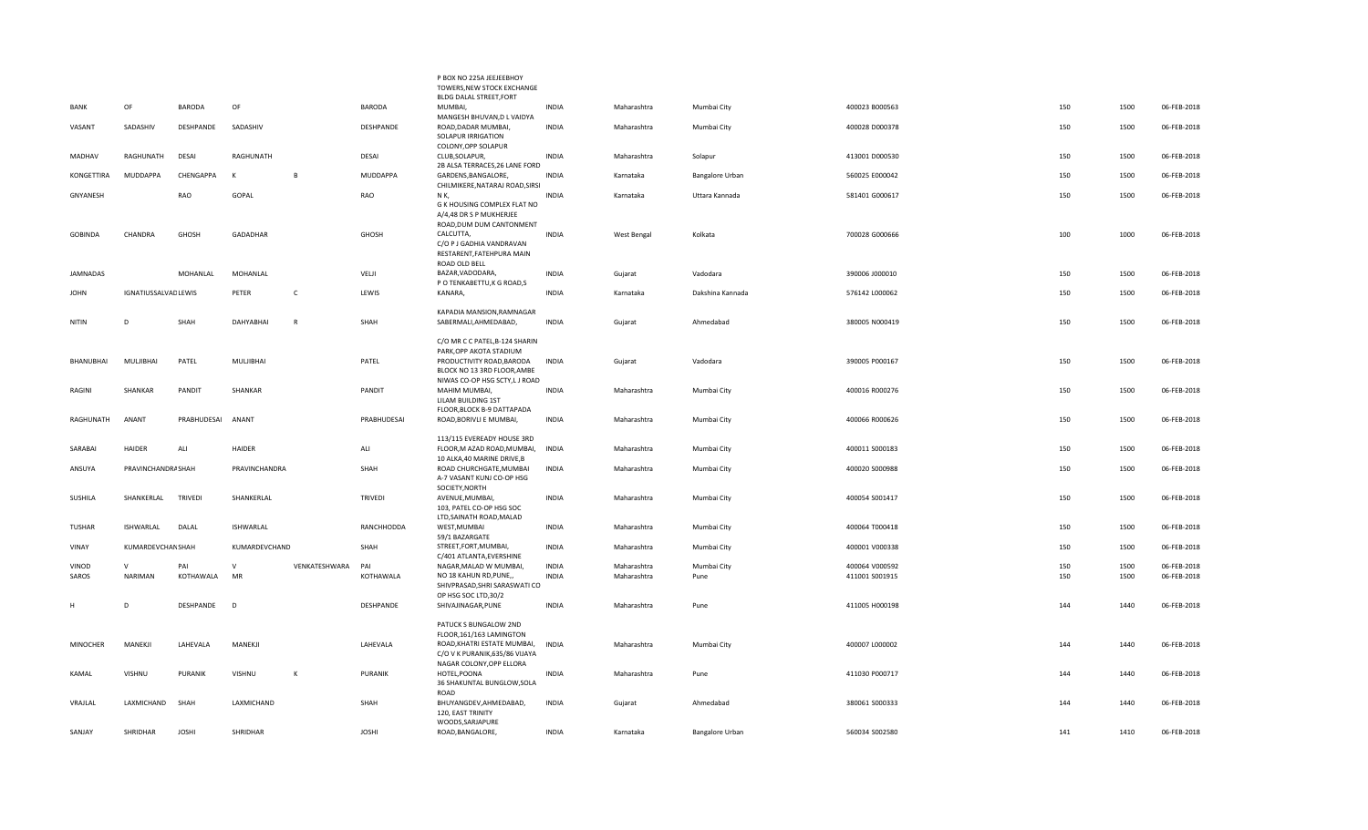| | | | | | | | | | | | | | | |
|---|---|---|---|---|---|---|---|---|---|---|---|---|---|---|
| BANK | OF | BARODA | OF | | BARODA | P BOX NO 225A JEEJEEBHOY TOWERS,NEW STOCK EXCHANGE BLDG DALAL STREET,FORT MUMBAI, | INDIA | Maharashtra | Mumbai City | 400023 | B000563 | 150 | 1500 | 06-FEB-2018 |
| VASANT | SADASHIV | DESHPANDE | SADASHIV | | DESHPANDE | MANGESH BHUVAN,D L VAIDYA ROAD,DADAR MUMBAI, | INDIA | Maharashtra | Mumbai City | 400028 | D000378 | 150 | 1500 | 06-FEB-2018 |
| MADHAV | RAGHUNATH | DESAI | RAGHUNATH | | DESAI | SOLAPUR IRRIGATION COLONY,OPP SOLAPUR CLUB,SOLAPUR, | INDIA | Maharashtra | Solapur | 413001 | D000530 | 150 | 1500 | 06-FEB-2018 |
| KONGETTIRA | MUDDAPPA | CHENGAPPA | K | B | MUDDAPPA | 2B ALSA TERRACES,26 LANE FORD GARDENS,BANGALORE, | INDIA | Karnataka | Bangalore Urban | 560025 | E000042 | 150 | 1500 | 06-FEB-2018 |
| GNYANESH | | RAO | GOPAL | | RAO | CHILMIKERE,NATARAJ ROAD,SIRSI N K, | INDIA | Karnataka | Uttara Kannada | 581401 | G000617 | 150 | 1500 | 06-FEB-2018 |
| GOBINDA | CHANDRA | GHOSH | GADADHAR | | GHOSH | G K HOUSING COMPLEX FLAT NO A/4,48 DR S P MUKHERJEE ROAD,DUM DUM CANTONMENT CALCUTTA, | INDIA | West Bengal | Kolkata | 700028 | G000666 | 100 | 1000 | 06-FEB-2018 |
| JAMNADAS | | MOHANLAL | MOHANLAL | | VELJI | C/O P J GADHIA VANDRAVAN RESTARENT,FATEHPURA MAIN ROAD OLD BELL BAZAR,VADODARA, | INDIA | Gujarat | Vadodara | 390006 | J000010 | 150 | 1500 | 06-FEB-2018 |
| JOHN | IGNATIUSSALVADLEWIS | | PETER | C | LEWIS | P O TENKABETTU,K G ROAD,S KANARA, | INDIA | Karnataka | Dakshina Kannada | 576142 | L000062 | 150 | 1500 | 06-FEB-2018 |
| NITIN | D | SHAH | DAHYABHAI | R | SHAH | KAPADIA MANSION,RAMNAGAR SABERMALI,AHMEDABAD, | INDIA | Gujarat | Ahmedabad | 380005 | N000419 | 150 | 1500 | 06-FEB-2018 |
| BHANUBHAI | MULJIBHAI | PATEL | MULJIBHAI | | PATEL | C/O MR C C PATEL,B-124 SHARIN PARK,OPP AKOTA STADIUM PRODUCTIVITY ROAD,BARODA | INDIA | Gujarat | Vadodara | 390005 | P000167 | 150 | 1500 | 06-FEB-2018 |
| RAGINI | SHANKAR | PANDIT | SHANKAR | | PANDIT | BLOCK NO 13 3RD FLOOR,AMBE NIWAS CO-OP HSG SCTY,L J ROAD MAHIM MUMBAI, | INDIA | Maharashtra | Mumbai City | 400016 | R000276 | 150 | 1500 | 06-FEB-2018 |
| RAGHUNATH | ANANT | PRABHUDESAI | ANANT | | PRABHUDESAI | LILAM BUILDING 1ST FLOOR,BLOCK B-9 DATTAPADA ROAD,BORIVLI E MUMBAI, | INDIA | Maharashtra | Mumbai City | 400066 | R000626 | 150 | 1500 | 06-FEB-2018 |
| SARABAI | HAIDER | ALI | HAIDER | | ALI | 113/115 EVEREADY HOUSE 3RD FLOOR,M AZAD ROAD,MUMBAI, | INDIA | Maharashtra | Mumbai City | 400011 | S000183 | 150 | 1500 | 06-FEB-2018 |
| ANSUYA | PRAVINCHANDRASHAH | | PRAVINCHANDRA | | SHAH | 10 ALKA,40 MARINE DRIVE,B ROAD CHURCHGATE,MUMBAI | INDIA | Maharashtra | Mumbai City | 400020 | S000988 | 150 | 1500 | 06-FEB-2018 |
| SUSHILA | SHANKERLAL | TRIVEDI | SHANKERLAL | | TRIVEDI | A-7 VASANT KUNJ CO-OP HSG SOCIETY,NORTH AVENUE,MUMBAI, | INDIA | Maharashtra | Mumbai City | 400054 | S001417 | 150 | 1500 | 06-FEB-2018 |
| TUSHAR | ISHWARLAL | DALAL | ISHWARLAL | | RANCHHODDA | 103, PATEL CO-OP HSG SOC LTD,SAINATH ROAD,MALAD WEST,MUMBAI | INDIA | Maharashtra | Mumbai City | 400064 | T000418 | 150 | 1500 | 06-FEB-2018 |
| VINAY | KUMARDEVCHANSHAH | | KUMARDEVCHAND | | SHAH | 59/1 BAZARGATE STREET,FORT,MUMBAI, | INDIA | Maharashtra | Mumbai City | 400001 | V000338 | 150 | 1500 | 06-FEB-2018 |
| VINOD | V | PAI | V | VENKATESHWARA | PAI | C/401 ATLANTA,EVERSHINE NAGAR,MALAD W MUMBAI, | INDIA | Maharashtra | Mumbai City | 400064 | V000592 | 150 | 1500 | 06-FEB-2018 |
| SAROS | NARIMAN | KOTHAWALA | MR | | KOTHAWALA | NO 18 KAHUN RD,PUNE,, | INDIA | Maharashtra | Pune | 411001 | S001915 | 150 | 1500 | 06-FEB-2018 |
| H | D | DESHPANDE | D | | DESHPANDE | SHIVPRASAD,SHRI SARASWATI CO OP HSG SOC LTD,30/2 SHIVAJINAGAR,PUNE | INDIA | Maharashtra | Pune | 411005 | H000198 | 144 | 1440 | 06-FEB-2018 |
| MINOCHER | MANEKJI | LAHEVALA | MANEKJI | | LAHEVALA | PATUCK S BUNGALOW 2ND FLOOR,161/163 LAMINGTON ROAD,KHATRI ESTATE MUMBAI, | INDIA | Maharashtra | Mumbai City | 400007 | L000002 | 144 | 1440 | 06-FEB-2018 |
| KAMAL | VISHNU | PURANIK | VISHNU | K | PURANIK | C/O V K PURANIK,635/86 VIJAYA NAGAR COLONY,OPP ELLORA HOTEL,POONA | INDIA | Maharashtra | Pune | 411030 | P000717 | 144 | 1440 | 06-FEB-2018 |
| VRAJLAL | LAXMICHAND | SHAH | LAXMICHAND | | SHAH | 36 SHAKUNTAL BUNGLOW,SOLA ROAD BHUYANGDEV,AHMEDABAD, | INDIA | Gujarat | Ahmedabad | 380061 | S000333 | 144 | 1440 | 06-FEB-2018 |
| SANJAY | SHRIDHAR | JOSHI | SHRIDHAR | | JOSHI | 120, EAST TRINITY WOODS,SARJAPURE ROAD,BANGALORE, | INDIA | Karnataka | Bangalore Urban | 560034 | S002580 | 141 | 1410 | 06-FEB-2018 |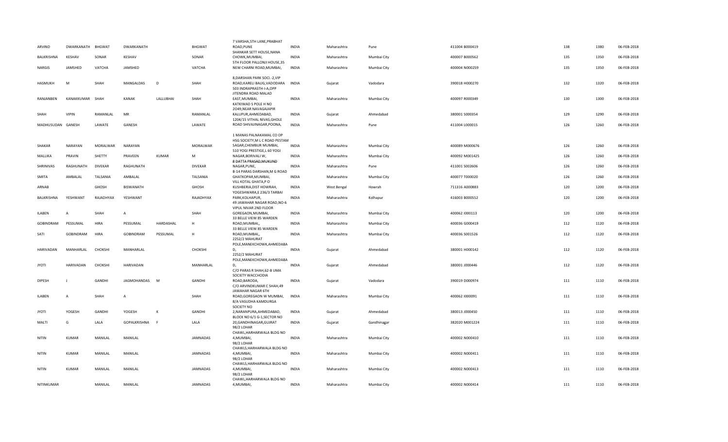| ARVIND | DWARKANATH | BHGWAT | DWARKANATH | | BHGWAT | 7 VARSHA,5TH LANE,PRABHAT ROAD,PUNE | INDIA | Maharashtra | Pune | 411004 | B000419 | 138 | 1380 | 06-FEB-2018 |
|---|---|---|---|---|---|---|---|---|---|---|---|---|---|---|
| BALKRISHNA | KESHAV | SONAR | KESHAV | | SONAR | SHANKAR SETT HOUSE,NANA CHOWK,MUMBAI, | INDIA | Maharashtra | Mumbai City | 400007 | B000562 | 135 | 1350 | 06-FEB-2018 |
| NARGIS | JAMSHED | VATCHA | JAMSHED | | VATCHA | 5TH FLOOR PALLONJI HOUSE,35 NEW CHARNI ROAD,MUMBAI, | INDIA | Maharashtra | Mumbai City | 400004 | N000259 | 135 | 1350 | 06-FEB-2018 |
| HASMUKH | M | SHAH | MANGALDAS | D | SHAH | 8,DARSHAN PARK SOCI.-2,VIP ROAD,KARELI BAUG,VADODARA | INDIA | Gujarat | Vadodara | 390018 | H000270 | 132 | 1320 | 06-FEB-2018 |
| RANJANBEN | KANAKKUMAR | SHAH | KANAK | LALLUBHAI | SHAH | 503 INDRAPRASTH-I-A,OPP JITENDRA ROAD MALAD EAST,MUMBAI, | INDIA | Maharashtra | Mumbai City | 400097 | R000349 | 130 | 1300 | 06-FEB-2018 |
| SHAH | VIPIN | RAMANLAL | MR | | RAMANLAL | KATKIWAD S POLE H NO 2O49,NEAR NAVAGAJAPIR KALUPUR,AHMEDABAD, | INDIA | Gujarat | Ahmedabad | 380001 | S000354 | 129 | 1290 | 06-FEB-2018 |
| MADHUSUDAN | GANESH | LAWATE | GANESH | | LAWATE | 1204/15 VITHAL NIVAS,GHOLE ROAD SHIVAJINAGAR,POONA, | INDIA | Maharashtra | Pune | 411004 | L000015 | 126 | 1260 | 06-FEB-2018 |
| SHAKAR | NARAYAN | MORALWAR | NARAYAN | | MORALWAR | 1 MANAS PALNAKAMAL CO OP HSG SOCIETY,M L C ROAD PESTAM SAGAR,CHEMBUR MUMBAI, | INDIA | Maharashtra | Mumbai City | 400089 | M000676 | 126 | 1260 | 06-FEB-2018 |
| MALLIKA | PRAVIN | SHETTY | PRAVEEN | KUMAR | M | 510 YOGI PRESTIGE,L 60 YOGI NAGAR,BORIVALI W, | INDIA | Maharashtra | Mumbai City | 400092 | M001425 | 126 | 1260 | 06-FEB-2018 |
| SHRINIVAS | RAGHUNATH | DIVEKAR | RAGHUNATH | | DIVEKAR | 8 DATTA PRASAD,MUKUND NAGAR,PUNE, | INDIA | Maharashtra | Pune | 411001 | S002606 | 126 | 1260 | 06-FEB-2018 |
| SMITA | AMBALAL | TALSANIA | AMBALAL | | TALSANIA | B-14 PARAS DARSHAN,M G ROAD GHATKOPAR,MUMBAI, | INDIA | Maharashtra | Mumbai City | 400077 | T000020 | 126 | 1260 | 06-FEB-2018 |
| ARNAB | | GHOSH | BISWANATH | | GHOSH | VILL KOTAL GHATA,P O KUSHBERIA,DIST HOWRAH, | INDIA | West Bengal | Howrah | 711316 | A000883 | 120 | 1200 | 06-FEB-2018 |
| BALKRISHNA | YESHWANT | RAJADHYAX | YESHWANT | | RAJADHYAX | YOGESHWARA,E 236/3 TARBAI PARK,KOLHAPUR, | INDIA | Maharashtra | Kolhapur | 416003 | B000552 | 120 | 1200 | 06-FEB-2018 |
| ILABEN | A | SHAH | A | | SHAH | 49 JAWAHAR NAGAR ROAD,NO-6 VIPUL NIVAR 2ND FLOOR GOREGAON,MUMBAI, | INDIA | Maharashtra | Mumbai City | 400062 | I000113 | 120 | 1200 | 06-FEB-2018 |
| GOBINDRAM | PESSUMAL | HIRA | PESSUMAL | HARDASHAL | H | 33 BELLE VIEW 85 WARDEN ROAD,MUMBAI,, | INDIA | Maharashtra | Mumbai City | 400036 | G000419 | 112 | 1120 | 06-FEB-2018 |
| SATI | GOBINDRAM | HIRA | GOBINDRAM | PESSUMAL | H | 33 BELLE VIEW 85 WARDEN ROAD,MUMBAI,, | INDIA | Maharashtra | Mumbai City | 400036 | S001526 | 112 | 1120 | 06-FEB-2018 |
| HARIVADAN | MANHARLAL | CHOKSHI | MANHARLAL | | CHOKSHI | 2252/2 MAHURAT POLE,MANEKCHOWK,AHMEDABAD, | INDIA | Gujarat | Ahmedabad | 380001 | H000142 | 112 | 1120 | 06-FEB-2018 |
| JYOTI | HARIVADAN | CHOKSHI | HARIVADAN | | MANHARLAL | 2252/2 MAHURAT POLE,MANEKCHOWK,AHMEDABAD, | INDIA | Gujarat | Ahmedabad | 380001 | J000446 | 112 | 1120 | 06-FEB-2018 |
| DIPESH | J | GANDHI | JAGMOHANDAS | M | GANDHI | C/O PARAS R SHAH,62-B UMA SOCIETY WACCHODIA ROAD,BARODA, | INDIA | Gujarat | Vadodara | 390019 | D000974 | 111 | 1110 | 06-FEB-2018 |
| ILABEN | A | SHAH | A | | SHAH | C/O ARVINDKUMAR C SHAH,49 JAWAHAR NAGAR 6TH ROAD,GOREGAON W MUMBAI, | INDIA | Maharashtra | Mumbai City | 400062 | I000091 | 111 | 1110 | 06-FEB-2018 |
| JYOTI | YOGESH | GANDHI | YOGESH | K | GANDHI | 8/A VASUDHA KAMDURGA SOCIETY NO 2,NARANPURA,AHMEDABAD, | INDIA | Gujarat | Ahmedabad | 380013 | J000450 | 111 | 1110 | 06-FEB-2018 |
| MALTI | G | LALA | GOPALKRISHNA | F | LALA | BLOCK NO 6/1 G-1,SECTOR NO 20,GANDHINAGAR,GUJRAT | INDIA | Gujarat | Gandhinagar | 382020 | M001224 | 111 | 1110 | 06-FEB-2018 |
| NITIN | KUMAR | MANILAL | MANILAL | | JAMNADAS | 98/2 LOHAR CHAWL,HARHARWALA BLDG NO 4,MUMBAI, | INDIA | Maharashtra | Mumbai City | 400002 | N000410 | 111 | 1110 | 06-FEB-2018 |
| NITIN | KUMAR | MANILAL | MANILAL | | JAMNADAS | 98/2 LOHAR CHAWLS,HARHARWALA BLDG NO 4,MUMBAI, | INDIA | Maharashtra | Mumbai City | 400002 | N000411 | 111 | 1110 | 06-FEB-2018 |
| NITIN | KUMAR | MANILAL | MANILAL | | JAMNADAS | 98/2 LOHAR CHAWLS,HARHARWALA BLDG NO 4,MUMBAI, | INDIA | Maharashtra | Mumbai City | 400002 | N000413 | 111 | 1110 | 06-FEB-2018 |
| NITINKUMAR | | MANILAL | MANILAL | | JAMNADAS | 98/2 LOHAR CHAWL,HARHARWALA BLDG NO 4,MUMBAI, | INDIA | Maharashtra | Mumbai City | 400002 | N000414 | 111 | 1110 | 06-FEB-2018 |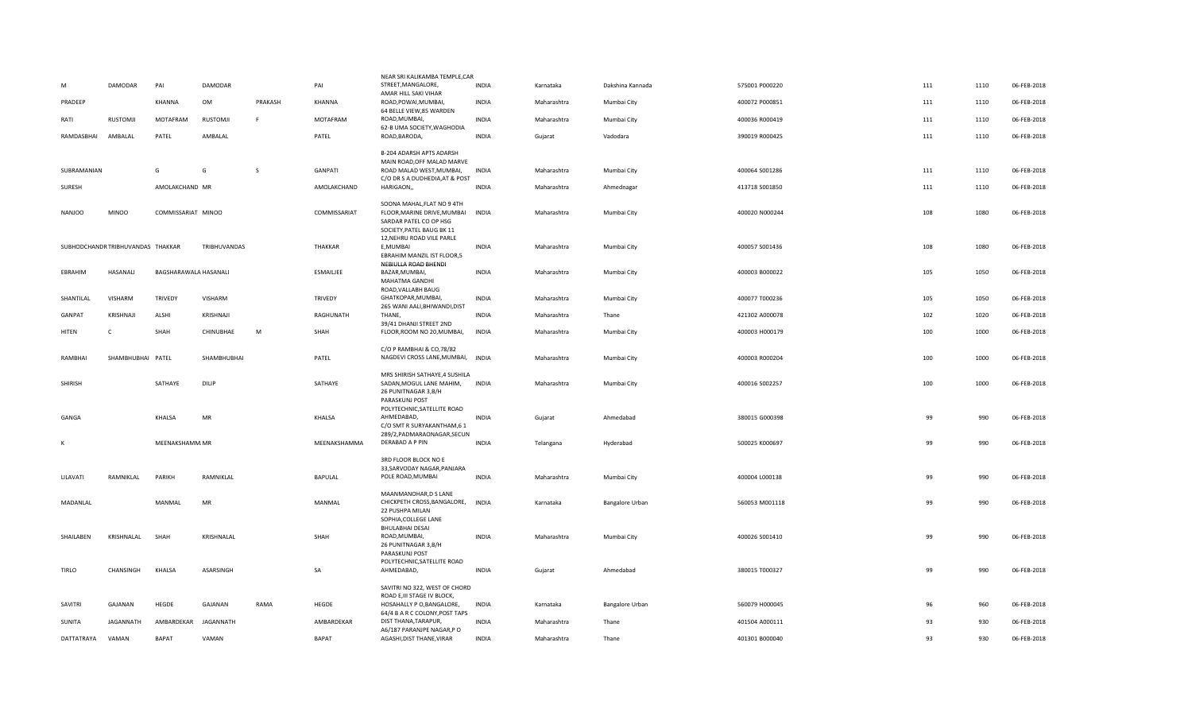| | | | | | | | | | | | | | | |
|---|---|---|---|---|---|---|---|---|---|---|---|---|---|---|
| M | DAMODAR | PAI | DAMODAR | | PAI | NEAR SRI KALIKAMBA TEMPLE,CAR STREET,MANGALORE, | INDIA | Karnataka | Dakshina Kannada | 575001 P000220 | | 111 | 1110 | 06-FEB-2018 |
| PRADEEP | | KHANNA | OM | PRAKASH | KHANNA | AMAR HILL SAKI VIHAR ROAD,POWAI,MUMBAI, | INDIA | Maharashtra | Mumbai City | 400072 P000851 | | 111 | 1110 | 06-FEB-2018 |
| RATI | RUSTOMJI | MOTAFRAM | RUSTOMJI | F | MOTAFRAM | 64 BELLE VIEW,85 WARDEN ROAD,MUMBAI, | INDIA | Maharashtra | Mumbai City | 400036 R000419 | | 111 | 1110 | 06-FEB-2018 |
| RAMDASBHAI | AMBALAL | PATEL | AMBALAL | | PATEL | 62-B UMA SOCIETY,WAGHODIA ROAD,BARODA, | INDIA | Gujarat | Vadodara | 390019 R000425 | | 111 | 1110 | 06-FEB-2018 |
| SUBRAMANIAN | | G | G | S | GANPATI | B-204 ADARSH APTS ADARSH MAIN ROAD,OFF MALAD MARVE ROAD MALAD WEST,MUMBAI, | INDIA | Maharashtra | Mumbai City | 400064 S001286 | | 111 | 1110 | 06-FEB-2018 |
| SURESH | | AMOLAKCHAND | MR | | AMOLAKCHAND | C/O DR S A DUDHEDIA,AT & POST HARIGAON,, | INDIA | Maharashtra | Ahmednagar | 413718 S001850 | | 111 | 1110 | 06-FEB-2018 |
| NANJOO | MINOO | COMMISSARIAT | MINOO | | COMMISSARIAT | SOONA MAHAL,FLAT NO 9 4TH FLOOR,MARINE DRIVE,MUMBAI | INDIA | Maharashtra | Mumbai City | 400020 N000244 | | 108 | 1080 | 06-FEB-2018 |
| SUBHODCHANDR | TRIBHUVANDAS | THAKKAR | TRIBHUVANDAS | | THAKKAR | SARDAR PATEL CO OP HSG SOCIETY,PATEL BAUG BK 11 12,NEHRU ROAD VILE PARLE E,MUMBAI | INDIA | Maharashtra | Mumbai City | 400057 S001436 | | 108 | 1080 | 06-FEB-2018 |
| EBRAHIM | HASANALI | BAGSHARAWALA | HASANALI | | ESMAILJEE | EBRAHIM MANZIL IST FLOOR,5 NEBIULLA ROAD BHENDI BAZAR,MUMBAI, | INDIA | Maharashtra | Mumbai City | 400003 B000022 | | 105 | 1050 | 06-FEB-2018 |
| SHANTILAL | VISHARM | TRIVEDY | VISHARM | | TRIVEDY | MAHATMA GANDHI ROAD,VALLABH BAUG GHATKOPAR,MUMBAI, | INDIA | Maharashtra | Mumbai City | 400077 T000236 | | 105 | 1050 | 06-FEB-2018 |
| GANPAT | KRISHNAJI | ALSHI | KRISHNAJI | | RAGHUNATH | 265 WANI AALI,BHIWANDI,DIST THANE, | INDIA | Maharashtra | Thane | 421302 A000078 | | 102 | 1020 | 06-FEB-2018 |
| HITEN | C | SHAH | CHINUBHAE | M | SHAH | 39/41 DHANJI STREET 2ND FLOOR,ROOM NO 20,MUMBAI, | INDIA | Maharashtra | Mumbai City | 400003 H000179 | | 100 | 1000 | 06-FEB-2018 |
| RAMBHAI | SHAMBHUBHAI | PATEL | SHAMBHUBHAI | | PATEL | C/O P RAMBHAI & CO,78/82 NAGDEVI CROSS LANE,MUMBAI, | INDIA | Maharashtra | Mumbai City | 400003 R000204 | | 100 | 1000 | 06-FEB-2018 |
| SHIRISH | | SATHAYE | DILIP | | SATHAYE | MRS SHIRISH SATHAYE,4 SUSHILA SADAN,MOGUL LANE MAHIM, | INDIA | Maharashtra | Mumbai City | 400016 S002257 | | 100 | 1000 | 06-FEB-2018 |
| GANGA | | KHALSA | MR | | KHALSA | 26 PUNITNAGAR 3,B/H PARASKUNJ POST POLYTECHNIC,SATELLITE ROAD AHMEDABAD, | INDIA | Gujarat | Ahmedabad | 380015 G000398 | | 99 | 990 | 06-FEB-2018 |
| K | | MEENAKSHAMM | MR | | MEENAKSHAMMA | C/O SMT R SURYAKANTHAM,6 1 289/2,PADMARAONAGAR,SECUN DERABAD A P PIN | INDIA | Telangana | Hyderabad | 500025 K000697 | | 99 | 990 | 06-FEB-2018 |
| LILAVATI | RAMNIKLAL | PARIKH | RAMNIKLAL | | BAPULAL | 3RD FLOOR BLOCK NO E 33,SARVODAY NAGAR,PANJARA POLE ROAD,MUMBAI | INDIA | Maharashtra | Mumbai City | 400004 L000138 | | 99 | 990 | 06-FEB-2018 |
| MADANLAL | | MANMAL | MR | | MANMAL | MAANMANOHAR,D S LANE CHICKPETH CROSS,BANGALORE, | INDIA | Karnataka | Bangalore Urban | 560053 M001118 | | 99 | 990 | 06-FEB-2018 |
| SHAILABEN | KRISHNALAL | SHAH | KRISHNALAL | | SHAH | 22 PUSHPA MILAN SOPHIA,COLLEGE LANE BHULABHAI DESAI ROAD,MUMBAI, | INDIA | Maharashtra | Mumbai City | 400026 S001410 | | 99 | 990 | 06-FEB-2018 |
| TIRLO | CHANSINGH | KHALSA | ASARSINGH | | SA | 26 PUNITNAGAR 3,B/H PARASKUNJ POST POLYTECHNIC,SATELLITE ROAD AHMEDABAD, | INDIA | Gujarat | Ahmedabad | 380015 T000327 | | 99 | 990 | 06-FEB-2018 |
| SAVITRI | GAJANAN | HEGDE | GAJANAN | RAMA | HEGDE | SAVITRI NO 322, WEST OF CHORD ROAD E,III STAGE IV BLOCK, HOSAHALLY P O,BANGALORE, | INDIA | Karnataka | Bangalore Urban | 560079 H000045 | | 96 | 960 | 06-FEB-2018 |
| SUNITA | JAGANNATH | AMBARDEKAR | JAGANNATH | | AMBARDEKAR | 64/4 B A R C COLONY,POST TAPS DIST THANA,TARAPUR, | INDIA | Maharashtra | Thane | 401504 A000111 | | 93 | 930 | 06-FEB-2018 |
| DATTATRAYA | VAMAN | BAPAT | VAMAN | | BAPAT | A6/187 PARANJPE NAGAR,P O AGASHI,DIST THANE,VIRAR | INDIA | Maharashtra | Thane | 401301 B000040 | | 93 | 930 | 06-FEB-2018 |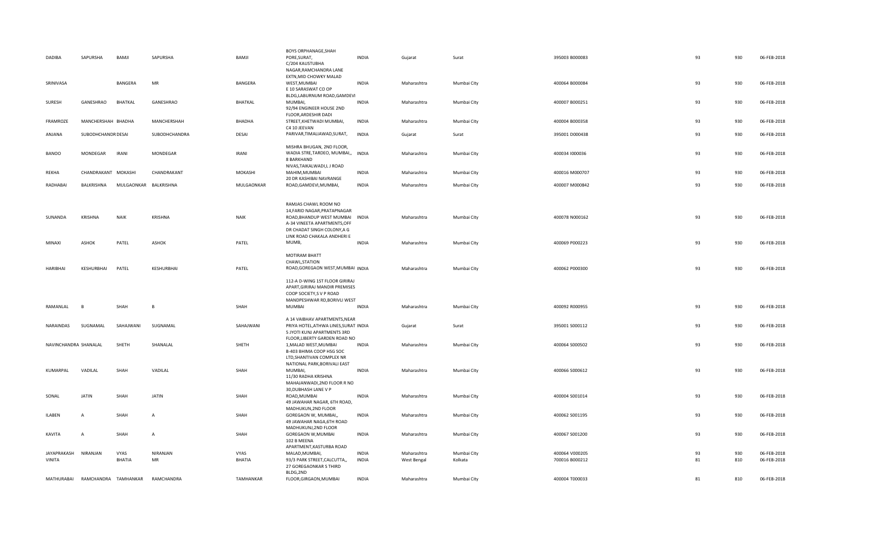| DADIBA | SAPURSHA | BAMJI | SAPURSHA | BAMJI | BOYS ORPHANAGE,SHAH PORE,SURAT, | INDIA | Gujarat | Surat | 395003 B000083 | 93 | 930 | 06-FEB-2018 |
|---|---|---|---|---|---|---|---|---|---|---|---|---|
| SRINIVASA | | BANGERA | MR | BANGERA | C/204 KAUSTUBHA NAGAR,RAMCHANDRA LANE EXTN,MID CHOWKY MALAD WEST,MUMBAI | INDIA | Maharashtra | Mumbai City | 400064 B000084 | 93 | 930 | 06-FEB-2018 |
| SURESH | GANESHRAO | BHATKAL | GANESHRAO | BHATKAL | E 10 SARASWAT CO OP BLDG,LABURNUM ROAD,GAMDEVI MUMBAI, | INDIA | Maharashtra | Mumbai City | 400007 B000251 | 93 | 930 | 06-FEB-2018 |
| FRAMROZE | MANCHERSHAH | BHADHA | MANCHERSHAH | BHADHA | 92/94 ENGINEER HOUSE 2ND FLOOR,ARDESHIR DADI STREET,KHETWADI MUMBAI, | INDIA | Maharashtra | Mumbai City | 400004 B000358 | 93 | 930 | 06-FEB-2018 |
| ANJANA | SUBODHCHANDR | DESAI | SUBODHCHANDRA | DESAI | C4 10 JEEVAN PARIVAR,TIMALIAWAD,SURAT, | INDIA | Gujarat | Surat | 395001 D000438 | 93 | 930 | 06-FEB-2018 |
| BANOO | MONDEGAR | IRANI | MONDEGAR | IRANI | MISHRA BHUGAN, 2ND FLOOR, WADIA STRE,TARDEO, MUMBAI,, | INDIA | Maharashtra | Mumbai City | 400034 I000036 | 93 | 930 | 06-FEB-2018 |
| REKHA | CHANDRAKANT | MOKASHI | CHANDRAKANT | MOKASHI | 8 BARKHAND NIVAS,TAIKALWADI,L J ROAD MAHIM,MUMBAI | INDIA | Maharashtra | Mumbai City | 400016 M000707 | 93 | 930 | 06-FEB-2018 |
| RADHABAI | BALKRISHNA | MULGAONKAR | BALKRISHNA | MULGAONKAR | 20 DR KASHIBAI NAVRANGE ROAD,GAMDEVI,MUMBAI, | INDIA | Maharashtra | Mumbai City | 400007 M000842 | 93 | 930 | 06-FEB-2018 |
| SUNANDA | KRISHNA | NAIK | KRISHNA | NAIK | RAMJAS CHAWL ROOM NO 14,FARID NAGAR,PRATAPNAGAR ROAD,BHANDUP WEST MUMBAI | INDIA | Maharashtra | Mumbai City | 400078 N000162 | 93 | 930 | 06-FEB-2018 |
| MINAXI | ASHOK | PATEL | ASHOK | PATEL | A-34 VINEETA APARTMENTS,OFF DR CHADAT SINGH COLONY,A G LINK ROAD CHAKALA ANDHERI E MUMB, | INDIA | Maharashtra | Mumbai City | 400069 P000223 | 93 | 930 | 06-FEB-2018 |
| HARIBHAI | KESHURBHAI | PATEL | KESHURBHAI | PATEL | MOTIRAM BHATT CHAWL,STATION ROAD,GOREGAON WEST,MUMBAI | INDIA | Maharashtra | Mumbai City | 400062 P000300 | 93 | 930 | 06-FEB-2018 |
| RAMANLAL | B | SHAH | B | SHAH | 112-A D-WING 1ST FLOOR GIRIRAJ APART,GIRIRAJ MANDIR PREMISES COOP SOCIETY,S V P ROAD MANDPESHWAR RD,BORIVLI WEST MUMBAI | INDIA | Maharashtra | Mumbai City | 400092 R000955 | 93 | 930 | 06-FEB-2018 |
| NARAINDAS | SUGNAMAL | SAHAJWANI | SUGNAMAL | SAHAJWANI | A 14 VAIBHAV APARTMENTS,NEAR PRIYA HOTEL,ATHWA LINES,SURAT | INDIA | Gujarat | Surat | 395001 S000112 | 93 | 930 | 06-FEB-2018 |
| NAVINCHANDRA | SHANALAL | SHETH | SHANALAL | SHETH | 5 JYOTI KUNJ APARTMENTS 3RD FLOOR,LIBERTY GARDEN ROAD NO 1,MALAD WEST,MUMBAI | INDIA | Maharashtra | Mumbai City | 400064 S000502 | 93 | 930 | 06-FEB-2018 |
| KUMARPAL | VADILAL | SHAH | VADILAL | SHAH | B-403 BHIMA COOP HSG SOC LTD,SHANTIVAN COMPLEX NR NATIONAL PARK,BORIVALI EAST MUMBAI, | INDIA | Maharashtra | Mumbai City | 400066 S000612 | 93 | 930 | 06-FEB-2018 |
| SONAL | JATIN | SHAH | JATIN | SHAH | 11/30 RADHA KRISHNA MAHAJANWADI,2ND FLOOR R NO 30,DUBHASH LANE V P ROAD,MUMBAI | INDIA | Maharashtra | Mumbai City | 400004 S001014 | 93 | 930 | 06-FEB-2018 |
| ILABEN | A | SHAH | A | SHAH | 49 JAWAHAR NAGAR, 6TH ROAD, MADHUKUN,2ND FLOOR GOREGAON W, MUMBAI,, | INDIA | Maharashtra | Mumbai City | 400062 S001195 | 93 | 930 | 06-FEB-2018 |
| KAVITA | A | SHAH | A | SHAH | 49 JAWAHAR NAGA,6TH ROAD MADHUKUNJ,2ND FLOOR GOREGAON W,MUMBAI | INDIA | Maharashtra | Mumbai City | 400067 S001200 | 93 | 930 | 06-FEB-2018 |
| JAYAPRAKASH | NIRANJAN | VYAS | NIRANJAN | VYAS | 102 B MEENA APARTMENT,KASTURBA ROAD MALAD,MUMBAI, | INDIA | Maharashtra | Mumbai City | 400064 V000205 | 93 | 930 | 06-FEB-2018 |
| VINITA | | BHATIA | MR | BHATIA | 93/9 PARK STREET,CALCUTTA,, | INDIA | West Bengal | Kolkata | 700016 B000212 | 81 | 810 | 06-FEB-2018 |
| MATHURABAI | RAMCHANDRA | TAMHANKAR | RAMCHANDRA | TAMHANKAR | 27 GOREGAONKAR S THIRD BLDG,2ND FLOOR,GIRGAON,MUMBAI | INDIA | Maharashtra | Mumbai City | 400004 T000033 | 81 | 810 | 06-FEB-2018 |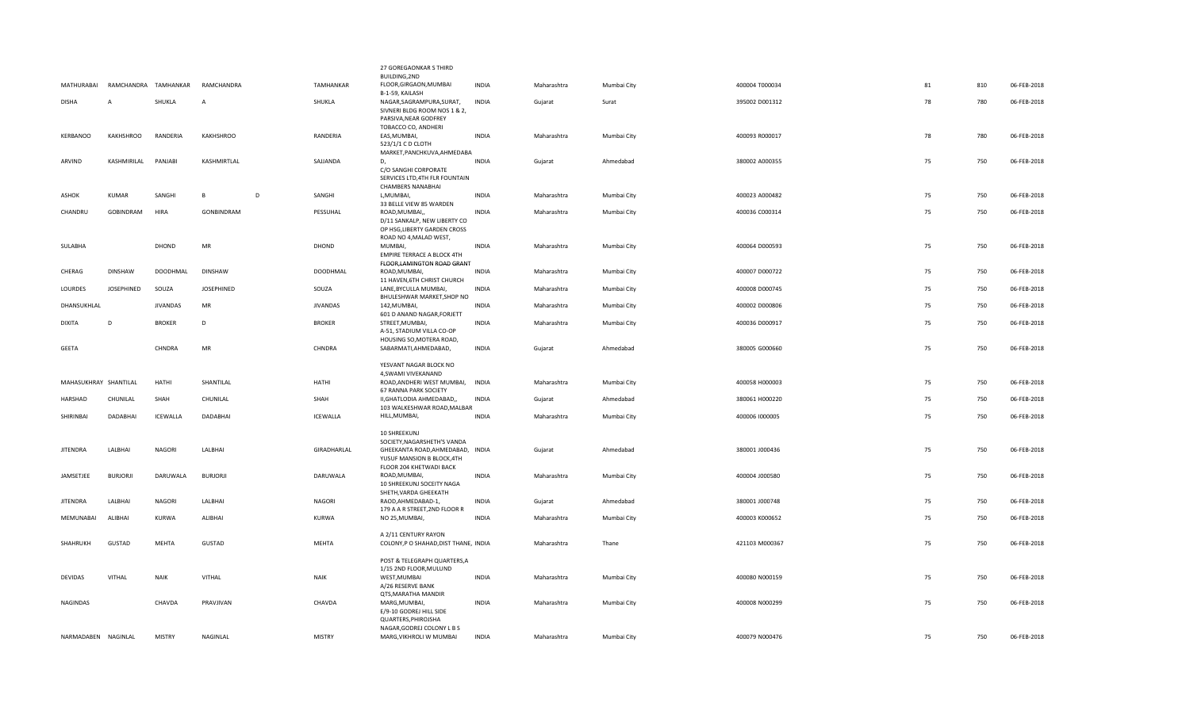| | | | | | | | | | | | | | |
|---|---|---|---|---|---|---|---|---|---|---|---|---|---|
| MATHURABAI | RAMCHANDRA | TAMHANKAR | RAMCHANDRA | | TAMHANKAR | 27 GOREGAONKAR S THIRD BUILDING,2ND FLOOR,GIRGAON,MUMBAI | INDIA | Maharashtra | Mumbai City | 400004 T000034 | 81 | 810 | 06-FEB-2018 |
| DISHA | A | SHUKLA | A | | SHUKLA | B-1-59, KAILASH NAGAR,SAGRAMPURA,SURAT, | INDIA | Gujarat | Surat | 395002 D001312 | 78 | 780 | 06-FEB-2018 |
| KERBANOO | KAKHSHROO | RANDERIA | KAKHSHROO | | RANDERIA | SIVNERI BLDG ROOM NOS 1 & 2, PARSIVA,NEAR GODFREY TOBACCO CO, ANDHERI EAS,MUMBAI, | INDIA | Maharashtra | Mumbai City | 400093 R000017 | 78 | 780 | 06-FEB-2018 |
| ARVIND | KASHMIRILAL | PANJABI | KASHMIRTLAL | | SAJJANDA | 523/1/1 C D CLOTH MARKET,PANCHKUVA,AHMEDABA D, | INDIA | Gujarat | Ahmedabad | 380002 A000355 | 75 | 750 | 06-FEB-2018 |
| ASHOK | KUMAR | SANGHI | B | D | SANGHI | C/O SANGHI CORPORATE SERVICES LTD,4TH FLR FOUNTAIN CHAMBERS NANABHAI L,MUMBAI, | INDIA | Maharashtra | Mumbai City | 400023 A000482 | 75 | 750 | 06-FEB-2018 |
| CHANDRU | GOBINDRAM | HIRA | GONBINDRAM | | PESSUHAL | 33 BELLE VIEW 85 WARDEN ROAD,MUMBAI,, | INDIA | Maharashtra | Mumbai City | 400036 C000314 | 75 | 750 | 06-FEB-2018 |
| SULABHA | | DHOND | MR | | DHOND | D/11 SANKALP, NEW LIBERTY CO OP HSG,LIBERTY GARDEN CROSS ROAD NO 4,MALAD WEST, MUMBAI, | INDIA | Maharashtra | Mumbai City | 400064 D000593 | 75 | 750 | 06-FEB-2018 |
| CHERAG | DINSHAW | DOODHMAL | DINSHAW | | DOODHMAL | EMPIRE TERRACE A BLOCK 4TH FLOOR,LAMINGTON ROAD GRANT ROAD,MUMBAI, | INDIA | Maharashtra | Mumbai City | 400007 D000722 | 75 | 750 | 06-FEB-2018 |
| LOURDES | JOSEPHINED | SOUZA | JOSEPHINED | | SOUZA | 11 HAVEN,6TH CHRIST CHURCH LANE,BYCULLA MUMBAI, | INDIA | Maharashtra | Mumbai City | 400008 D000745 | 75 | 750 | 06-FEB-2018 |
| DHANSUKHLAL | | JIVANDAS | MR | | JIVANDAS | BHULESHWAR MARKET,SHOP NO 142,MUMBAI, | INDIA | Maharashtra | Mumbai City | 400002 D000806 | 75 | 750 | 06-FEB-2018 |
| DIXITA | D | BROKER | D | | BROKER | 601 D ANAND NAGAR,FORJETT STREET,MUMBAI, | INDIA | Maharashtra | Mumbai City | 400036 D000917 | 75 | 750 | 06-FEB-2018 |
| GEETA | | CHNDRA | MR | | CHNDRA | A-51, STADIUM VILLA CO-OP HOUSING SO,MOTERA ROAD, SABARMATI,AHMEDABAD, | INDIA | Gujarat | Ahmedabad | 380005 G000660 | 75 | 750 | 06-FEB-2018 |
| MAHASUKHRAY | SHANTILAL | HATHI | SHANTILAL | | HATHI | YESVANT NAGAR BLOCK NO 4,SWAMI VIVEKANAND ROAD,ANDHERI WEST MUMBAI, | INDIA | Maharashtra | Mumbai City | 400058 H000003 | 75 | 750 | 06-FEB-2018 |
| HARSHAD | CHUNILAL | SHAH | CHUNILAL | | SHAH | 67 RANNA PARK SOCIETY II,GHATLODIA AHMEDABAD,, | INDIA | Gujarat | Ahmedabad | 380061 H000220 | 75 | 750 | 06-FEB-2018 |
| SHIRINBAI | DADABHAI | ICEWALLA | DADABHAI | | ICEWALLA | 103 WALKESHWAR ROAD,MALBAR HILL,MUMBAI, | INDIA | Maharashtra | Mumbai City | 400006 I000005 | 75 | 750 | 06-FEB-2018 |
| JITENDRA | LALBHAI | NAGORI | LALBHAI | | GIRADHARLAL | 10 SHREEKUNJ SOCIETY,NAGARSHETH'S VANDA GHEEKANTA ROAD,AHMEDABAD, | INDIA | Gujarat | Ahmedabad | 380001 J000436 | 75 | 750 | 06-FEB-2018 |
| JAMSETJEE | BURJORJI | DARUWALA | BURJORJI | | DARUWALA | YUSUF MANSION B BLOCK,4TH FLOOR 204 KHETWADI BACK ROAD,MUMBAI, | INDIA | Maharashtra | Mumbai City | 400004 J000580 | 75 | 750 | 06-FEB-2018 |
| JITENDRA | LALBHAI | NAGORI | LALBHAI | | NAGORI | 10 SHREEKUNJ SOCEITY NAGA SHETH,VARDA GHEEKATH RAOD,AHMEDABAD-1, | INDIA | Gujarat | Ahmedabad | 380001 J000748 | 75 | 750 | 06-FEB-2018 |
| MEMUNABAI | ALIBHAI | KURWA | ALIBHAI | | KURWA | 179 A A R STREET,2ND FLOOR R NO 25,MUMBAI, | INDIA | Maharashtra | Mumbai City | 400003 K000652 | 75 | 750 | 06-FEB-2018 |
| SHAHRUKH | GUSTAD | MEHTA | GUSTAD | | MEHTA | A 2/11 CENTURY RAYON COLONY,P O SHAHAD,DIST THANE, | INDIA | Maharashtra | Thane | 421103 M000367 | 75 | 750 | 06-FEB-2018 |
| DEVIDAS | VITHAL | NAIK | VITHAL | | NAIK | POST & TELEGRAPH QUARTERS,A 1/15 2ND FLOOR,MULUND WEST,MUMBAI | INDIA | Maharashtra | Mumbai City | 400080 N000159 | 75 | 750 | 06-FEB-2018 |
| NAGINDAS | | CHAVDA | PRAVJIVAN | | CHAVDA | A/26 RESERVE BANK QTS,MARATHA MANDIR MARG,MUMBAI, | INDIA | Maharashtra | Mumbai City | 400008 N000299 | 75 | 750 | 06-FEB-2018 |
| NARMADABEN | NAGINLAL | MISTRY | NAGINLAL | | MISTRY | E/9-10 GODREJ HILL SIDE QUARTERS,PHIROJSHA NAGAR,GODREJ COLONY L B S MARG,VIKHROLI W MUMBAI | INDIA | Maharashtra | Mumbai City | 400079 N000476 | 75 | 750 | 06-FEB-2018 |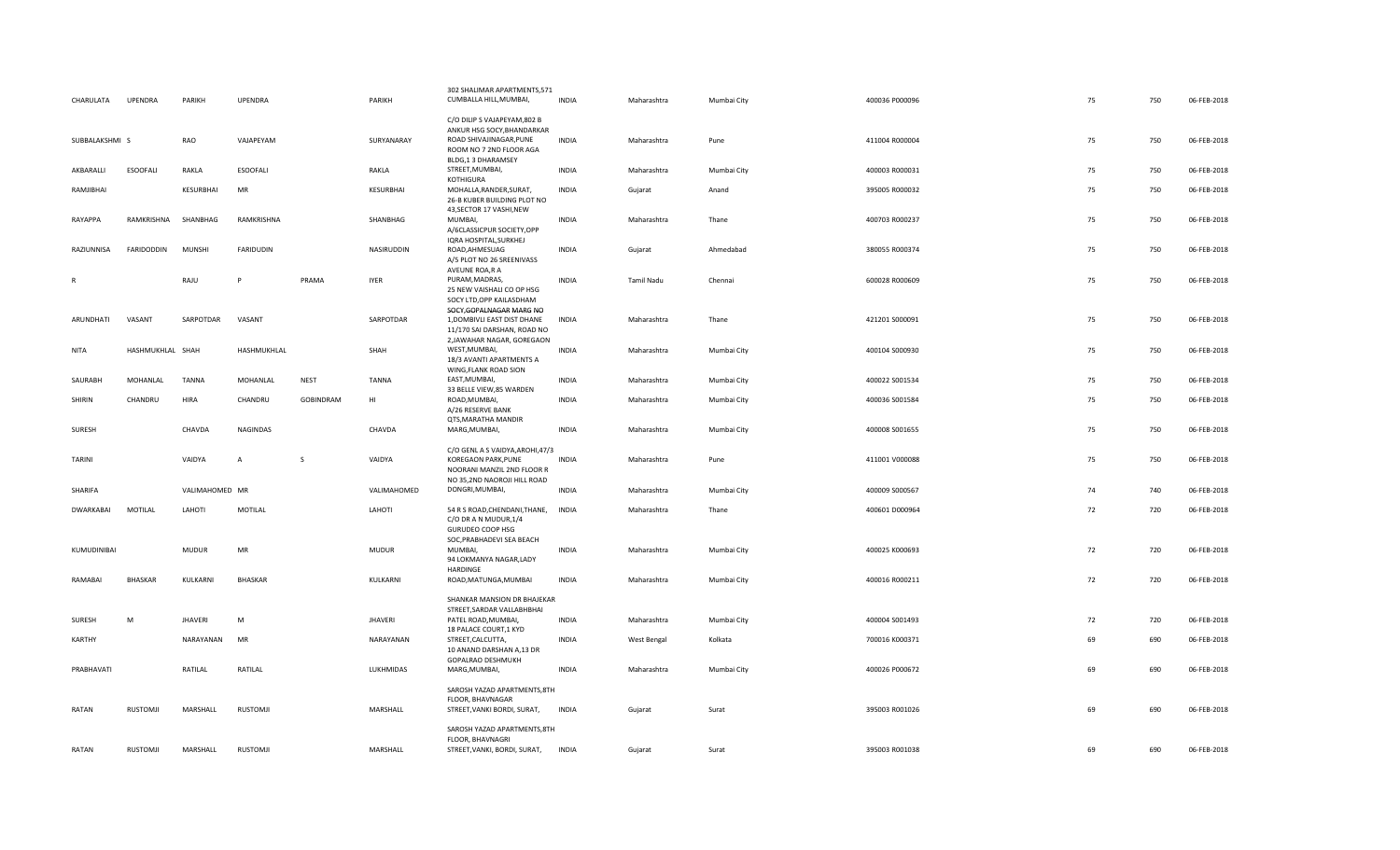| | | | | | | | | | | | | | | |
|---|---|---|---|---|---|---|---|---|---|---|---|---|---|---|
| CHARULATA | UPENDRA | PARIKH | UPENDRA | | PARIKH | 302 SHALIMAR APARTMENTS,571 CUMBALLA HILL,MUMBAI, | INDIA | Maharashtra | Mumbai City | 400036 P000096 | | 75 | 750 | 06-FEB-2018 |
| SUBBALAKSHMI | S | RAO | VAJAPEYAM | | SURYANARAY | C/O DILIP S VAJAPEYAM,802 B ANKUR HSG SOCY,BHANDARKAR ROAD SHIVAJINAGAR,PUNE | INDIA | Maharashtra | Pune | 411004 R000004 | | 75 | 750 | 06-FEB-2018 |
| AKBARALLI | ESOOFALI | RAKLA | ESOOFALI | | RAKLA | ROOM NO 7 2ND FLOOR AGA BLDG,1 3 DHARAMSEY STREET,MUMBAI, | INDIA | Maharashtra | Mumbai City | 400003 R000031 | | 75 | 750 | 06-FEB-2018 |
| RAMJIBHAI | | KESURBHAI | MR | | KESURBHAI | KOTHIGURA MOHALLA,RANDER,SURAT, | INDIA | Gujarat | Anand | 395005 R000032 | | 75 | 750 | 06-FEB-2018 |
| RAYAPPA | RAMKRISHNA | SHANBHAG | RAMKRISHNA | | SHANBHAG | 26-B KUBER BUILDING PLOT NO 43,SECTOR 17 VASHI,NEW MUMBAI, | INDIA | Maharashtra | Thane | 400703 R000237 | | 75 | 750 | 06-FEB-2018 |
| RAZIUNNISA | FARIDODDIN | MUNSHI | FARIDUDIN | | NASIRUDDIN | A/6CLASSICPUR SOCIETY,OPP IQRA HOSPITAL,SURKHEJ ROAD,AHMESUAG | INDIA | Gujarat | Ahmedabad | 380055 R000374 | | 75 | 750 | 06-FEB-2018 |
| R | | RAJU | P | PRAMA | IYER | A/5 PLOT NO 26 SREENIVASS AVEUNE ROA,R A PURAM,MADRAS, | INDIA | Tamil Nadu | Chennai | 600028 R000609 | | 75 | 750 | 06-FEB-2018 |
| ARUNDHATI | VASANT | SARPOTDAR | VASANT | | SARPOTDAR | 25 NEW VAISHALI CO OP HSG SOCY LTD,OPP KAILASDHAM SOCY,GOPALNAGAR MARG NO 1,DOMBIVLI EAST DIST DHANE | INDIA | Maharashtra | Thane | 421201 S000091 | | 75 | 750 | 06-FEB-2018 |
| NITA | HASHMUKHLAL | SHAH | HASHMUKHLAL | | SHAH | 11/170 SAI DARSHAN, ROAD NO 2,JAWAHAR NAGAR, GOREGAON WEST,MUMBAI, | INDIA | Maharashtra | Mumbai City | 400104 S000930 | | 75 | 750 | 06-FEB-2018 |
| SAURABH | MOHANLAL | TANNA | MOHANLAL | NEST | TANNA | 18/3 AVANTI APARTMENTS A WING,FLANK ROAD SION EAST,MUMBAI, | INDIA | Maharashtra | Mumbai City | 400022 S001534 | | 75 | 750 | 06-FEB-2018 |
| SHIRIN | CHANDRU | HIRA | CHANDRU | GOBINDRAM | HI | 33 BELLE VIEW,85 WARDEN ROAD,MUMBAI, | INDIA | Maharashtra | Mumbai City | 400036 S001584 | | 75 | 750 | 06-FEB-2018 |
| SURESH | | CHAVDA | NAGINDAS | | CHAVDA | A/26 RESERVE BANK QTS,MARATHA MANDIR MARG,MUMBAI, | INDIA | Maharashtra | Mumbai City | 400008 S001655 | | 75 | 750 | 06-FEB-2018 |
| TARINI | | VAIDYA | A | S | VAIDYA | C/O GENL A S VAIDYA,AROHI,47/3 KOREGAON PARK,PUNE | INDIA | Maharashtra | Pune | 411001 V000088 | | 75 | 750 | 06-FEB-2018 |
| SHARIFA | | VALIMAHOMED | MR | | VALIMAHOMED | NOORANI MANZIL 2ND FLOOR R NO 35,2ND NAOROJI HILL ROAD DONGRI,MUMBAI, | INDIA | Maharashtra | Mumbai City | 400009 S000567 | | 74 | 740 | 06-FEB-2018 |
| DWARKABAI | MOTILAL | LAHOTI | MOTILAL | | LAHOTI | 54 R S ROAD,CHENDANI,THANE, | INDIA | Maharashtra | Thane | 400601 D000964 | | 72 | 720 | 06-FEB-2018 |
| KUMUDINIBAI | | MUDUR | MR | | MUDUR | C/O DR A N MUDUR,1/4 GURUDEO COOP HSG SOC,PRABHADEVI SEA BEACH MUMBAI, | INDIA | Maharashtra | Mumbai City | 400025 K000693 | | 72 | 720 | 06-FEB-2018 |
| RAMABAI | BHASKAR | KULKARNI | BHASKAR | | KULKARNI | 94 LOKMANYA NAGAR,LADY HARDINGE ROAD,MATUNGA,MUMBAI | INDIA | Maharashtra | Mumbai City | 400016 R000211 | | 72 | 720 | 06-FEB-2018 |
| SURESH | M | JHAVERI | M | | JHAVERI | SHANKAR MANSION DR BHAJEKAR STREET,SARDAR VALLABHBHAI PATEL ROAD,MUMBAI, | INDIA | Maharashtra | Mumbai City | 400004 S001493 | | 72 | 720 | 06-FEB-2018 |
| KARTHY | | NARAYANAN | MR | | NARAYANAN | 18 PALACE COURT,1 KYD STREET,CALCUTTA, | INDIA | West Bengal | Kolkata | 700016 K000371 | | 69 | 690 | 06-FEB-2018 |
| PRABHAVATI | | RATILAL | RATILAL | | LUKHMIDAS | 10 ANAND DARSHAN A,13 DR GOPALRAO DESHMUKH MARG,MUMBAI, | INDIA | Maharashtra | Mumbai City | 400026 P000672 | | 69 | 690 | 06-FEB-2018 |
| RATAN | RUSTOMJI | MARSHALL | RUSTOMJI | | MARSHALL | SAROSH YAZAD APARTMENTS,8TH FLOOR, BHAVNAGAR STREET,VANKI BORDI, SURAT, | INDIA | Gujarat | Surat | 395003 R001026 | | 69 | 690 | 06-FEB-2018 |
| RATAN | RUSTOMJI | MARSHALL | RUSTOMJI | | MARSHALL | SAROSH YAZAD APARTMENTS,8TH FLOOR, BHAVNAGRI STREET,VANKI, BORDI, SURAT, | INDIA | Gujarat | Surat | 395003 R001038 | | 69 | 690 | 06-FEB-2018 |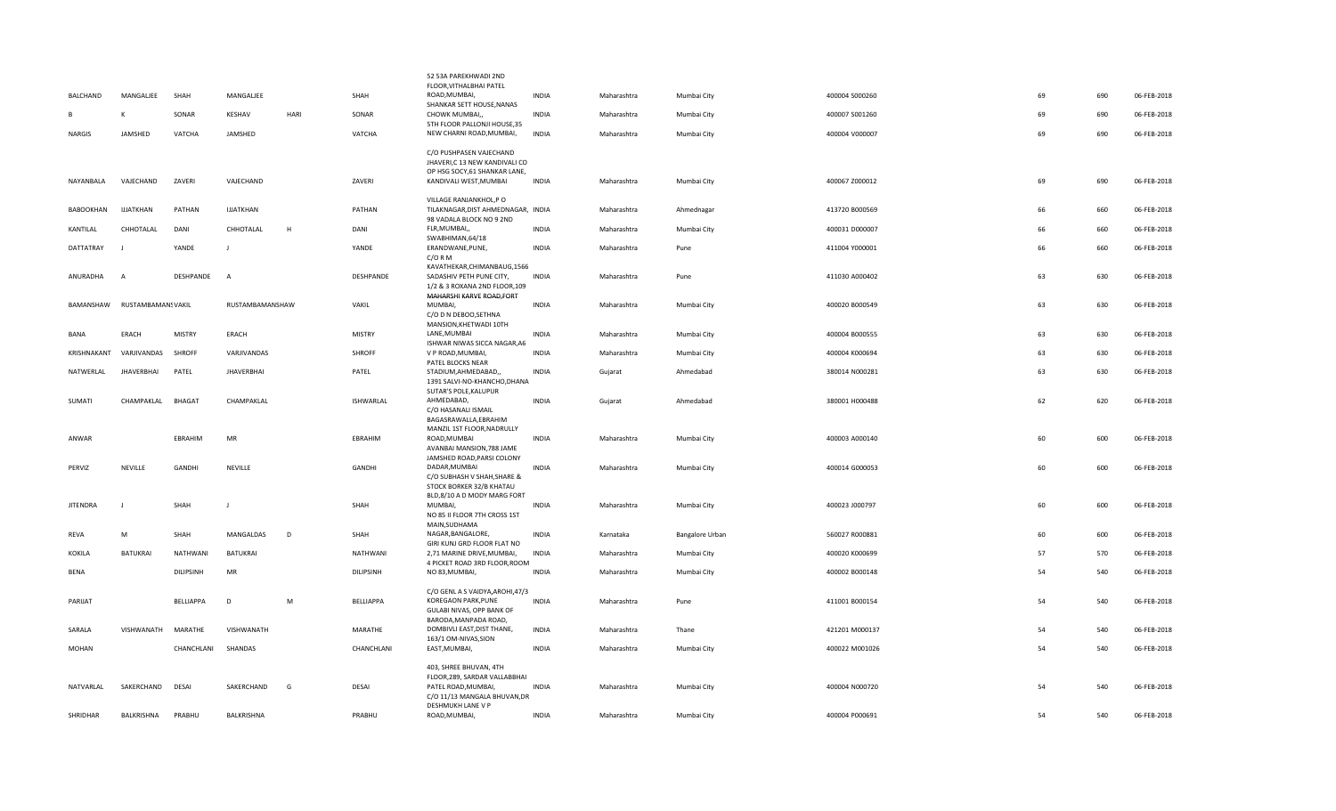| BALCHAND | MANGALJEE | SHAH | MANGALJEE | | SHAH | 52 53A PAREKHWADI 2ND FLOOR,VITHALBHAI PATEL ROAD,MUMBAI, | INDIA | Maharashtra | Mumbai City | 400004 S000260 | 69 | 690 | 06-FEB-2018 |
|---|---|---|---|---|---|---|---|---|---|---|---|---|---|
| B | K | SONAR | KESHAV | HARI | SONAR | SHANKAR SETT HOUSE,NANAS CHOWK MUMBAI,, | INDIA | Maharashtra | Mumbai City | 400007 S001260 | 69 | 690 | 06-FEB-2018 |
| NARGIS | JAMSHED | VATCHA | JAMSHED | | VATCHA | 5TH FLOOR PALLONJI HOUSE,35 NEW CHARNI ROAD,MUMBAI, | INDIA | Maharashtra | Mumbai City | 400004 V000007 | 69 | 690 | 06-FEB-2018 |
| NAYANBALA | VAJECHAND | ZAVERI | VAJECHAND | | ZAVERI | C/O PUSHPASEN VAJECHAND JHAVERI,C 13 NEW KANDIVALI CO OP HSG SOCY,61 SHANKAR LANE, KANDIVALI WEST,MUMBAI | INDIA | Maharashtra | Mumbai City | 400067 Z000012 | 69 | 690 | 06-FEB-2018 |
| BABOOKHAN | IJJATKHAN | PATHAN | IJJATKHAN | | PATHAN | VILLAGE RANJANKHOL,P O TILAKNAGAR,DIST AHMEDNAGAR, | INDIA | Maharashtra | Ahmednagar | 413720 B000569 | 66 | 660 | 06-FEB-2018 |
| KANTILAL | CHHOTALAL | DANI | CHHOTALAL | H | DANI | 98 VADALA BLOCK NO 9 2ND FLR,MUMBAI,, | INDIA | Maharashtra | Mumbai City | 400031 D000007 | 66 | 660 | 06-FEB-2018 |
| DATTATRAY | J | YANDE | J | | YANDE | SWABHIMAN,64/18 ERANDWANE,PUNE, | INDIA | Maharashtra | Pune | 411004 Y000001 | 66 | 660 | 06-FEB-2018 |
| ANURADHA | A | DESHPANDE | A | | DESHPANDE | C/O R M KAVATHEKAR,CHIMANBAUG,1566 SADASHIV PETH PUNE CITY, | INDIA | Maharashtra | Pune | 411030 A000402 | 63 | 630 | 06-FEB-2018 |
| BAMANSHAW | RUSTAMBAMANSVAKIL | | RUSTAMBAMANSHAW | | VAKIL | 1/2 & 3 ROXANA 2ND FLOOR,109 MAHARSHI KARVE ROAD,FORT MUMBAI, | INDIA | Maharashtra | Mumbai City | 400020 B000549 | 63 | 630 | 06-FEB-2018 |
| BANA | ERACH | MISTRY | ERACH | | MISTRY | C/O D N DEBOO,SETHNA MANSION,KHETWADI 10TH LANE,MUMBAI | INDIA | Maharashtra | Mumbai City | 400004 B000555 | 63 | 630 | 06-FEB-2018 |
| KRISHNAKANT | VARJIVANDAS | SHROFF | VARJIVANDAS | | SHROFF | ISHWAR NIWAS SICCA NAGAR,A6 V P ROAD,MUMBAI, | INDIA | Maharashtra | Mumbai City | 400004 K000694 | 63 | 630 | 06-FEB-2018 |
| NATWERLAL | JHAVERBHAI | PATEL | JHAVERBHAI | | PATEL | PATEL BLOCKS NEAR STADIUM,AHMEDABAD,, | INDIA | Gujarat | Ahmedabad | 380014 N000281 | 63 | 630 | 06-FEB-2018 |
| SUMATI | CHAMPAKLAL | BHAGAT | CHAMPAKLAL | | ISHWARLAL | 1391 SALVI-NO-KHANCHO,DHANA SUTAR'S POLE,KALUPUR AHMEDABAD, | INDIA | Gujarat | Ahmedabad | 380001 H000488 | 62 | 620 | 06-FEB-2018 |
| ANWAR | | EBRAHIM | MR | | EBRAHIM | C/O HASANALI ISMAIL BAGASRAWALLA,EBRAHIM MANZIL 1ST FLOOR,NADRULLY ROAD,MUMBAI | INDIA | Maharashtra | Mumbai City | 400003 A000140 | 60 | 600 | 06-FEB-2018 |
| PERVIZ | NEVILLE | GANDHI | NEVILLE | | GANDHI | AVANBAI MANSION,788 JAME JAMSHED ROAD,PARSI COLONY DADAR,MUMBAI | INDIA | Maharashtra | Mumbai City | 400014 G000053 | 60 | 600 | 06-FEB-2018 |
| JITENDRA | J | SHAH | J | | SHAH | C/O SUBHASH V SHAH,SHARE & STOCK BORKER 32/B KHATAU BLD,8/10 A D MODY MARG FORT MUMBAI, | INDIA | Maharashtra | Mumbai City | 400023 J000797 | 60 | 600 | 06-FEB-2018 |
| REVA | M | SHAH | MANGALDAS | D | SHAH | NO 85 II FLOOR 7TH CROSS 1ST MAIN,SUDHAMA NAGAR,BANGALORE, | INDIA | Karnataka | Bangalore Urban | 560027 R000881 | 60 | 600 | 06-FEB-2018 |
| KOKILA | BATUKRAI | NATHWANI | BATUKRAI | | NATHWANI | GIRI KUNJ GRD FLOOR FLAT NO 2,71 MARINE DRIVE,MUMBAI, | INDIA | Maharashtra | Mumbai City | 400020 K000699 | 57 | 570 | 06-FEB-2018 |
| BENA | | DILIPSINH | MR | | DILIPSINH | 4 PICKET ROAD 3RD FLOOR,ROOM NO 83,MUMBAI, | INDIA | Maharashtra | Mumbai City | 400002 B000148 | 54 | 540 | 06-FEB-2018 |
| PARIJAT | | BELLIAPPA | D | M | BELLIAPPA | C/O GENL A S VAIDYA,AROHI,47/3 KOREGAON PARK,PUNE | INDIA | Maharashtra | Pune | 411001 B000154 | 54 | 540 | 06-FEB-2018 |
| SARALA | VISHWANATH | MARATHE | VISHWANATH | | MARATHE | GULABI NIVAS, OPP BANK OF BARODA,MANPADA ROAD, DOMBIVLI EAST,DIST THANE, | INDIA | Maharashtra | Thane | 421201 M000137 | 54 | 540 | 06-FEB-2018 |
| MOHAN | | CHANCHLANI | SHANDAS | | CHANCHLANI | 163/1 OM-NIVAS,SION EAST,MUMBAI, | INDIA | Maharashtra | Mumbai City | 400022 M001026 | 54 | 540 | 06-FEB-2018 |
| NATVARLAL | SAKERCHAND | DESAI | SAKERCHAND | G | DESAI | 403, SHREE BHUVAN, 4TH FLOOR,289, SARDAR VALLABBHAI PATEL ROAD,MUMBAI, | INDIA | Maharashtra | Mumbai City | 400004 N000720 | 54 | 540 | 06-FEB-2018 |
| SHRIDHAR | BALKRISHNA | PRABHU | BALKRISHNA | | PRABHU | C/O 11/13 MANGALA BHUVAN,DR DESHMUKH LANE V P ROAD,MUMBAI, | INDIA | Maharashtra | Mumbai City | 400004 P000691 | 54 | 540 | 06-FEB-2018 |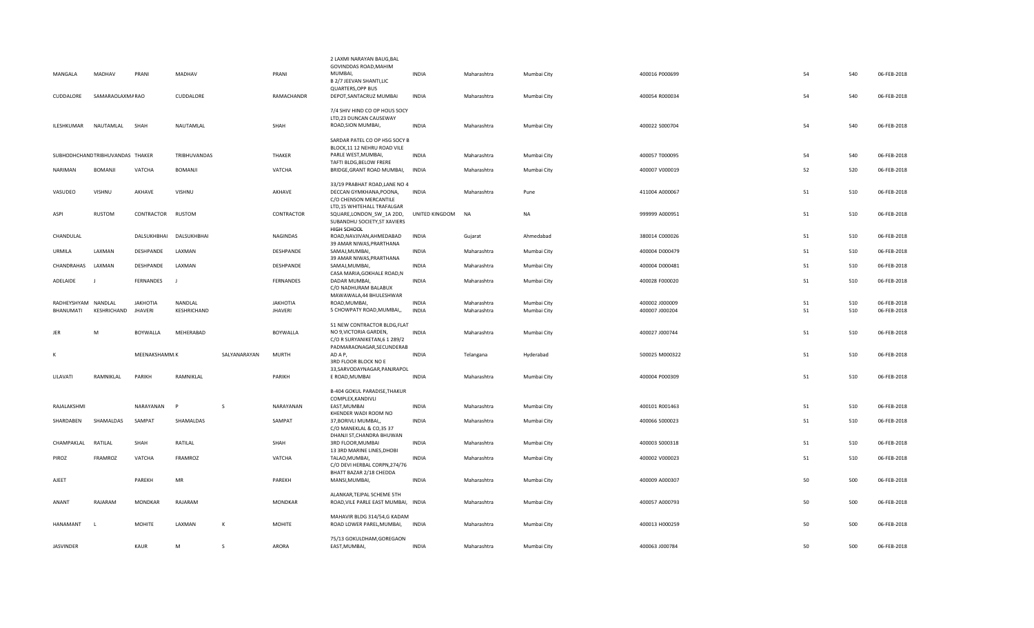| | | | | | | | | | | | | | | |
|---|---|---|---|---|---|---|---|---|---|---|---|---|---|---|
| MANGALA | MADHAV | PRANI | MADHAV | | PRANI | 2 LAXMI NARAYAN BAUG,BAL GOVINDDAS ROAD,MAHIM MUMBAI, | INDIA | Maharashtra | Mumbai City | 400016 | P000699 | 54 | 540 | 06-FEB-2018 |
| CUDDALORE | SAMARAOLAXMA | RAO | CUDDALORE | | RAMACHANDR | B 2/7 JEEVAN SHANTI,LIC QUARTERS,OPP BUS DEPOT,SANTACRUZ MUMBAI | INDIA | Maharashtra | Mumbai City | 400054 | R000034 | 54 | 540 | 06-FEB-2018 |
| ILESHKUMAR | NAUTAMLAL | SHAH | NAUTAMLAL | | SHAH | 7/4 SHIV HIND CO OP HOUS SOCY LTD,23 DUNCAN CAUSEWAY ROAD,SION MUMBAI, | INDIA | Maharashtra | Mumbai City | 400022 | S000704 | 54 | 540 | 06-FEB-2018 |
| SUBHODHCHAND | TRIBHUVANDAS | THAKER | TRIBHUVANDAS | | THAKER | SARDAR PATEL CO OP HSG SOCY B BLOCK,11 12 NEHRU ROAD VILE PARLE WEST,MUMBAI, | INDIA | Maharashtra | Mumbai City | 400057 | T000095 | 54 | 540 | 06-FEB-2018 |
| NARIMAN | BOMANJI | VATCHA | BOMANJI | | VATCHA | TAFTI BLDG,BELOW FRERE BRIDGE,GRANT ROAD MUMBAI, | INDIA | Maharashtra | Mumbai City | 400007 | V000019 | 52 | 520 | 06-FEB-2018 |
| VASUDEO | VISHNU | AKHAVE | VISHNU | | AKHAVE | 33/19 PRABHAT ROAD,LANE NO 4 DECCAN GYMKHANA,POONA, | INDIA | Maharashtra | Pune | 411004 | A000067 | 51 | 510 | 06-FEB-2018 |
| ASPI | RUSTOM | CONTRACTOR | RUSTOM | | CONTRACTOR | C/O CHENSON MERCANTILE LTD,15 WHITEHALL TRAFALGAR SQUARE,LONDON_SW_1A 2DD, | UNITED KINGDOM | NA | NA | 999999 | A000951 | 51 | 510 | 06-FEB-2018 |
| CHANDULAL | | DALSUKHBHAI | DALSUKHBHAI | | NAGINDAS | SUBANDHU SOCIETY,ST XAVIERS HIGH SCHOOL ROAD,NAVJIVAN,AHMEDABAD | INDIA | Gujarat | Ahmedabad | 380014 | C000026 | 51 | 510 | 06-FEB-2018 |
| URMILA | LAXMAN | DESHPANDE | LAXMAN | | DESHPANDE | 39 AMAR NIWAS,PRARTHANA SAMAJ,MUMBAI, | INDIA | Maharashtra | Mumbai City | 400004 | D000479 | 51 | 510 | 06-FEB-2018 |
| CHANDRAHAS | LAXMAN | DESHPANDE | LAXMAN | | DESHPANDE | 39 AMAR NIWAS,PRARTHANA SAMAJ,MUMBAI, | INDIA | Maharashtra | Mumbai City | 400004 | D000481 | 51 | 510 | 06-FEB-2018 |
| ADELAIDE | J | FERNANDES | J | | FERNANDES | CASA MARIA,GOKHALE ROAD,N DADAR MUMBAI, | INDIA | Maharashtra | Mumbai City | 400028 | F000020 | 51 | 510 | 06-FEB-2018 |
| RADHEYSHYAM | NANDLAL | JAKHOTIA | NANDLAL | | JAKHOTIA | C/O NADHURAM BALABUX MAWAWALA,44 BHULESHWAR ROAD,MUMBAI, | INDIA | Maharashtra | Mumbai City | 400002 | J000009 | 51 | 510 | 06-FEB-2018 |
| BHANUMATI | KESHRICHAND | JHAVERI | KESHRICHAND | | JHAVERI | 5 CHOWPATY ROAD,MUMBAI,, | INDIA | Maharashtra | Mumbai City | 400007 | J000204 | 51 | 510 | 06-FEB-2018 |
| JER | M | BOYWALLA | MEHERABAD | | BOYWALLA | 51 NEW CONTRACTOR BLDG,FLAT NO 9,VICTORIA GARDEN, | INDIA | Maharashtra | Mumbai City | 400027 | J000744 | 51 | 510 | 06-FEB-2018 |
| K | | MEENAKSHAMM | K | SALYANARAYAN | MURTH | C/O R SURYANIKETAN,6 1 289/2 PADMARAONAGAR,SECUNDERAB AD A P, | INDIA | Telangana | Hyderabad | 500025 | M000322 | 51 | 510 | 06-FEB-2018 |
| LILAVATI | RAMNIKLAL | PARIKH | RAMNIKLAL | | PARIKH | 3RD FLOOR BLOCK NO E 33,SARVODAYNAGAR,PANJRAPOL E ROAD,MUMBAI | INDIA | Maharashtra | Mumbai City | 400004 | P000309 | 51 | 510 | 06-FEB-2018 |
| RAJALAKSHMI | | NARAYANAN | P | S | NARAYANAN | B-404 GOKUL PARADISE,THAKUR COMPLEX,KANDIVLI EAST,MUMBAI | INDIA | Maharashtra | Mumbai City | 400101 | R001463 | 51 | 510 | 06-FEB-2018 |
| SHARDABEN | SHAMALDAS | SAMPAT | SHAMALDAS | | SAMPAT | KHENDER WADI ROOM NO 37,BORIVLI MUMBAI,, | INDIA | Maharashtra | Mumbai City | 400066 | S000023 | 51 | 510 | 06-FEB-2018 |
| CHAMPAKLAL | RATILAL | SHAH | RATILAL | | SHAH | C/O MANEKLAL & CO,35 37 DHANJI ST,CHANDRA BHUWAN 3RD FLOOR,MUMBAI | INDIA | Maharashtra | Mumbai City | 400003 | S000318 | 51 | 510 | 06-FEB-2018 |
| PIROZ | FRAMROZ | VATCHA | FRAMROZ | | VATCHA | 13 3RD MARINE LINES,DHOBI TALAO,MUMBAI, | INDIA | Maharashtra | Mumbai City | 400002 | V000023 | 51 | 510 | 06-FEB-2018 |
| AJEET | | PAREKH | MR | | PAREKH | C/O DEVI HERBAL CORPN,274/76 BHATT BAZAR 2/18 CHEDDA MANSI,MUMBAI, | INDIA | Maharashtra | Mumbai City | 400009 | A000307 | 50 | 500 | 06-FEB-2018 |
| ANANT | RAJARAM | MONDKAR | RAJARAM | | MONDKAR | ALANKAR,TEJPAL SCHEME 5TH ROAD,VILE PARLE EAST MUMBAI, | INDIA | Maharashtra | Mumbai City | 400057 | A000793 | 50 | 500 | 06-FEB-2018 |
| HANAMANT | L | MOHITE | LAXMAN | K | MOHITE | MAHAVIR BLDG 314/54,G KADAM ROAD LOWER PAREL,MUMBAI, | INDIA | Maharashtra | Mumbai City | 400013 | H000259 | 50 | 500 | 06-FEB-2018 |
| JASVINDER | | KAUR | M | S | ARORA | 75/13 GOKULDHAM,GOREGAON EAST,MUMBAI, | INDIA | Maharashtra | Mumbai City | 400063 | J000784 | 50 | 500 | 06-FEB-2018 |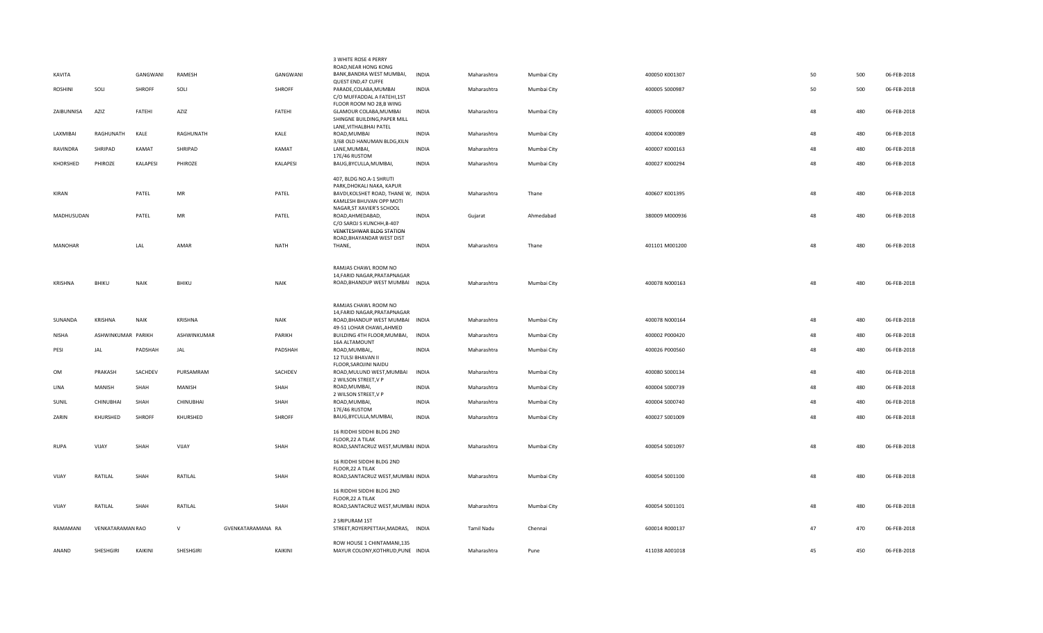| | | | | | | | | | | | | | | |
|---|---|---|---|---|---|---|---|---|---|---|---|---|---|---|
| KAVITA | | GANGWANI | RAMESH | | GANGWANI | 3 WHITE ROSE 4 PERRY ROAD,NEAR HONG KONG BANK,BANDRA WEST MUMBAI, | INDIA | Maharashtra | Mumbai City | 400050 K001307 | | 50 | 500 | 06-FEB-2018 |
| ROSHINI | SOLI | SHROFF | SOLI | | SHROFF | QUEST END,47 CUFFE PARADE,COLABA,MUMBAI | INDIA | Maharashtra | Mumbai City | 400005 S000987 | | 50 | 500 | 06-FEB-2018 |
| ZAIBUNNISA | AZIZ | FATEHI | AZIZ | | FATEHI | C/O MUFFADDAL A FATEHI,1ST FLOOR ROOM NO 28,B WING GLAMOUR COLABA,MUMBAI | INDIA | Maharashtra | Mumbai City | 400005 F000008 | | 48 | 480 | 06-FEB-2018 |
| LAXMIBAI | RAGHUNATH | KALE | RAGHUNATH | | KALE | SHINGNE BUILDING,PAPER MILL LANE,VITHALBHAI PATEL ROAD,MUMBAI | INDIA | Maharashtra | Mumbai City | 400004 K000089 | | 48 | 480 | 06-FEB-2018 |
| RAVINDRA | SHRIPAD | KAMAT | SHRIPAD | | KAMAT | 3/68 OLD HANUMAN BLDG,KILN LANE,MUMBAI, | INDIA | Maharashtra | Mumbai City | 400007 K000163 | | 48 | 480 | 06-FEB-2018 |
| KHORSHED | PHIROZE | KALAPESI | PHIROZE | | KALAPESI | 17E/46 RUSTOM BAUG,BYCULLA,MUMBAI, | INDIA | Maharashtra | Mumbai City | 400027 K000294 | | 48 | 480 | 06-FEB-2018 |
| KIRAN | | PATEL | MR | | PATEL | 407, BLDG NO.A-1 SHRUTI PARK,DHOKALI NAKA, KAPUR BAVDI,KOLSHET ROAD, THANE W, | INDIA | Maharashtra | Thane | 400607 K001395 | | 48 | 480 | 06-FEB-2018 |
| MADHUSUDAN | | PATEL | MR | | PATEL | KAMLESH BHUVAN OPP MOTI NAGAR,ST XAVIER'S SCHOOL ROAD,AHMEDABAD, | INDIA | Gujarat | Ahmedabad | 380009 M000936 | | 48 | 480 | 06-FEB-2018 |
| MANOHAR | | LAL | AMAR | | NATH | C/O SAROJ S KUNCHH,B-407 VENKTESHWAR BLDG STATION ROAD,BHAYANDAR WEST DIST THANE, | INDIA | Maharashtra | Thane | 401101 M001200 | | 48 | 480 | 06-FEB-2018 |
| KRISHNA | BHIKU | NAIK | BHIKU | | NAIK | RAMJAS CHAWL ROOM NO 14,FARID NAGAR,PRATAPNAGAR ROAD,BHANDUP WEST MUMBAI | INDIA | Maharashtra | Mumbai City | 400078 N000163 | | 48 | 480 | 06-FEB-2018 |
| SUNANDA | KRISHNA | NAIK | KRISHNA | | NAIK | RAMJAS CHAWL ROOM NO 14,FARID NAGAR,PRATAPNAGAR ROAD,BHANDUP WEST MUMBAI | INDIA | Maharashtra | Mumbai City | 400078 N000164 | | 48 | 480 | 06-FEB-2018 |
| NISHA | ASHWINKUMAR | PARIKH | ASHWINKUMAR | | PARIKH | 49-51 LOHAR CHAWL,AHMED BUILDING 4TH FLOOR,MUMBAI, | INDIA | Maharashtra | Mumbai City | 400002 P000420 | | 48 | 480 | 06-FEB-2018 |
| PESI | JAL | PADSHAH | JAL | | PADSHAH | 16A ALTAMOUNT ROAD,MUMBAI,, | INDIA | Maharashtra | Mumbai City | 400026 P000560 | | 48 | 480 | 06-FEB-2018 |
| OM | PRAKASH | SACHDEV | PURSAMRAM | | SACHDEV | 12 TULSI BHAVAN II FLOOR,SAROJINI NAIDU ROAD,MULUND WEST,MUMBAI | INDIA | Maharashtra | Mumbai City | 400080 S000134 | | 48 | 480 | 06-FEB-2018 |
| LINA | MANISH | SHAH | MANISH | | SHAH | 2 WILSON STREET,V P ROAD,MUMBAI, | INDIA | Maharashtra | Mumbai City | 400004 S000739 | | 48 | 480 | 06-FEB-2018 |
| SUNIL | CHINUBHAI | SHAH | CHINUBHAI | | SHAH | 2 WILSON STREET,V P ROAD,MUMBAI, | INDIA | Maharashtra | Mumbai City | 400004 S000740 | | 48 | 480 | 06-FEB-2018 |
| ZARIN | KHURSHED | SHROFF | KHURSHED | | SHROFF | 17E/46 RUSTOM BAUG,BYCULLA,MUMBAI, | INDIA | Maharashtra | Mumbai City | 400027 S001009 | | 48 | 480 | 06-FEB-2018 |
| RUPA | VIJAY | SHAH | VIJAY | | SHAH | 16 RIDDHI SIDDHI BLDG 2ND FLOOR,22 A TILAK ROAD,SANTACRUZ WEST,MUMBAI | INDIA | Maharashtra | Mumbai City | 400054 S001097 | | 48 | 480 | 06-FEB-2018 |
| VIJAY | RATILAL | SHAH | RATILAL | | SHAH | 16 RIDDHI SIDDHI BLDG 2ND FLOOR,22 A TILAK ROAD,SANTACRUZ WEST,MUMBAI | INDIA | Maharashtra | Mumbai City | 400054 S001100 | | 48 | 480 | 06-FEB-2018 |
| VIJAY | RATILAL | SHAH | RATILAL | | SHAH | 16 RIDDHI SIDDHI BLDG 2ND FLOOR,22 A TILAK ROAD,SANTACRUZ WEST,MUMBAI | INDIA | Maharashtra | Mumbai City | 400054 S001101 | | 48 | 480 | 06-FEB-2018 |
| RAMAMANI | VENKATARAMAN | RAO | V | GVENKATARAMANA | RA | 2 SRIPURAM 1ST STREET,ROYERPETTAH,MADRAS, | INDIA | Tamil Nadu | Chennai | 600014 R000137 | | 47 | 470 | 06-FEB-2018 |
| ANAND | SHESHGIRI | KAIKINI | SHESHGIRI | | KAIKINI | ROW HOUSE 1 CHINTAMANI,135 MAYUR COLONY,KOTHRUD,PUNE | INDIA | Maharashtra | Pune | 411038 A001018 | | 45 | 450 | 06-FEB-2018 |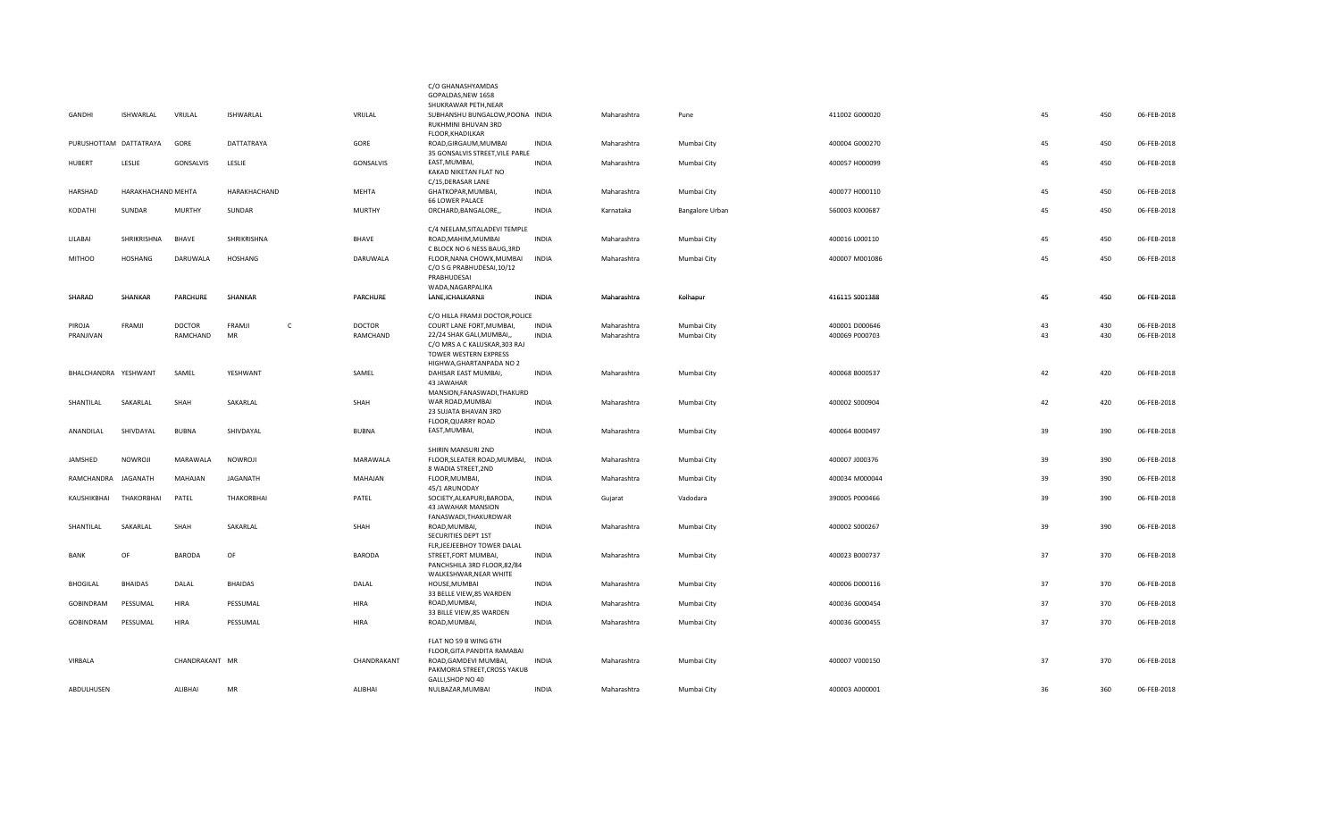| | | | | | | | | | | | | | |
|---|---|---|---|---|---|---|---|---|---|---|---|---|---|
| GANDHI | ISHWARLAL | VRIJLAL | ISHWARLAL | | VRIJLAL | C/O GHANASHYAMDAS GOPALDAS,NEW 1658 SHUKRAWAR PETH,NEAR SUBHANSHU BUNGALOW,POONA | INDIA | Maharashtra | Pune | 411002 G000020 | 45 | 450 | 06-FEB-2018 |
| PURUSHOTTAM | DATTATRAYA | GORE | DATTATRAYA | | GORE | RUKHMINI BHUVAN 3RD FLOOR,KHADILKAR ROAD,GIRGAUM,MUMBAI | INDIA | Maharashtra | Mumbai City | 400004 G000270 | 45 | 450 | 06-FEB-2018 |
| HUBERT | LESLIE | GONSALVIS | LESLIE | | GONSALVIS | 35 GONSALVIS STREET,VILE PARLE EAST,MUMBAI, | INDIA | Maharashtra | Mumbai City | 400057 H000099 | 45 | 450 | 06-FEB-2018 |
| HARSHAD | HARAKHACHAND MEHTA | | HARAKHACHAND | | MEHTA | KAKAD NIKETAN FLAT NO C/15,DERASAR LANE GHATKOPAR,MUMBAI, | INDIA | Maharashtra | Mumbai City | 400077 H000110 | 45 | 450 | 06-FEB-2018 |
| KODATHI | SUNDAR | MURTHY | SUNDAR | | MURTHY | 66 LOWER PALACE ORCHARD,BANGALORE,, | INDIA | Karnataka | Bangalore Urban | 560003 K000687 | 45 | 450 | 06-FEB-2018 |
| LILABAI | SHRIKRISHNA | BHAVE | SHRIKRISHNA | | BHAVE | C/4 NEELAM,SITALADEVI TEMPLE ROAD,MAHIM,MUMBAI | INDIA | Maharashtra | Mumbai City | 400016 L000110 | 45 | 450 | 06-FEB-2018 |
| MITHOO | HOSHANG | DARUWALA | HOSHANG | | DARUWALA | C BLOCK NO 6 NESS BAUG,3RD FLOOR,NANA CHOWK,MUMBAI | INDIA | Maharashtra | Mumbai City | 400007 M001086 | 45 | 450 | 06-FEB-2018 |
| ~~SHARAD~~ | ~~SHANKAR~~ | ~~PARCHURE~~ | ~~SHANKAR~~ | | ~~PARCHURE~~ | C/O S G PRABHUDESAI,10/12 PRABHUDESAI WADA,NAGARPALIKA ~~LANE,ICHALKARNJI~~ | ~~INDIA~~ | ~~Maharashtra~~ | ~~Kolhapur~~ | ~~416115 S001388~~ | ~~45~~ | ~~450~~ | ~~06-FEB-2018~~ |
| PIROJA | FRAMJI | DOCTOR | FRAMJI | C | DOCTOR | C/O HILLA FRAMJI DOCTOR,POLICE COURT LANE FORT,MUMBAI, | INDIA | Maharashtra | Mumbai City | 400001 D000646 | 43 | 430 | 06-FEB-2018 |
| PRANJIVAN | | RAMCHAND | MR | | RAMCHAND | 22/24 SHAK GALI,MUMBAI,, | INDIA | Maharashtra | Mumbai City | 400069 P000703 | 43 | 430 | 06-FEB-2018 |
| BHALCHANDRA | YESHWANT | SAMEL | YESHWANT | | SAMEL | C/O MRS A C KALUSKAR,303 RAJ TOWER WESTERN EXPRESS HIGHWA,GHARTANPADA NO 2 DAHISAR EAST MUMBAI, | INDIA | Maharashtra | Mumbai City | 400068 B000537 | 42 | 420 | 06-FEB-2018 |
| SHANTILAL | SAKARLAL | SHAH | SAKARLAL | | SHAH | 43 JAWAHAR MANSION,FANASWADI,THAKURD WAR ROAD,MUMBAI | INDIA | Maharashtra | Mumbai City | 400002 S000904 | 42 | 420 | 06-FEB-2018 |
| ANANDILAL | SHIVDAYAL | BUBNA | SHIVDAYAL | | BUBNA | 23 SUJATA BHAVAN 3RD FLOOR,QUARRY ROAD EAST,MUMBAI, | INDIA | Maharashtra | Mumbai City | 400064 B000497 | 39 | 390 | 06-FEB-2018 |
| JAMSHED | NOWROJI | MARAWALA | NOWROJI | | MARAWALA | SHIRIN MANSURI 2ND FLOOR,SLEATER ROAD,MUMBAI, | INDIA | Maharashtra | Mumbai City | 400007 J000376 | 39 | 390 | 06-FEB-2018 |
| RAMCHANDRA | JAGANATH | MAHAJAN | JAGANATH | | MAHAJAN | 8 WADIA STREET,2ND FLOOR,MUMBAI, | INDIA | Maharashtra | Mumbai City | 400034 M000044 | 39 | 390 | 06-FEB-2018 |
| KAUSHIKBHAI | THAKORBHAI | PATEL | THAKORBHAI | | PATEL | 45/1 ARUNODAY SOCIETY,ALKAPURI,BARODA, | INDIA | Gujarat | Vadodara | 390005 P000466 | 39 | 390 | 06-FEB-2018 |
| SHANTILAL | SAKARLAL | SHAH | SAKARLAL | | SHAH | 43 JAWAHAR MANSION FANASWADI,THAKURDWAR ROAD,MUMBAI, | INDIA | Maharashtra | Mumbai City | 400002 S000267 | 39 | 390 | 06-FEB-2018 |
| BANK | OF | BARODA | OF | | BARODA | SECURITIES DEPT 1ST FLR,JEEJEEBHOY TOWER DALAL STREET,FORT MUMBAI, | INDIA | Maharashtra | Mumbai City | 400023 B000737 | 37 | 370 | 06-FEB-2018 |
| BHOGILAL | BHAIDAS | DALAL | BHAIDAS | | DALAL | PANCHSHILA 3RD FLOOR,82/84 WALKESHWAR,NEAR WHITE HOUSE,MUMBAI | INDIA | Maharashtra | Mumbai City | 400006 D000116 | 37 | 370 | 06-FEB-2018 |
| GOBINDRAM | PESSUMAL | HIRA | PESSUMAL | | HIRA | 33 BELLE VIEW,85 WARDEN ROAD,MUMBAI, | INDIA | Maharashtra | Mumbai City | 400036 G000454 | 37 | 370 | 06-FEB-2018 |
| GOBINDRAM | PESSUMAL | HIRA | PESSUMAL | | HIRA | 33 BILLE VIEW,85 WARDEN ROAD,MUMBAI, | INDIA | Maharashtra | Mumbai City | 400036 G000455 | 37 | 370 | 06-FEB-2018 |
| VIRBALA | | CHANDRAKANT | MR | | CHANDRAKANT | FLAT NO 59 B WING 6TH FLOOR,GITA PANDITA RAMABAI ROAD,GAMDEVI MUMBAI, | INDIA | Maharashtra | Mumbai City | 400007 V000150 | 37 | 370 | 06-FEB-2018 |
| ABDULHUSEN | | ALIBHAI | MR | | ALIBHAI | PAKMORIA STREET,CROSS YAKUB GALLI,SHOP NO 40 NULBAZAR,MUMBAI | INDIA | Maharashtra | Mumbai City | 400003 A000001 | 36 | 360 | 06-FEB-2018 |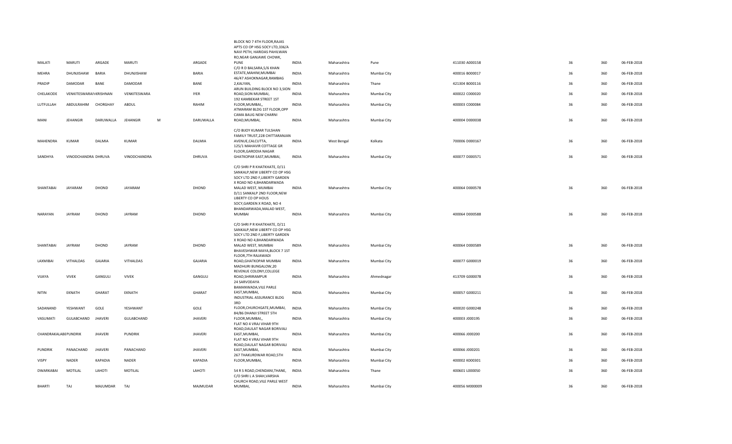| MALATI | MARUTI | ARGADE | MARUTI | | ARGADE | BLOCK NO 7 4TH FLOOR,RAJAS APTS CO OP HSG SOCY LTD,336/A NAVI PETH, HARIDAS PAHILWAN RO,NEAR GANJAWE CHOWK, PUNE | INDIA | Maharashtra | Pune | 411030 A000158 | 36 | 360 | 06-FEB-2018 |
|---|---|---|---|---|---|---|---|---|---|---|---|---|---|
| MEHRA | DHUNJISHAW | BARIA | DHUNJISHAW | | BARIA | C/O R D BALSARA,5/6 KHAN ESTATE,MAHIM,MUMBAI | INDIA | Maharashtra | Mumbai City | 400016 B000017 | 36 | 360 | 06-FEB-2018 |
| PRADIP | DAMODAR | BANE | DAMODAR | | BANE | 46/47 ASHOKNAGAR,RAMBAG 2,KALYAN, | INDIA | Maharashtra | Thane | 421304 B000116 | 36 | 360 | 06-FEB-2018 |
| CHELAKODE | VENKITESWARAI\ KRISHNAN | | VENKITESWARA | | IYER | ARUN BUILDING BLOCK NO 3,SION ROAD,SION MUMBAI, | INDIA | Maharashtra | Mumbai City | 400022 C000020 | 36 | 360 | 06-FEB-2018 |
| LUTFULLAH | ABDULRAHIM | CHORGHAY | ABDUL | | RAHIM | 192 KAMBEKAR STREET 1ST FLOOR,MUMBAI,, | INDIA | Maharashtra | Mumbai City | 400003 C000084 | 36 | 360 | 06-FEB-2018 |
| MANI | JEHANGIR | DARUWALLA | JEHANGIR | M | DARUWALLA | ATMARAM BLDG 1ST FLOOR,OPP CAMA BAUG NEW CHARNI ROAD,MUMBAI, | INDIA | Maharashtra | Mumbai City | 400004 D000038 | 36 | 360 | 06-FEB-2018 |
| MAHENDRA | KUMAR | DALMIA | KUMAR | | DALMIA | C/O BIJOY KUMAR TULSHAN FAMILY TRUST,228 CHITTARANJAN AVENUE,CALCUTTA, | INDIA | West Bengal | Kolkata | 700006 D000167 | 36 | 360 | 06-FEB-2018 |
| SANDHYA | VINODCHANDRA DHRUVA | | VINODCHANDRA | | DHRUVA | 125/1 MAHAVIR COTTAGE GR FLOOR,GARODIA NAGAR GHATKOPAR EAST,MUMBAI, | INDIA | Maharashtra | Mumbai City | 400077 D000571 | 36 | 360 | 06-FEB-2018 |
| SHANTABAI | JAYARAM | DHOND | JAYARAM | | DHOND | C/O SHRI P R KHATKHATE, D/11 SANKALP,NEW LIBERTY CO OP HSG SOCY LTD 2ND F,LIBERTY GARDEN X ROAD NO 4,BHANDARWADA MALAD WEST, MUMBAI | INDIA | Maharashtra | Mumbai City | 400064 D000578 | 36 | 360 | 06-FEB-2018 |
| NARAYAN | JAYRAM | DHOND | JAYRAM | | DHOND | D/11 SANKALP 2ND FLOOR,NEW LIBERTY CO OP HOUS SOCY,GARDEN X ROAD, NO 4 BHANDARWADA,MALAD WEST, MUMBAI | INDIA | Maharashtra | Mumbai City | 400064 D000588 | 36 | 360 | 06-FEB-2018 |
| SHANTABAI | JAYRAM | DHOND | JAYRAM | | DHOND | C/O SHRI P R KHATKHATE, D/11 SANKALP,NEW LIBERTY CO OP HSG SOCY LTD 2ND F,LIBERTY GARDEN X ROAD NO 4,BHANDARWADA MALAD WEST, MUMBAI | INDIA | Maharashtra | Mumbai City | 400064 D000589 | 36 | 360 | 06-FEB-2018 |
| LAXMIBAI | VITHALDAS | GAJARIA | VITHALDAS | | GAJARIA | BHAVESHWAR MAYA,BLOCK 7 1ST FLOOR,7TH RAJAWADI ROAD,GHATKOPAR MUMBAI | INDIA | Maharashtra | Mumbai City | 400077 G000019 | 36 | 360 | 06-FEB-2018 |
| VIJAYA | VIVEK | GANGULI | VIVEK | | GANGULI | MADHURI BUNGALOW,20 REVENUE COLONY,COLLEGE ROAD,SHRIRAMPUR | INDIA | Maharashtra | Ahmednagar | 413709 G000078 | 36 | 360 | 06-FEB-2018 |
| NITIN | EKNATH | GHARAT | EKNATH | | GHARAT | 24 SARVODAYA BAMANWADA,VILE PARLE EAST,MUMBAI, | INDIA | Maharashtra | Mumbai City | 400057 G000211 | 36 | 360 | 06-FEB-2018 |
| SADANAND | YESHWANT | GOLE | YESHWANT | | GOLE | INDUSTRIAL ASSURANCE BLDG 3RD FLOOR,CHURCHGATE,MUMBAI, | INDIA | Maharashtra | Mumbai City | 400020 G000248 | 36 | 360 | 06-FEB-2018 |
| VASUMATI | GULABCHAND | JHAVERI | GULABCHAND | | JHAVERI | 84/86 DHANJI STREET 5TH FLOOR,MUMBAI,, | INDIA | Maharashtra | Mumbai City | 400003 J000195 | 36 | 360 | 06-FEB-2018 |
| CHANDRAKALABE PUNDRIK | | JHAVERI | PUNDRIK | | JHAVERI | FLAT NO 4 VRAJ VIHAR 9TH ROAD,DAULAT NAGAR BORIVALI EAST,MUMBAI, | INDIA | Maharashtra | Mumbai City | 400066 J000200 | 36 | 360 | 06-FEB-2018 |
| PUNDRIK | PANACHAND | JHAVERI | PANACHAND | | JHAVERI | FLAT NO 4 VRAJ VIHAR 9TH ROAD,DAULAT NAGAR BORIVALI EAST,MUMBAI, | INDIA | Maharashtra | Mumbai City | 400066 J000201 | 36 | 360 | 06-FEB-2018 |
| VISPY | NADER | KAPADIA | NADER | | KAPADIA | 267 THAKURDWAR ROAD,5TH FLOOR,MUMBAI, | INDIA | Maharashtra | Mumbai City | 400002 K000301 | 36 | 360 | 06-FEB-2018 |
| DWARKABAI | MOTILAL | LAHOTI | MOTILAL | | LAHOTI | 54 R S ROAD,CHENDANI,THANE, | INDIA | Maharashtra | Thane | 400601 L000050 | 36 | 360 | 06-FEB-2018 |
| BHARTI | TAJ | MAJUMDAR | TAJ | | MAJMUDAR | C/O SHRI L A SHAH,VARSHA CHURCH ROAD,VILE PARLE WEST MUMBAI, | INDIA | Maharashtra | Mumbai City | 400056 M000009 | 36 | 360 | 06-FEB-2018 |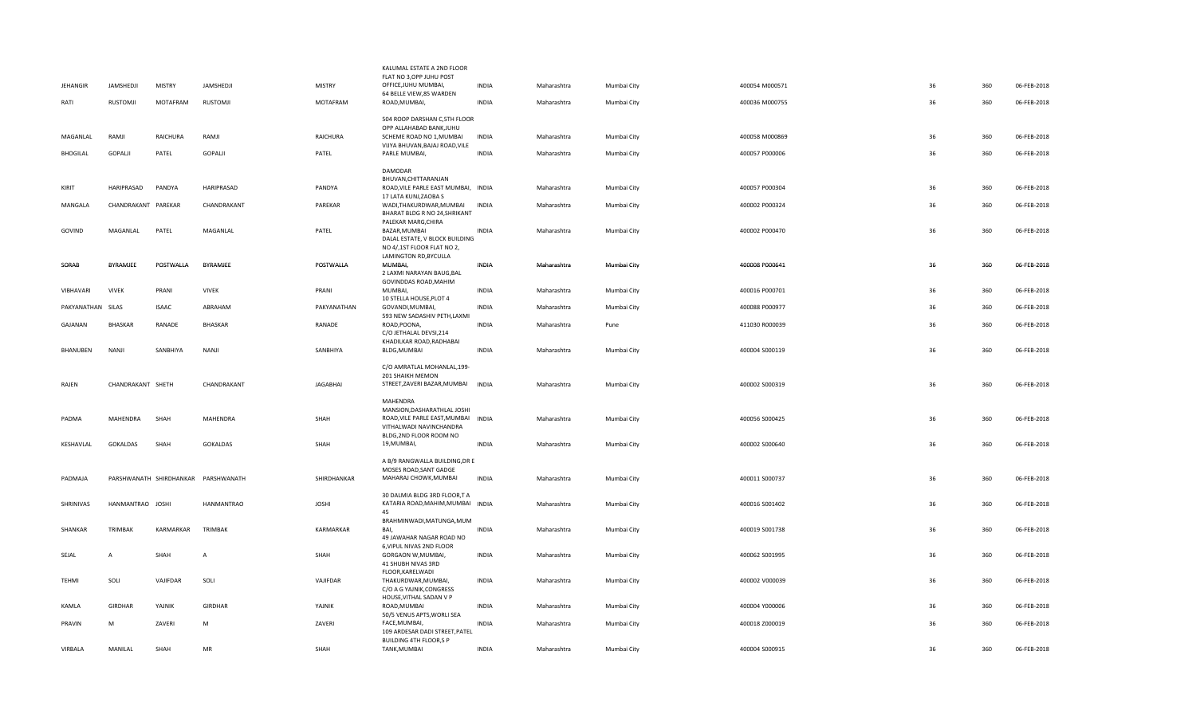| | | | | | | | | | | | | |
|---|---|---|---|---|---|---|---|---|---|---|---|---|
| JEHANGIR | JAMSHEDJI | MISTRY | JAMSHEDJI | MISTRY | KALUMAL ESTATE A 2ND FLOOR FLAT NO 3,OPP JUHU POST OFFICE,JUHU MUMBAI, | INDIA | Maharashtra | Mumbai City | 400054 M000571 | 36 | 360 | 06-FEB-2018 |
| RATI | RUSTOMJI | MOTAFRAM | RUSTOMJI | MOTAFRAM | 64 BELLE VIEW,85 WARDEN ROAD,MUMBAI, | INDIA | Maharashtra | Mumbai City | 400036 M000755 | 36 | 360 | 06-FEB-2018 |
| MAGANLAL | RAMJI | RAICHURA | RAMJI | RAICHURA | 504 ROOP DARSHAN C,5TH FLOOR OPP ALLAHABAD BANK,JUHU SCHEME ROAD NO 1,MUMBAI | INDIA | Maharashtra | Mumbai City | 400058 M000869 | 36 | 360 | 06-FEB-2018 |
| BHOGILAL | GOPALJI | PATEL | GOPALJI | PATEL | VIJYA BHUVAN,BAJAJ ROAD,VILE PARLE MUMBAI, | INDIA | Maharashtra | Mumbai City | 400057 P000006 | 36 | 360 | 06-FEB-2018 |
| KIRIT | HARIPRASAD | PANDYA | HARIPRASAD | PANDYA | DAMODAR BHUVAN,CHITTARANJAN ROAD,VILE PARLE EAST MUMBAI, | INDIA | Maharashtra | Mumbai City | 400057 P000304 | 36 | 360 | 06-FEB-2018 |
| MANGALA | CHANDRAKANT | PAREKAR | CHANDRAKANT | PAREKAR | 17 LATA KUNJ,ZAOBA S WADI,THAKURDWAR,MUMBAI | INDIA | Maharashtra | Mumbai City | 400002 P000324 | 36 | 360 | 06-FEB-2018 |
| GOVIND | MAGANLAL | PATEL | MAGANLAL | PATEL | BHARAT BLDG R NO 24,SHRIKANT PALEKAR MARG,CHIRA BAZAR,MUMBAI | INDIA | Maharashtra | Mumbai City | 400002 P000470 | 36 | 360 | 06-FEB-2018 |
| ~~SORAB~~ | ~~BYRAMJEE~~ | ~~POSTWALLA~~ | ~~BYRAMJEE~~ | ~~POSTWALLA~~ | DALAL ESTATE, V BLOCK BUILDING NO 4/,1ST FLOOR FLAT NO 2, LAMINGTON RD,BYCULLA ~~MUMBAI,~~ | ~~INDIA~~ | ~~Maharashtra~~ | ~~Mumbai City~~ | ~~400008 P000641~~ | ~~36~~ | ~~360~~ | ~~06-FEB-2018~~ |
| VIBHAVARI | VIVEK | PRANI | VIVEK | PRANI | 2 LAXMI NARAYAN BAUG,BAL GOVINDDAS ROAD,MAHIM MUMBAI, | INDIA | Maharashtra | Mumbai City | 400016 P000701 | 36 | 360 | 06-FEB-2018 |
| PAKYANATHAN | SILAS | ISAAC | ABRAHAM | PAKYANATHAN | 10 STELLA HOUSE,PLOT 4 GOVANDI,MUMBAI, | INDIA | Maharashtra | Mumbai City | 400088 P000977 | 36 | 360 | 06-FEB-2018 |
| GAJANAN | BHASKAR | RANADE | BHASKAR | RANADE | 593 NEW SADASHIV PETH,LAXMI ROAD,POONA, | INDIA | Maharashtra | Pune | 411030 R000039 | 36 | 360 | 06-FEB-2018 |
| BHANUBEN | NANJI | SANBHIYA | NANJI | SANBHIYA | C/O JETHALAL DEVSI,214 KHADILKAR ROAD,RADHABAI BLDG,MUMBAI | INDIA | Maharashtra | Mumbai City | 400004 S000119 | 36 | 360 | 06-FEB-2018 |
| RAJEN | CHANDRAKANT | SHETH | CHANDRAKANT | JAGABHAI | C/O AMRATLAL MOHANLAL,199-201 SHAIKH MEMON STREET,ZAVERI BAZAR,MUMBAI | INDIA | Maharashtra | Mumbai City | 400002 S000319 | 36 | 360 | 06-FEB-2018 |
| PADMA | MAHENDRA | SHAH | MAHENDRA | SHAH | MAHENDRA MANSION,DASHARATHLAL JOSHI ROAD,VILE PARLE EAST,MUMBAI | INDIA | Maharashtra | Mumbai City | 400056 S000425 | 36 | 360 | 06-FEB-2018 |
| KESHAVLAL | GOKALDAS | SHAH | GOKALDAS | SHAH | VITHALWADI NAVINCHANDRA BLDG,2ND FLOOR ROOM NO 19,MUMBAI, | INDIA | Maharashtra | Mumbai City | 400002 S000640 | 36 | 360 | 06-FEB-2018 |
| PADMAJA | PARSHWANATH | SHIRDHANKAR | PARSHWANATH | SHIRDHANKAR | A 8/9 RANGWALLA BUILDING,DR E MOSES ROAD,SANT GADGE MAHARAJ CHOWK,MUMBAI | INDIA | Maharashtra | Mumbai City | 400011 S000737 | 36 | 360 | 06-FEB-2018 |
| SHRINIVAS | HANMANTRAO | JOSHI | HANMANTRAO | JOSHI | 30 DALMIA BLDG 3RD FLOOR,T A KATARIA ROAD,MAHIM,MUMBAI 45 | INDIA | Maharashtra | Mumbai City | 400016 S001402 | 36 | 360 | 06-FEB-2018 |
| SHANKAR | TRIMBAK | KARMARKAR | TRIMBAK | KARMARKAR | BRAHMINWADI,MATUNGA,MUM BAI, | INDIA | Maharashtra | Mumbai City | 400019 S001738 | 36 | 360 | 06-FEB-2018 |
| SEJAL | A | SHAH | A | SHAH | 49 JAWAHAR NAGAR ROAD NO 6,VIPUL NIVAS 2ND FLOOR GORGAON W,MUMBAI, | INDIA | Maharashtra | Mumbai City | 400062 S001995 | 36 | 360 | 06-FEB-2018 |
| TEHMI | SOLI | VAJIFDAR | SOLI | VAJIFDAR | 41 SHUBH NIVAS 3RD FLOOR,KARELWADI THAKURDWAR,MUMBAI, | INDIA | Maharashtra | Mumbai City | 400002 V000039 | 36 | 360 | 06-FEB-2018 |
| KAMLA | GIRDHAR | YAJNIK | GIRDHAR | YAJNIK | C/O A G YAJNIK,CONGRESS HOUSE,VITHAL SADAN V P ROAD,MUMBAI | INDIA | Maharashtra | Mumbai City | 400004 Y000006 | 36 | 360 | 06-FEB-2018 |
| PRAVIN | M | ZAVERI | M | ZAVERI | 50/S VENUS APTS,WORLI SEA FACE,MUMBAI, | INDIA | Maharashtra | Mumbai City | 400018 Z000019 | 36 | 360 | 06-FEB-2018 |
| VIRBALA | MANILAL | SHAH | MR | SHAH | 109 ARDESAR DADI STREET,PATEL BUILDING 4TH FLOOR,S P TANK,MUMBAI | INDIA | Maharashtra | Mumbai City | 400004 S000915 | 36 | 360 | 06-FEB-2018 |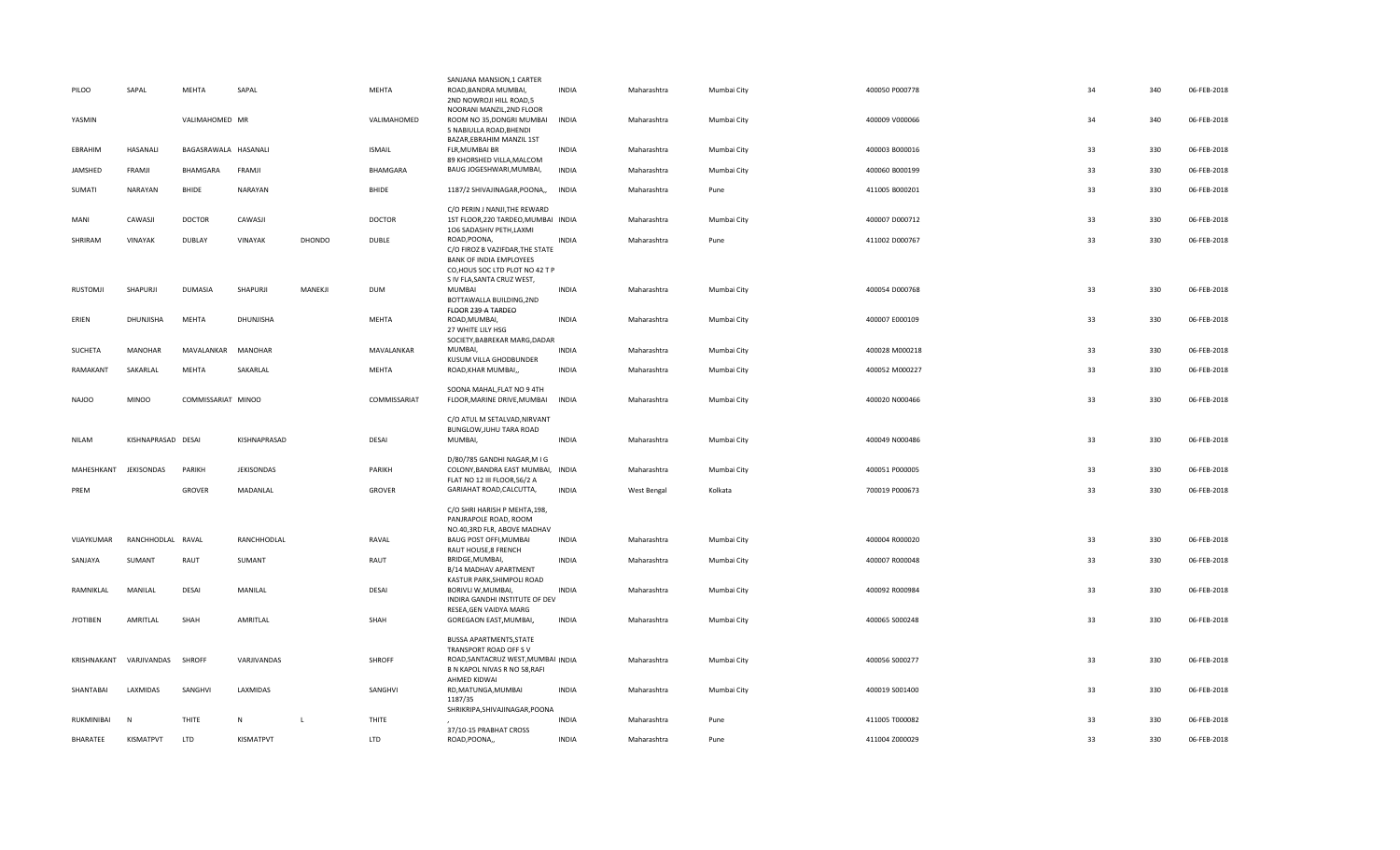| | | | | | | | | | | | | | |
|---|---|---|---|---|---|---|---|---|---|---|---|---|---|
| PILOO | SAPAL | MEHTA | SAPAL | | MEHTA | SANJANA MANSION,1 CARTER ROAD,BANDRA MUMBAI, | INDIA | Maharashtra | Mumbai City | 400050 P000778 | 34 | 340 | 06-FEB-2018 |
| YASMIN | | VALIMAHOMED | MR | | VALIMAHOMED | 2ND NOWROJI HILL ROAD,5 NOORANI MANZIL,2ND FLOOR ROOM NO 35,DONGRI MUMBAI | INDIA | Maharashtra | Mumbai City | 400009 V000066 | 34 | 340 | 06-FEB-2018 |
| EBRAHIM | HASANALI | BAGASRAWALA | HASANALI | | ISMAIL | 5 NABIULLA ROAD,BHENDI BAZAR,EBRAHIM MANZIL 1ST FLR,MUMBAI BR | INDIA | Maharashtra | Mumbai City | 400003 B000016 | 33 | 330 | 06-FEB-2018 |
| JAMSHED | FRAMJI | BHAMGARA | FRAMJI | | BHAMGARA | 89 KHORSHED VILLA,MALCOM BAUG JOGESHWARI,MUMBAI, | INDIA | Maharashtra | Mumbai City | 400060 B000199 | 33 | 330 | 06-FEB-2018 |
| SUMATI | NARAYAN | BHIDE | NARAYAN | | BHIDE | 1187/2 SHIVAJINAGAR,POONA,, | INDIA | Maharashtra | Pune | 411005 B000201 | 33 | 330 | 06-FEB-2018 |
| MANI | CAWASJI | DOCTOR | CAWASJI | | DOCTOR | C/O PERIN J NANJI,THE REWARD 1ST FLOOR,220 TARDEO,MUMBAI | INDIA | Maharashtra | Mumbai City | 400007 D000712 | 33 | 330 | 06-FEB-2018 |
| SHRIRAM | VINAYAK | DUBLAY | VINAYAK | DHONDO | DUBLE | 106 SADASHIV PETH,LAXMI ROAD,POONA, | INDIA | Maharashtra | Pune | 411002 D000767 | 33 | 330 | 06-FEB-2018 |
| RUSTOMJI | SHAPURJI | DUMASIA | SHAPURJI | MANEKJI | DUM | C/O FIROZ B VAZIFDAR,THE STATE BANK OF INDIA EMPLOYEES CO,HOUS SOC LTD PLOT NO 42 T P S IV FLA,SANTA CRUZ WEST, MUMBAI | INDIA | Maharashtra | Mumbai City | 400054 D000768 | 33 | 330 | 06-FEB-2018 |
| ERIEN | DHUNJISHA | MEHTA | DHUNJISHA | | MEHTA | BOTTAWALLA BUILDING,2ND FLOOR 239-A TARDEO ROAD,MUMBAI, | INDIA | Maharashtra | Mumbai City | 400007 E000109 | 33 | 330 | 06-FEB-2018 |
| SUCHETA | MANOHAR | MAVALANKAR | MANOHAR | | MAVALANKAR | 27 WHITE LILY HSG SOCIETY,BABREKAR MARG,DADAR MUMBAI, | INDIA | Maharashtra | Mumbai City | 400028 M000218 | 33 | 330 | 06-FEB-2018 |
| RAMAKANT | SAKARLAL | MEHTA | SAKARLAL | | MEHTA | KUSUM VILLA GHODBUNDER ROAD,KHAR MUMBAI,, | INDIA | Maharashtra | Mumbai City | 400052 M000227 | 33 | 330 | 06-FEB-2018 |
| NAJOO | MINOO | COMMISSARIAT | MINOO | | COMMISSARIAT | SOONA MAHAL,FLAT NO 9 4TH FLOOR,MARINE DRIVE,MUMBAI | INDIA | Maharashtra | Mumbai City | 400020 N000466 | 33 | 330 | 06-FEB-2018 |
| NILAM | KISHNAPRASAD | DESAI | KISHNAPRASAD | | DESAI | C/O ATUL M SETALVAD,NIRVANT BUNGLOW,JUHU TARA ROAD MUMBAI, | INDIA | Maharashtra | Mumbai City | 400049 N000486 | 33 | 330 | 06-FEB-2018 |
| MAHESHKANT | JEKISONDAS | PARIKH | JEKISONDAS | | PARIKH | D/80/785 GANDHI NAGAR,M I G COLONY,BANDRA EAST MUMBAI, | INDIA | Maharashtra | Mumbai City | 400051 P000005 | 33 | 330 | 06-FEB-2018 |
| PREM | | GROVER | MADANLAL | | GROVER | FLAT NO 12 III FLOOR,56/2 A GARIAHAT ROAD,CALCUTTA, | INDIA | West Bengal | Kolkata | 700019 P000673 | 33 | 330 | 06-FEB-2018 |
| VIJAYKUMAR | RANCHHODLAL | RAVAL | RANCHHODLAL | | RAVAL | C/O SHRI HARISH P MEHTA,198, PANJRAPOLE ROAD, ROOM NO.40,3RD FLR, ABOVE MADHAV BAUG POST OFFI,MUMBAI | INDIA | Maharashtra | Mumbai City | 400004 R000020 | 33 | 330 | 06-FEB-2018 |
| SANJAYA | SUMANT | RAUT | SUMANT | | RAUT | RAUT HOUSE,8 FRENCH BRIDGE,MUMBAI, | INDIA | Maharashtra | Mumbai City | 400007 R000048 | 33 | 330 | 06-FEB-2018 |
| RAMNIKLAL | MANILAL | DESAI | MANILAL | | DESAI | B/14 MADHAV APARTMENT KASTUR PARK,SHIMPOLI ROAD BORIVLI W,MUMBAI, | INDIA | Maharashtra | Mumbai City | 400092 R000984 | 33 | 330 | 06-FEB-2018 |
| JYOTIBEN | AMRITLAL | SHAH | AMRITLAL | | SHAH | INDIRA GANDHI INSTITUTE OF DEV RESEA,GEN VAIDYA MARG GOREGAON EAST,MUMBAI, | INDIA | Maharashtra | Mumbai City | 400065 S000248 | 33 | 330 | 06-FEB-2018 |
| KRISHNAKANT | VARJIVANDAS | SHROFF | VARJIVANDAS | | SHROFF | BUSSA APARTMENTS,STATE TRANSPORT ROAD OFF S V ROAD,SANTACRUZ WEST,MUMBAI | INDIA | Maharashtra | Mumbai City | 400056 S000277 | 33 | 330 | 06-FEB-2018 |
| SHANTABAI | LAXMIDAS | SANGHVI | LAXMIDAS | | SANGHVI | B N KAPOL NIVAS R NO 58,RAFI AHMED KIDWAI RD,MATUNGA,MUMBAI | INDIA | Maharashtra | Mumbai City | 400019 S001400 | 33 | 330 | 06-FEB-2018 |
| RUKMINIBAI | N | THITE | N | L | THITE | 1187/35 SHRIKRIPA,SHIVAJINAGAR,POONA , | INDIA | Maharashtra | Pune | 411005 T000082 | 33 | 330 | 06-FEB-2018 |
| BHARATEE | KISMATPVT | LTD | KISMATPVT | | LTD | 37/10-15 PRABHAT CROSS ROAD,POONA,, | INDIA | Maharashtra | Pune | 411004 Z000029 | 33 | 330 | 06-FEB-2018 |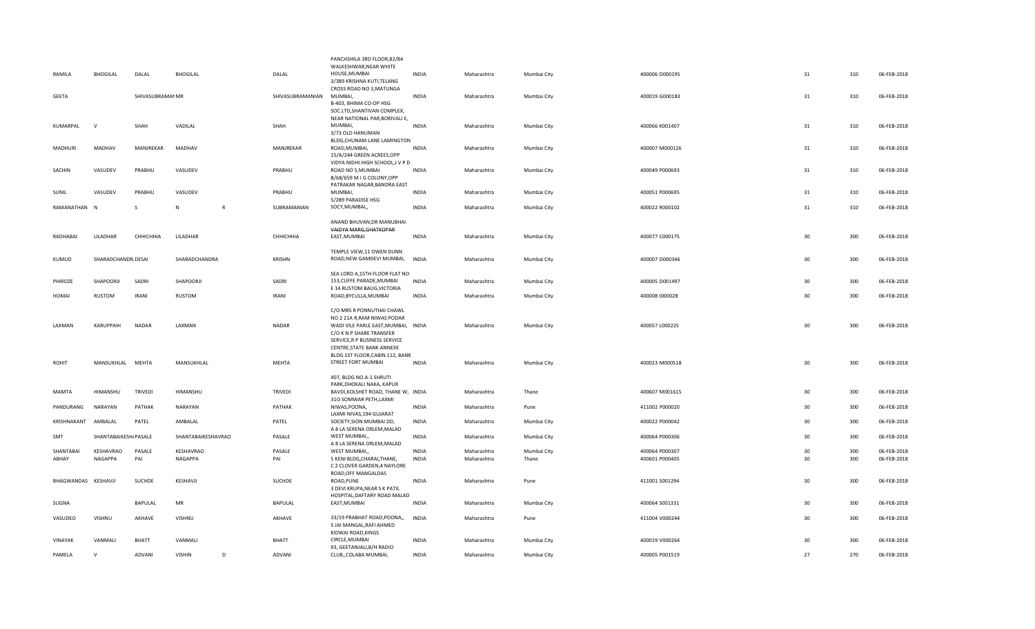| | | | | | | | | | | | | | | |
|---|---|---|---|---|---|---|---|---|---|---|---|---|---|---|
| RAMILA | BHOGILAL | DALAL | BHOGILAL | | DALAL | PANCHSHILA 3RD FLOOR,82/84 WALKESHWAR,NEAR WHITE HOUSE,MUMBAI | INDIA | Maharashtra | Mumbai City | 400006 D000195 | | 31 | 310 | 06-FEB-2018 |
| GEETA | | SHIVASUBRAMANMR | | | SHIVASUBRAMANIAN | 3/389 KRISHNA KUTI,TELANG CROSS ROAD NO 3,MATUNGA MUMBAI, | INDIA | Maharashtra | Mumbai City | 400019 G000183 | | 31 | 310 | 06-FEB-2018 |
| KUMARPAL | V | SHAH | VADILAL | | SHAH | B-403, BHIMA CO-OP HSG SOC.LTD,SHANTIVAN COMPLEX, NEAR NATIONAL PAR,BORIVALI E, MUMBAI, | INDIA | Maharashtra | Mumbai City | 400066 K001407 | | 31 | 310 | 06-FEB-2018 |
| MADHURI | MADHAV | MANJREKAR | MADHAV | | MANJREKAR | 3/73 OLD HANUMAN BLDG,CHUNAM LANE LAMINGTON ROAD,MUMBAI, | INDIA | Maharashtra | Mumbai City | 400007 M000126 | | 31 | 310 | 06-FEB-2018 |
| SACHIN | VASUDEV | PRABHU | VASUDEV | | PRABHU | 15/A/244 GREEN ACREES,OPP VIDYA NIDHI HIGH SCHOOL,J V P D ROAD NO 5,MUMBAI | INDIA | Maharashtra | Mumbai City | 400049 P000693 | | 31 | 310 | 06-FEB-2018 |
| SUNIL | VASUDEV | PRABHU | VASUDEV | | PRABHU | B/68/659 M I G COLONY,OPP PATRAKAR NAGAR,BANDRA EAST MUMBAI, | INDIA | Maharashtra | Mumbai City | 400051 P000695 | | 31 | 310 | 06-FEB-2018 |
| RAMANATHAN | N | S | N | R | SUBRAMANIAN | 5/289 PARADISE HSG SOCY,MUMBAI,, | INDIA | Maharashtra | Mumbai City | 400022 R000102 | | 31 | 310 | 06-FEB-2018 |
| RADHABAI | LILADHAR | CHHICHHIA | LILADHAR | | CHHICHHIA | ANAND BHUVAN,DR MANUBHAI VAIDYA MARG,GHATKOPAR EAST,MUMBAI | INDIA | Maharashtra | Mumbai City | 400077 C000175 | | 30 | 300 | 06-FEB-2018 |
| KUMUD | SHARADCHANDR. DESAI | | SHARADCHANDRA | | KRISHN | TEMPLE VIEW,11 OWEN DUNN ROAD,NEW GAMDEVI MUMBAI, | INDIA | Maharashtra | Mumbai City | 400007 D000346 | | 30 | 300 | 06-FEB-2018 |
| PHIROZE | SHAPOORJI | SADRI | SHAPOORJI | | SADRI | SEA LORD A,15TH FLOOR FLAT NO 153,CUFFE PARADE,MUMBAI | INDIA | Maharashtra | Mumbai City | 400005 D001497 | | 30 | 300 | 06-FEB-2018 |
| HOMAI | RUSTOM | IRANI | RUSTOM | | IRANI | E 14 RUSTOM BAUG,VICTORIA ROAD,BYCULLA,MUMBAI | INDIA | Maharashtra | Mumbai City | 400008 I000028 | | 30 | 300 | 06-FEB-2018 |
| LAXMAN | KARUPPAIH | NADAR | LAXMAN | | NADAR | C/O MRS R PONNUTHAI CHAWL NO 2 21A R,RAM NIWAS PODAR WADI VILE PARLE EAST,MUMBAI, | INDIA | Maharashtra | Mumbai City | 400057 L000225 | | 30 | 300 | 06-FEB-2018 |
| ROHIT | MANSUKHLAL | MEHTA | MANSUKHLAL | | MEHTA | C/O K N P SHARE TRANSFER SERVICE,R P BUSINESS SERVICE CENTRE,STATE BANK ANNEXE BLDG 1ST FLOOR,CABIN 112, BANK STREET FORT MUMBAI | INDIA | Maharashtra | Mumbai City | 400023 M000518 | | 30 | 300 | 06-FEB-2018 |
| MAMTA | HIMANSHU | TRIVEDI | HIMANSHU | | TRIVEDI | 407, BLDG NO.A-1 SHRUTI PARK,DHOKALI NAKA, KAPUR BAVDI,KOLSHET ROAD, THANE W, | INDIA | Maharashtra | Thane | 400607 M001615 | | 30 | 300 | 06-FEB-2018 |
| PANDURANG | NARAYAN | PATHAK | NARAYAN | | PATHAK | 31O SOMWAR PETH,LAXMI NIWAS,POONA, | INDIA | Maharashtra | Pune | 411002 P000020 | | 30 | 300 | 06-FEB-2018 |
| KRISHNAKANT | AMBALAL | PATEL | AMBALAL | | PATEL | LAXMI NIVAS,194 GUJARAT SOCIETY,SION MUMBAI DD, | INDIA | Maharashtra | Mumbai City | 400022 P000042 | | 30 | 300 | 06-FEB-2018 |
| SMT | SHANTABAIKESH/PASALE | | SHANTABAIKESHAVRAO | | PASALE | A 8 LA SERENA ORLEM,MALAD WEST MUMBAI,, | INDIA | Maharashtra | Mumbai City | 400064 P000306 | | 30 | 300 | 06-FEB-2018 |
| SHANTABAI | KESHAVRAO | PASALE | KESHAVRAO | | PASALE | A 8 LA SERENA ORLEM,MALAD WEST MUMBAI,, | INDIA | Maharashtra | Mumbai City | 400064 P000307 | | 30 | 300 | 06-FEB-2018 |
| ABHAY | NAGAPPA | PAI | NAGAPPA | | PAI | 5 KENI BLDG,CHARAI,THANE, | INDIA | Maharashtra | Thane | 400601 P000405 | | 30 | 300 | 06-FEB-2018 |
| BHAGWANDAS | KESHAVJI | SUCHDE | KESHAVJI | | SUCHDE | C 2 CLOVER GARDEN,4 NAYLORE ROAD,OFF MANGALDAS ROAD,PUNE | INDIA | Maharashtra | Pune | 411001 S001294 | | 30 | 300 | 06-FEB-2018 |
| SUGNA | | BAPULAL | MR | | BAPULAL | 3 DEVI KRUPA,NEAR S K PATIL HOSPITAL,DAFTARY ROAD MALAD EAST,MUMBAI | INDIA | Maharashtra | Mumbai City | 400064 S001331 | | 30 | 300 | 06-FEB-2018 |
| VASUDEO | VISHNU | AKHAVE | VISHNU | | AKHAVE | 33/19 PRABHAT ROAD,POONA,, | INDIA | Maharashtra | Pune | 411004 V000244 | | 30 | 300 | 06-FEB-2018 |
| VINAYAK | VANMALI | BHATT | VANMALI | | BHATT | 5 JAI MANGAL,RAFI AHMED KIDWAI ROAD,KINGS CIRCLE,MUMBAI | INDIA | Maharashtra | Mumbai City | 400019 V000264 | | 30 | 300 | 06-FEB-2018 |
| PAMELA | V | ADVANI | VISHIN | D | ADVANI | 93, GEETANJALI,B/H RADIO CLUB,,COLABA MUMBAI, | INDIA | Maharashtra | Mumbai City | 400005 P001519 | | 27 | 270 | 06-FEB-2018 |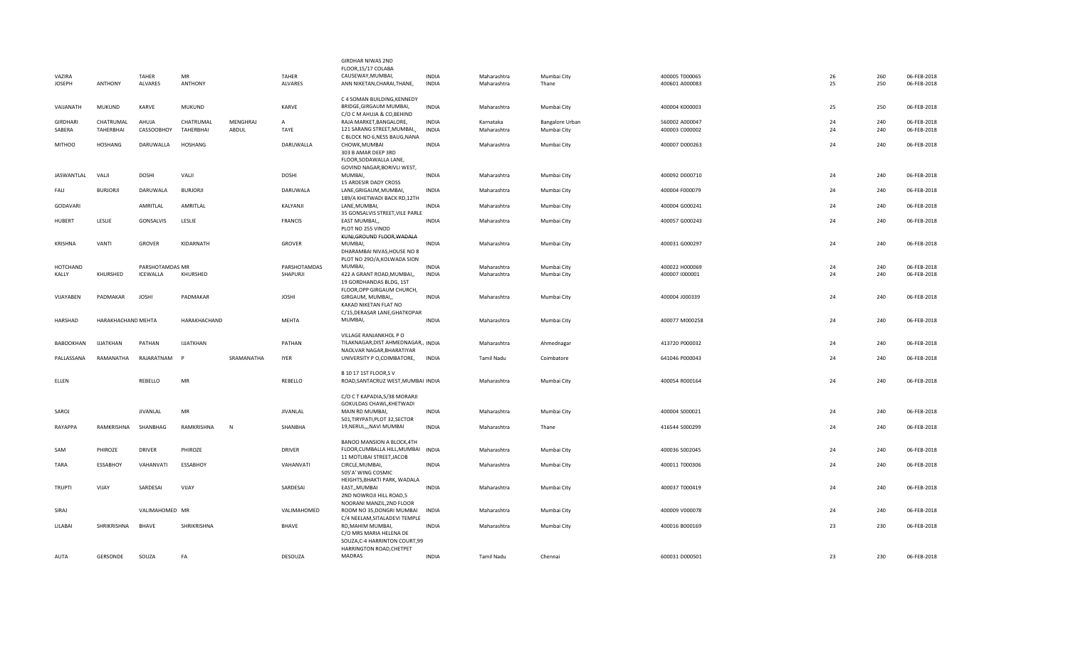| | | | | | | | | | | | | | |
|---|---|---|---|---|---|---|---|---|---|---|---|---|---|
| VAZIRA | | TAHER | MR | | TAHER | GIRDHAR NIWAS 2ND FLOOR,15/17 COLABA CAUSEWAY,MUMBAI, | INDIA | Maharashtra | Mumbai City | 400005 T000065 | 26 | 260 | 06-FEB-2018 |
| JOSEPH | ANTHONY | ALVARES | ANTHONY | | ALVARES | ANN NIKETAN,CHARAI,THANE, | INDIA | Maharashtra | Thane | 400601 A000083 | 25 | 250 | 06-FEB-2018 |
| VAIJANATH | MUKUND | KARVE | MUKUND | | KARVE | C 4 SOMAN BUILDING,KENNEDY BRIDGE,GIRGAUM MUMBAI, | INDIA | Maharashtra | Mumbai City | 400004 K000003 | 25 | 250 | 06-FEB-2018 |
| GIRDHARI | CHATRUMAL | AHUJA | CHATRUMAL | MENGHRAJ | A | C/O C M AHUJA & CO,BEHIND RAJA MARKET,BANGALORE, | INDIA | Karnataka | Bangalore Urban | 560002 A000047 | 24 | 240 | 06-FEB-2018 |
| SABERA | TAHERBHAI | CASSOOBHOY | TAHERBHAI | ABDUL | TAYE | 121 SARANG STREET,MUMBAI,, | INDIA | Maharashtra | Mumbai City | 400003 C000002 | 24 | 240 | 06-FEB-2018 |
| MITHOO | HOSHANG | DARUWALLA | HOSHANG | | DARUWALLA | C BLOCK NO 6,NESS BAUG,NANA CHOWK,MUMBAI | INDIA | Maharashtra | Mumbai City | 400007 D000263 | 24 | 240 | 06-FEB-2018 |
| JASWANTLAL | VALJI | DOSHI | VALJI | | DOSHI | 303 B AMAR DEEP 3RD FLOOR,SODAWALLA LANE, GOVIND NAGAR,BORIVLI WEST, MUMBAI, | INDIA | Maharashtra | Mumbai City | 400092 D000710 | 24 | 240 | 06-FEB-2018 |
| FALI | BURJORJI | DARUWALA | BURJORJI | | DARUWALA | 15 ARDESIR DADY CROSS LANE,GRIGAUM,MUMBAI, | INDIA | Maharashtra | Mumbai City | 400004 F000079 | 24 | 240 | 06-FEB-2018 |
| GODAVARI | | AMRITLAL | AMRITLAL | | KALYANJI | 189/A KHETWADI BACK RD,12TH LANE,MUMBAI, | INDIA | Maharashtra | Mumbai City | 400004 G000241 | 24 | 240 | 06-FEB-2018 |
| HUBERT | LESLIE | GONSALVIS | LESLIE | | FRANCIS | 35 GONSALVIS STREET,VILE PARLE EAST MUMBAI,, | INDIA | Maharashtra | Mumbai City | 400057 G000243 | 24 | 240 | 06-FEB-2018 |
| KRISHNA | VANTI | GROVER | KIDARNATH | | GROVER | PLOT NO 255 VINOD KUNJ,GROUND FLOOR,WADALA MUMBAI, | INDIA | Maharashtra | Mumbai City | 400031 G000297 | 24 | 240 | 06-FEB-2018 |
| HOTCHAND | | PARSHOTAMDAS | MR | | PARSHOTAMDAS | DHARAMBAI NIVAS,HOUSE NO 8 PLOT NO 29O/A,KOLWADA SION MUMBAI, | INDIA | Maharashtra | Mumbai City | 400022 H000069 | 24 | 240 | 06-FEB-2018 |
| KALLY | KHURSHED | ICEWALLA | KHURSHED | | SHAPURJI | 422 A GRANT ROAD,MUMBAI,, | INDIA | Maharashtra | Mumbai City | 400007 I000001 | 24 | 240 | 06-FEB-2018 |
| VIJAYABEN | PADMAKAR | JOSHI | PADMAKAR | | JOSHI | 19 GORDHANDAS BLDG, 1ST FLOOR,OPP GIRGAUM CHURCH, GIRGAUM, MUMBAI,, | INDIA | Maharashtra | Mumbai City | 400004 J000339 | 24 | 240 | 06-FEB-2018 |
| HARSHAD | HARAKHACHAND MEHTA | | HARAKHACHAND | | MEHTA | KAKAD NIKETAN FLAT NO C/15,DERASAR LANE,GHATKOPAR MUMBAI, | INDIA | Maharashtra | Mumbai City | 400077 M000258 | 24 | 240 | 06-FEB-2018 |
| BABOOKHAN | IJJATKHAN | PATHAN | IJJATKHAN | | PATHAN | VILLAGE RANJANKHOL P O TILAKNAGAR,DIST AHMEDNAGAR,, | INDIA | Maharashtra | Ahmednagar | 413720 P000032 | 24 | 240 | 06-FEB-2018 |
| PALLASSANA | RAMANATHA | RAJARATNAM | P | SRAMANATHA | IYER | NAOLVAR NAGAR,BHARATIYAR UNIVERSITY P O,COIMBATORE, | INDIA | Tamil Nadu | Coimbatore | 641046 P000043 | 24 | 240 | 06-FEB-2018 |
| ELLEN | | REBELLO | MR | | REBELLO | B 10 17 1ST FLOOR,S V ROAD,SANTACRUZ WEST,MUMBAI | INDIA | Maharashtra | Mumbai City | 400054 R000164 | 24 | 240 | 06-FEB-2018 |
| SAROJ | | JIVANLAL | MR | | JIVANLAL | C/O C T KAPADIA,5/38 MORARJI GOKULDAS CHAWL,KHETWADI MAIN RD MUMBAI, | INDIA | Maharashtra | Mumbai City | 400004 S000021 | 24 | 240 | 06-FEB-2018 |
| RAYAPPA | RAMKRISHNA | SHANBHAG | RAMKRISHNA | N | SHANBHA | 501,TIRYPATI,PLOT 32,SECTOR 19,NERUL,,,NAVI MUMBAI | INDIA | Maharashtra | Thane | 416544 S000299 | 24 | 240 | 06-FEB-2018 |
| SAM | PHIROZE | DRIVER | PHIROZE | | DRIVER | BANOO MANSION A BLOCK,4TH FLOOR,CUMBALLA HILL,MUMBAI | INDIA | Maharashtra | Mumbai City | 400036 S002045 | 24 | 240 | 06-FEB-2018 |
| TARA | ESSABHOY | VAHANVATI | ESSABHOY | | VAHANVATI | 11 MOTLIBAI STREET,JACOB CIRCLE,MUMBAI, | INDIA | Maharashtra | Mumbai City | 400011 T000306 | 24 | 240 | 06-FEB-2018 |
| TRUPTI | VIJAY | SARDESAI | VIJAY | | SARDESAI | 505'A' WING COSMIC HEIGHTS,BHAKTI PARK, WADALA EAST,,MUMBAI | INDIA | Maharashtra | Mumbai City | 400037 T000419 | 24 | 240 | 06-FEB-2018 |
| SIRAJ | | VALIMAHOMED | MR | | VALIMAHOMED | 2ND NOWROJI HILL ROAD,5 NOORANI MANZIL,2ND FLOOR ROOM NO 35,DONGRI MUMBAI | INDIA | Maharashtra | Mumbai City | 400009 V000078 | 24 | 240 | 06-FEB-2018 |
| LILABAI | SHRIKRISHNA | BHAVE | SHRIKRISHNA | | BHAVE | C/4 NEELAM,SITALADEVI TEMPLE RD,MAHIM MUMBAI, | INDIA | Maharashtra | Mumbai City | 400016 B000169 | 23 | 230 | 06-FEB-2018 |
| AUTA | GERSONDE | SOUZA | FA | | DESOUZA | C/O MRS MARIA HELENA DE SOUZA,C-4 HARRINTON COURT,99 HARRINGTON ROAD,CHETPET MADRAS | INDIA | Tamil Nadu | Chennai | 600031 D000501 | 23 | 230 | 06-FEB-2018 |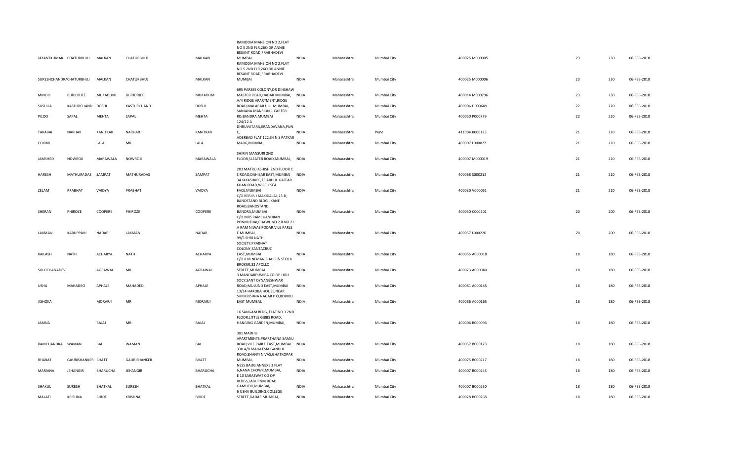| JAYANTKUMAR | CHATURBHUJ | MALKAN | CHATURBHUJ | MALKAN | RAMODIA MANSION NO 2,FLAT NO 5 2ND FLR,26O DR ANNIE BESANT ROAD,PRABHADEVI MUMBAI | INDIA | Maharashtra | Mumbai City | 400025 M000005 | 23 | 230 | 06-FEB-2018 |
|---|---|---|---|---|---|---|---|---|---|---|---|---|
| SURESHCHANDRA | CHATURBHUJ | MALKAN | CHATURBHUJ | MALKAN | RAMODIA MANSION NO 2,FLAT NO 5 2ND FLR,26O DR ANNIE BESANT ROAD,PRABHADEVI MUMBAI | INDIA | Maharashtra | Mumbai City | 400025 M000006 | 23 | 230 | 06-FEB-2018 |
| MINOO | BURJORJEE | MUKADUM | BURJORJEE | MUKADUM | 695 PARSEE COLONY,DR DINSHAW MASTER ROAD,DADAR MUMBAI, | INDIA | Maharashtra | Mumbai City | 400014 M000796 | 23 | 230 | 06-FEB-2018 |
| SUSHILA | KASTURCHAND | DOSHI | KASTURCHAND | DOSHI | A/4 RIDGE APARTMENT,RIDGE ROAD,MALABAR HILL MUMBAI, | INDIA | Maharashtra | Mumbai City | 400006 D000649 | 22 | 220 | 06-FEB-2018 |
| PILOO | SAPAL | MEHTA | SAPAL | MEHTA | SANJANA MANSION,1 CARTER RD,BANDRA,MUMBAI | INDIA | Maharashtra | Mumbai City | 400050 P000779 | 22 | 220 | 06-FEB-2018 |
| TARABAI | NARHAR | KANITKAR | NARHAR | KANITKAR | 124/12 A DHRUVATARA,ERANDAVANA,PUNE, | INDIA | Maharashtra | Pune | 411004 K000123 | 21 | 210 | 06-FEB-2018 |
| COOMI | | LALA | MR | LALA | ADERBAD FLAT 122,34 N S PATKAR MARG,MUMBAI, | INDIA | Maharashtra | Mumbai City | 400007 L000027 | 21 | 210 | 06-FEB-2018 |
| JAMSHED | NOWROJI | MARAWALA | NOWROJI | MARAWALA | SHIRIN MANSURI 2ND FLOOR,SLEATER ROAD,MUMBAI, | INDIA | Maharashtra | Mumbai City | 400007 M000019 | 21 | 210 | 06-FEB-2018 |
| HARESH | MATHURADAS | SAMPAT | MATHURADAS | SAMPAT | 203 MATRU ASHISH,2ND FLOOR C S ROAD,DAHISAR EAST,MUMBAI | INDIA | Maharashtra | Mumbai City | 400068 S000212 | 21 | 210 | 06-FEB-2018 |
| ZELAM | PRABHAT | VAIDYA | PRABHAT | VAIDYA | 34 JAYASHREE,75 ABDUL GAFFAR KHAN ROAD,WORLI SEA FACE,MUMBAI | INDIA | Maharashtra | Mumbai City | 400030 V000051 | 21 | 210 | 06-FEB-2018 |
| SHERAN | PHIROZE | COOPERE | PHIROZE | COOPERE | C/O BERJIS J MAKIDALAL,23-B, BANDSTAND BLDG., KANE ROAD,BANDSTAND, BANDRA,MUMBAI | INDIA | Maharashtra | Mumbai City | 400050 C000202 | 20 | 200 | 06-FEB-2018 |
| LAXMAN | KARUPPAIH | NADAR | LAXMAN | NADAR | C/O MRS RAMCHANDRAN PONNUTHAI,CHAWL NO 2 R NO 21 A RAM NIWAS PODAR,VILE PARLE E MUMBAI, | INDIA | Maharashtra | Mumbai City | 400057 L000226 | 20 | 200 | 06-FEB-2018 |
| KAILASH | NATH | ACHARYA | NATH | ACHARYA | 99/5 SHRI NATH SOCIETY,PRABHAT COLONY,SANTACRUZ EAST,MUMBAI | INDIA | Maharashtra | Mumbai City | 400055 A000018 | 18 | 180 | 06-FEB-2018 |
| SULOCHANADEVI | | AGRAWAL | MR | AGRAWAL | C/O K M NEMAN,SHARE & STOCK BROKER,32 APOLLO STREET,MUMBAI | INDIA | Maharashtra | Mumbai City | 400023 A000040 | 18 | 180 | 06-FEB-2018 |
| USHA | MAHADEO | APHALE | MAHADEO | APHALE | 3 MANDARPUSHPA CO OP HOU SOCY,SANT DYNANESHWAR ROAD,MULUND EAST,MUMBAI | INDIA | Maharashtra | Mumbai City | 400081 A000145 | 18 | 180 | 06-FEB-2018 |
| ASHOKA | | MORARJI | MR | MORARJI | 13/14 HAKOBA HOUSE,NEAR SHRIKRISHNA NAGAR P O,BORIVLI EAST MUMBAI, | INDIA | Maharashtra | Mumbai City | 400066 A000165 | 18 | 180 | 06-FEB-2018 |
| JAMNA | | BAJAJ | MR | BAJAJ | 16 SANGAM BLDG, FLAT NO 3 2ND FLOOR,LITTLE GIBBS ROAD, HANGING GARDEN,MUMBAI, | INDIA | Maharashtra | Mumbai City | 400006 B000096 | 18 | 180 | 06-FEB-2018 |
| RAMCHANDRA | WAMAN | BAL | WAMAN | BAL | 301 MADHU APARTMENTS,PRARTHANA SAMAJ ROAD,VILE PARLE EAST,MUMBAI | INDIA | Maharashtra | Mumbai City | 400057 B000123 | 18 | 180 | 06-FEB-2018 |
| BHARAT | GAURISHANKER | BHATT | GAURISHANKER | BHATT | 330 A/B MAHATMA GANDHI ROAD,SHANTI NIVAS,GHATKOPAR MUMBAI, | INDIA | Maharashtra | Mumbai City | 400075 B000217 | 18 | 180 | 06-FEB-2018 |
| MARIANA | JEHANGIR | BHARUCHA | JEHANGIR | BHARUCHA | NESS BAUG ANNEXE 3 FLAT 6,NANA CHOWK,MUMBAI, | INDIA | Maharashtra | Mumbai City | 400007 B000243 | 18 | 180 | 06-FEB-2018 |
| SHAKUL | SURESH | BHATKAL | SURESH | BHATKAL | E 10 SARASWAT CO OP BLDGS,LABURNM ROAD GAMDEVI,MUMBAI, | INDIA | Maharashtra | Mumbai City | 400007 B000250 | 18 | 180 | 06-FEB-2018 |
| MALATI | KRISHNA | BHIDE | KRISHNA | BHIDE | 6 USHA BUILDING,COLLEGE STREET,DADAR MUMBAI, | INDIA | Maharashtra | Mumbai City | 400028 B000268 | 18 | 180 | 06-FEB-2018 |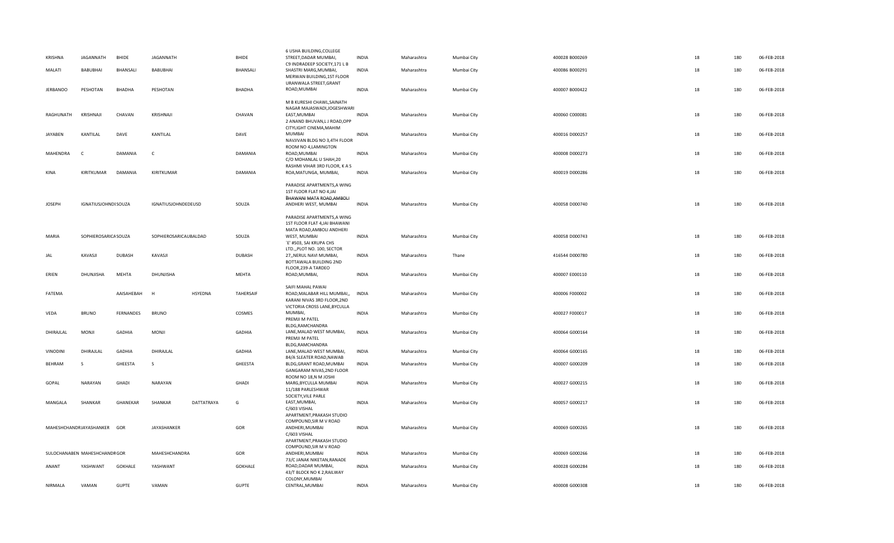| | | | | | | | | | | | | | | |
|---|---|---|---|---|---|---|---|---|---|---|---|---|---|---|
| KRISHNA | JAGANNATH | BHIDE | JAGANNATH | | BHIDE | 6 USHA BUILDING,COLLEGE STREET,DADAR MUMBAI, | INDIA | Maharashtra | Mumbai City | 400028 | B000269 | 18 | 180 | 06-FEB-2018 |
| MALATI | BABUBHAI | BHANSALI | BABUBHAI | | BHANSALI | C9 INDRADEEP SOCIETY,171 L B SHASTRI MARG,MUMBAI, | INDIA | Maharashtra | Mumbai City | 400086 | B000291 | 18 | 180 | 06-FEB-2018 |
| JERBANOO | PESHOTAN | BHADHA | PESHOTAN | | BHADHA | MERWAN BUILDING,1ST FLOOR URANWALA STREET,GRANT ROAD,MUMBAI | INDIA | Maharashtra | Mumbai City | 400007 | B000422 | 18 | 180 | 06-FEB-2018 |
| RAGHUNATH | KRISHNAJI | CHAVAN | KRISHNAJI | | CHAVAN | M B KURESHI CHAWL,SAINATH NAGAR MAJASWADI,JOGESHWARI EAST,MUMBAI | INDIA | Maharashtra | Mumbai City | 400060 | C000081 | 18 | 180 | 06-FEB-2018 |
| JAYABEN | KANTILAL | DAVE | KANTILAL | | DAVE | 2 ANAND BHUVAN,L J ROAD,OPP CITYLIGHT CINEMA,MAHIM MUMBAI | INDIA | Maharashtra | Mumbai City | 400016 | D000257 | 18 | 180 | 06-FEB-2018 |
| MAHENDRA | C | DAMANIA | C | | DAMANIA | NAVJIVAN BLDG NO 3,4TH FLOOR ROOM NO 4,LAMINGTON ROAD,MUMBAI | INDIA | Maharashtra | Mumbai City | 400008 | D000273 | 18 | 180 | 06-FEB-2018 |
| KINA | KIRITKUMAR | DAMANIA | KIRITKUMAR | | DAMANIA | C/O MOHANLAL U SHAH,20 RASHMI VIHAR 3RD FLOOR, K A S ROA,MATUNGA, MUMBAI, | INDIA | Maharashtra | Mumbai City | 400019 | D000286 | 18 | 180 | 06-FEB-2018 |
| JOSEPH | IGNATIUSJOHNDESOUZA | | IGNATIUSJOHNDEDEUSD | | SOUZA | PARADISE APARTMENTS,A WING 1ST FLOOR FLAT NO 4,JAI BHAWANI MATA ROAD,AMBOLI ANDHERI WEST, MUMBAI | INDIA | Maharashtra | Mumbai City | 400058 | D000740 | 18 | 180 | 06-FEB-2018 |
| MARIA | SOPHIEROSARICASOUZA | | SOPHIEROSARICAUBALDAD | | SOUZA | PARADISE APARTMENTS,A WING 1ST FLOOR FLAT 4,JAI BHAWANI MATA ROAD,AMBOLI ANDHERI WEST, MUMBAI | INDIA | Maharashtra | Mumbai City | 400058 | D000743 | 18 | 180 | 06-FEB-2018 |
| JAL | KAVASJI | DUBASH | KAVASJI | | DUBASH | 'E' #503, SAI KRUPA CHS LTD.,,PLOT NO. 100, SECTOR 27,,NERUL NAVI MUMBAI, | INDIA | Maharashtra | Thane | 416544 | D000780 | 18 | 180 | 06-FEB-2018 |
| ERIEN | DHUNJISHA | MEHTA | DHUNJISHA | | MEHTA | BOTTAWALA BUILDING 2ND FLOOR,239-A TARDEO ROAD,MUMBAI, | INDIA | Maharashtra | Mumbai City | 400007 | E000110 | 18 | 180 | 06-FEB-2018 |
| FATEMA | | AAISAHEBAH | H | HSYEDNA | TAHERSAIF | SAIFI MAHAL PAWAI ROAD,MALABAR HILL MUMBAI,, | INDIA | Maharashtra | Mumbai City | 400006 | F000002 | 18 | 180 | 06-FEB-2018 |
| VEDA | BRUNO | FERNANDES | BRUNO | | COSMES | KARANI NIVAS 3RD FLOOR,2ND VICTORIA CROSS LANE,BYCULLA MUMBAI, | INDIA | Maharashtra | Mumbai City | 400027 | F000017 | 18 | 180 | 06-FEB-2018 |
| DHIRAJLAL | MONJI | GADHIA | MONJI | | GADHIA | PREMJI M PATEL BLDG,RAMCHANDRA LANE,MALAD WEST MUMBAI, | INDIA | Maharashtra | Mumbai City | 400064 | G000164 | 18 | 180 | 06-FEB-2018 |
| VINODINI | DHIRAJLAL | GADHIA | DHIRAJLAL | | GADHIA | PREMJI M PATEL BLDG,RAMCHANDRA LANE,MALAD WEST MUMBAI, | INDIA | Maharashtra | Mumbai City | 400064 | G000165 | 18 | 180 | 06-FEB-2018 |
| BEHRAM | S | GHEESTA | S | | GHEESTA | 84/A SLEATER ROAD,NAWAB BLDG,GRANT ROAD,MUMBAI | INDIA | Maharashtra | Mumbai City | 400007 | G000209 | 18 | 180 | 06-FEB-2018 |
| GOPAL | NARAYAN | GHADI | NARAYAN | | GHADI | GANGARAM NIVAS,2ND FLOOR ROOM NO 18,N M JOSHI MARG,BYCULLA MUMBAI | INDIA | Maharashtra | Mumbai City | 400027 | G000215 | 18 | 180 | 06-FEB-2018 |
| MANGALA | SHANKAR | GHANEKAR | SHANKAR | DATTATRAYA | G | 11/188 PARLESHWAR SOCIETY,VILE PARLE EAST,MUMBAI, | INDIA | Maharashtra | Mumbai City | 400057 | G000217 | 18 | 180 | 06-FEB-2018 |
| MAHESHCHANDRJAYASHANKER | | GOR | JAYASHANKER | | GOR | C/603 VISHAL APARTMENT,PRAKASH STUDIO COMPOUND,SIR M V ROAD ANDHERI,MUMBAI | INDIA | Maharashtra | Mumbai City | 400069 | G000265 | 18 | 180 | 06-FEB-2018 |
| SULOCHANABEN | MAHESHCHANDRGOR | | MAHESHCHANDRA | | GOR | C/603 VISHAL APARTMENT,PRAKASH STUDIO COMPOUND,SIR M V ROAD ANDHERI,MUMBAI | INDIA | Maharashtra | Mumbai City | 400069 | G000266 | 18 | 180 | 06-FEB-2018 |
| ANANT | YASHWANT | GOKHALE | YASHWANT | | GOKHALE | 73/C JANAK NIKETAN,RANADE ROAD,DADAR MUMBAI, | INDIA | Maharashtra | Mumbai City | 400028 | G000284 | 18 | 180 | 06-FEB-2018 |
| NIRMALA | VAMAN | GUPTE | VAMAN | | GUPTE | 43/T BLOCK NO K 2,RAILWAY COLONY,MUMBAI CENTRAL,MUMBAI | INDIA | Maharashtra | Mumbai City | 400008 | G000308 | 18 | 180 | 06-FEB-2018 |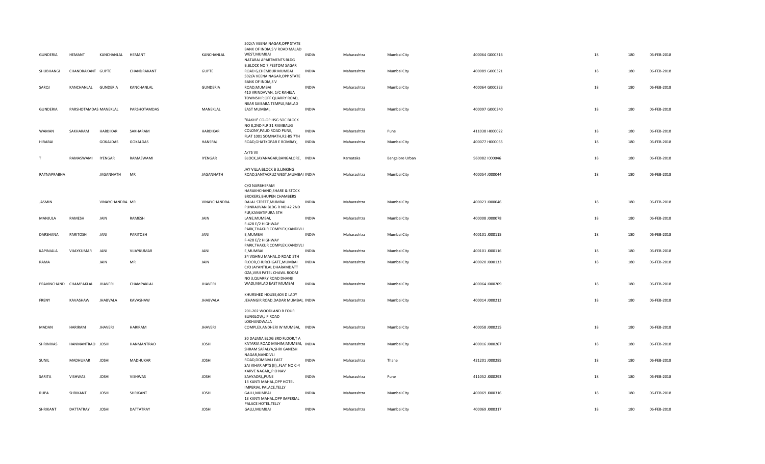| GUNDERIA | HEMANT | KANCHANLAL | HEMANT | KANCHANLAL | 502/A VEENA NAGAR,OPP STATE BANK OF INDIA,S V ROAD MALAD WEST,MUMBAI | INDIA | Maharashtra | Mumbai City | 400064 | G000316 | 18 | 180 | 06-FEB-2018 |
|---|---|---|---|---|---|---|---|---|---|---|---|---|---|
| SHUBHANGI | CHANDRAKANT | GUPTE | CHANDRAKANT | GUPTE | NATARAJ APARTMENTS BLDG B,BLOCK NO 7,PESTOM SAGAR ROAD 6,CHEMBUR MUMBAI | INDIA | Maharashtra | Mumbai City | 400089 | G000321 | 18 | 180 | 06-FEB-2018 |
| SAROJ | KANCHANLAL | GUNDERIA | KANCHANLAL | GUNDERIA | 502/A VEENA NAGAR,OPP STATE BANK OF INDIA,S V ROAD,MUMBAI | INDIA | Maharashtra | Mumbai City | 400064 | G000323 | 18 | 180 | 06-FEB-2018 |
| GUNDERIA | PARSHOTAMDAS | MANEKLAL | PARSHOTAMDAS | MANEKLAL | 410 VRINDAVAN, 1/C RAHEJA TOWNSHIP,OFF QUARRY ROAD, NEAR SAIBABA TEMPLE,MALAD EAST MUMBAI, | INDIA | Maharashtra | Mumbai City | 400097 | G000340 | 18 | 180 | 06-FEB-2018 |
| WAMAN | SAKHARAM | HARDIKAR | SAKHARAM | HARDIKAR | "RAKHI" CO-OP HSG SOC BLOCK NO 8,2ND FLR 31 RAMBAUG COLONY,PAUD ROAD PUNE, | INDIA | Maharashtra | Pune | 411038 | H000022 | 18 | 180 | 06-FEB-2018 |
| HIRABAI | | GOKALDAS | GOKALDAS | HANSRAJ | FLAT 1001 SOMNATH,R2-B5 7TH ROAD,GHATKOPAR E BOMBAY, | INDIA | Maharashtra | Mumbai City | 400077 | H000055 | 18 | 180 | 06-FEB-2018 |
| T | RAMASWAMI | IYENGAR | RAMASWAMI | IYENGAR | A/75 VII BLOCK,JAYANAGAR,BANGALORE, | INDIA | Karnataka | Bangalore Urban | 560082 | I000046 | 18 | 180 | 06-FEB-2018 |
| RATNAPRABHA | | JAGANNATH | MR | JAGANNATH | JAY VILLA BLOCK B 3,LINKING ROAD,SANTACRUZ WEST,MUMBAI | INDIA | Maharashtra | Mumbai City | 400054 | J000044 | 18 | 180 | 06-FEB-2018 |
| JASMIN | | VINAYCHANDRA | MR | VINAYCHANDRA | C/O NARBHERAM HARAKHCHAND,SHARE & STOCK BROKERS,BHUPEN CHAMBERS DALAL STREET,MUMBAI | INDIA | Maharashtra | Mumbai City | 400023 | J000046 | 18 | 180 | 06-FEB-2018 |
| MANJULA | RAMESH | JAIN | RAMESH | JAIN | PUNRAJIVAN BLDG R NO 42 2ND FLR,KAMATIPURA 5TH LANE,MUMBAI, | INDIA | Maharashtra | Mumbai City | 400008 | J000078 | 18 | 180 | 06-FEB-2018 |
| DARSHANA | PARITOSH | JANI | PARITOSH | JANI | F-428 E/2 HIGHWAY PARK,THAKUR COMPLEX,KANDIVLI E,MUMBAI | INDIA | Maharashtra | Mumbai City | 400101 | J000115 | 18 | 180 | 06-FEB-2018 |
| KAPINJALA | VIJAYKUMAR | JANI | VIJAYKUMAR | JANI | F-428 E/2 HIGHWAY PARK,THAKUR COMPLEX,KANDIVLI E,MUMBAI | INDIA | Maharashtra | Mumbai City | 400101 | J000116 | 18 | 180 | 06-FEB-2018 |
| RAMA | | JAIN | MR | JAIN | 34 VISHNU MAHAL,D ROAD 5TH FLOOR,CHURCHGATE,MUMBAI | INDIA | Maharashtra | Mumbai City | 400020 | J000133 | 18 | 180 | 06-FEB-2018 |
| PRAVINCHAND | CHAMPAKLAL | JHAVERI | CHAMPAKLAL | JHAVERI | C/O JAYANTILAL DHARAMDATT OZA,VIRJI PATEL CHAWL ROOM NO 3,QUARRY ROAD DHANJI WADI,MALAD EAST MUMBAI | INDIA | Maharashtra | Mumbai City | 400064 | J000209 | 18 | 180 | 06-FEB-2018 |
| FRENY | KAVASHAW | JHABVALA | KAVASHAW | JHABVALA | KHURSHED HOUSE,604 D LADY JEHANGIR ROAD,DADAR MUMBAI, | INDIA | Maharashtra | Mumbai City | 400014 | J000212 | 18 | 180 | 06-FEB-2018 |
| MADAN | HARIRAM | JHAVERI | HARIRAM | JHAVERI | 201-202 WOODLAND B FOUR BUNGLOW,J P ROAD LOKHANDWALA COMPLEX,ANDHERI W MUMBAI, | INDIA | Maharashtra | Mumbai City | 400058 | J000215 | 18 | 180 | 06-FEB-2018 |
| SHRINIVAS | HANMANTRAO | JOSHI | HANMANTRAO | JOSHI | 30 DALMIA BLDG 3RD FLOOR,T A KATARIA ROAD MAHIM,MUMBAI, | INDIA | Maharashtra | Mumbai City | 400016 | J000267 | 18 | 180 | 06-FEB-2018 |
| SUNIL | MADHUKAR | JOSHI | MADHUKAR | JOSHI | SHRAM SAFALYA,SHRI GANESH NAGAR,NANDIVLI ROAD,DOMBIVLI EAST | INDIA | Maharashtra | Thane | 421201 | J000285 | 18 | 180 | 06-FEB-2018 |
| SARITA | VISHWAS | JOSHI | VISHWAS | JOSHI | SAI VIHAR APTS (II),,FLAT NO C-4 KARVE NAGAR,,P.O NAV SAHYADRI,,PUNE | INDIA | Maharashtra | Pune | 411052 | J000293 | 18 | 180 | 06-FEB-2018 |
| RUPA | SHRIKANT | JOSHI | SHRIKANT | JOSHI | 13 KANTI MAHAL,OPP HOTEL IMPERIAL PALACE,TELLY GALLI,MUMBAI | INDIA | Maharashtra | Mumbai City | 400069 | J000316 | 18 | 180 | 06-FEB-2018 |
| SHRIKANT | DATTATRAY | JOSHI | DATTATRAY | JOSHI | 13 KANTI MAHAL,OPP IMPERIAL PALACE HOTEL,TELLY GALLI,MUMBAI | INDIA | Maharashtra | Mumbai City | 400069 | J000317 | 18 | 180 | 06-FEB-2018 |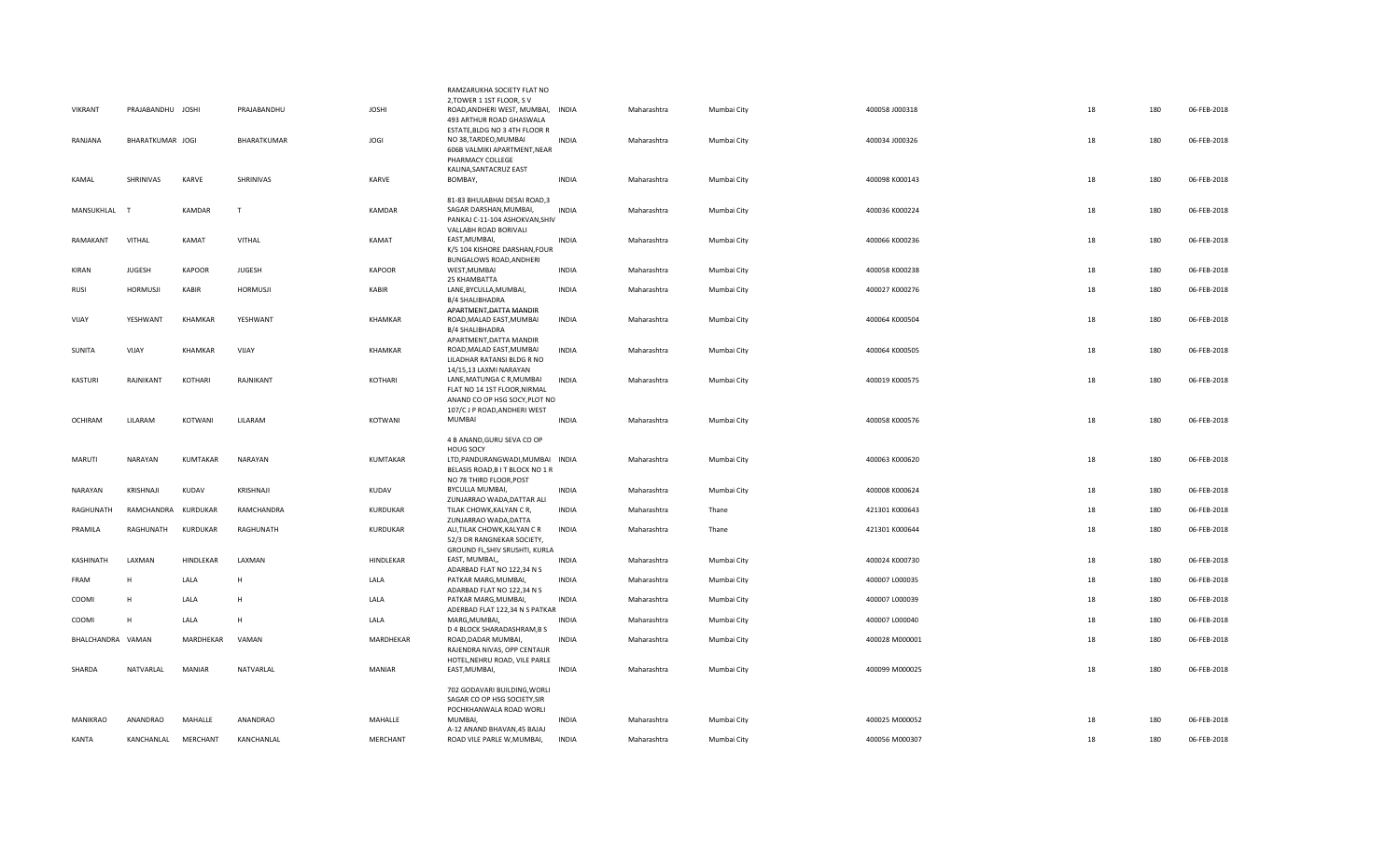| | | | | | | | | | | | | |
|---|---|---|---|---|---|---|---|---|---|---|---|---|
| VIKRANT | PRAJABANDHU | JOSHI | PRAJABANDHU | JOSHI | RAMZARUKHA SOCIETY FLAT NO 2,TOWER 1 1ST FLOOR, S V ROAD,ANDHERI WEST, MUMBAI, | INDIA | Maharashtra | Mumbai City | 400058 J000318 | 18 | 180 | 06-FEB-2018 |
| RANJANA | BHARATKUMAR | JOGI | BHARATKUMAR | JOGI | 493 ARTHUR ROAD GHASWALA ESTATE,BLDG NO 3 4TH FLOOR R NO 38,TARDEO,MUMBAI | INDIA | Maharashtra | Mumbai City | 400034 J000326 | 18 | 180 | 06-FEB-2018 |
| KAMAL | SHRINIVAS | KARVE | SHRINIVAS | KARVE | 606B VALMIKI APARTMENT,NEAR PHARMACY COLLEGE KALINA,SANTACRUZ EAST BOMBAY, | INDIA | Maharashtra | Mumbai City | 400098 K000143 | 18 | 180 | 06-FEB-2018 |
| MANSUKHLAL | T | KAMDAR | T | KAMDAR | 81-83 BHULABHAI DESAI ROAD,3 SAGAR DARSHAN,MUMBAI, | INDIA | Maharashtra | Mumbai City | 400036 K000224 | 18 | 180 | 06-FEB-2018 |
| RAMAKANT | VITHAL | KAMAT | VITHAL | KAMAT | PANKAJ C-11-104 ASHOKVAN,SHIV VALLABH ROAD BORIVALI EAST,MUMBAI, | INDIA | Maharashtra | Mumbai City | 400066 K000236 | 18 | 180 | 06-FEB-2018 |
| KIRAN | JUGESH | KAPOOR | JUGESH | KAPOOR | K/5 104 KISHORE DARSHAN,FOUR BUNGALOWS ROAD,ANDHERI WEST,MUMBAI | INDIA | Maharashtra | Mumbai City | 400058 K000238 | 18 | 180 | 06-FEB-2018 |
| RUSI | HORMUSJI | KABIR | HORMUSJI | KABIR | 25 KHAMBATTA LANE,BYCULLA,MUMBAI, | INDIA | Maharashtra | Mumbai City | 400027 K000276 | 18 | 180 | 06-FEB-2018 |
| VIJAY | YESHWANT | KHAMKAR | YESHWANT | KHAMKAR | B/4 SHALIBHADRA APARTMENT,DATTA MANDIR ROAD,MALAD EAST,MUMBAI | INDIA | Maharashtra | Mumbai City | 400064 K000504 | 18 | 180 | 06-FEB-2018 |
| SUNITA | VIJAY | KHAMKAR | VIJAY | KHAMKAR | B/4 SHALIBHADRA APARTMENT,DATTA MANDIR ROAD,MALAD EAST,MUMBAI | INDIA | Maharashtra | Mumbai City | 400064 K000505 | 18 | 180 | 06-FEB-2018 |
| KASTURI | RAJNIKANT | KOTHARI | RAJNIKANT | KOTHARI | LILADHAR RATANSI BLDG R NO 14/15,13 LAXMI NARAYAN LANE,MATUNGA C R,MUMBAI | INDIA | Maharashtra | Mumbai City | 400019 K000575 | 18 | 180 | 06-FEB-2018 |
| OCHIRAM | LILARAM | KOTWANI | LILARAM | KOTWANI | FLAT NO 14 1ST FLOOR,NIRMAL ANAND CO OP HSG SOCY,PLOT NO 107/C J P ROAD,ANDHERI WEST MUMBAI | INDIA | Maharashtra | Mumbai City | 400058 K000576 | 18 | 180 | 06-FEB-2018 |
| MARUTI | NARAYAN | KUMTAKAR | NARAYAN | KUMTAKAR | 4 B ANAND,GURU SEVA CO OP HOUG SOCY LTD,PANDURANGWADI,MUMBAI | INDIA | Maharashtra | Mumbai City | 400063 K000620 | 18 | 180 | 06-FEB-2018 |
| NARAYAN | KRISHNAJI | KUDAV | KRISHNAJI | KUDAV | BELASIS ROAD,B I T BLOCK NO 1 R NO 78 THIRD FLOOR,POST BYCULLA MUMBAI, | INDIA | Maharashtra | Mumbai City | 400008 K000624 | 18 | 180 | 06-FEB-2018 |
| RAGHUNATH | RAMCHANDRA | KURDUKAR | RAMCHANDRA | KURDUKAR | ZUNJARRAO WADA,DATTAR ALI TILAK CHOWK,KALYAN C R, | INDIA | Maharashtra | Thane | 421301 K000643 | 18 | 180 | 06-FEB-2018 |
| PRAMILA | RAGHUNATH | KURDUKAR | RAGHUNATH | KURDUKAR | ZUNJARRAO WADA,DATTA ALI,TILAK CHOWK,KALYAN C R | INDIA | Maharashtra | Thane | 421301 K000644 | 18 | 180 | 06-FEB-2018 |
| KASHINATH | LAXMAN | HINDLEKAR | LAXMAN | HINDLEKAR | 52/3 DR RANGNEKAR SOCIETY, GROUND FL,SHIV SRUSHTI, KURLA EAST, MUMBAI,, | INDIA | Maharashtra | Mumbai City | 400024 K000730 | 18 | 180 | 06-FEB-2018 |
| FRAM | H | LALA | H | LALA | ADARBAD FLAT NO 122,34 N S PATKAR MARG,MUMBAI, | INDIA | Maharashtra | Mumbai City | 400007 L000035 | 18 | 180 | 06-FEB-2018 |
| COOMI | H | LALA | H | LALA | ADARBAD FLAT NO 122,34 N S PATKAR MARG,MUMBAI, | INDIA | Maharashtra | Mumbai City | 400007 L000039 | 18 | 180 | 06-FEB-2018 |
| COOMI | H | LALA | H | LALA | ADERBAD FLAT 122,34 N S PATKAR MARG,MUMBAI, | INDIA | Maharashtra | Mumbai City | 400007 L000040 | 18 | 180 | 06-FEB-2018 |
| BHALCHANDRA | VAMAN | MARDHEKAR | VAMAN | MARDHEKAR | D 4 BLOCK SHARADASHRAM,B S ROAD,DADAR MUMBAI, | INDIA | Maharashtra | Mumbai City | 400028 M000001 | 18 | 180 | 06-FEB-2018 |
| SHARDA | NATVARLAL | MANIAR | NATVARLAL | MANIAR | RAJENDRA NIVAS, OPP CENTAUR HOTEL,NEHRU ROAD, VILE PARLE EAST,MUMBAI, | INDIA | Maharashtra | Mumbai City | 400099 M000025 | 18 | 180 | 06-FEB-2018 |
| MANIKRAO | ANANDRAO | MAHALLE | ANANDRAO | MAHALLE | 702 GODAVARI BUILDING,WORLI SAGAR CO OP HSG SOCIETY,SIR POCHKHANWALA ROAD WORLI MUMBAI, | INDIA | Maharashtra | Mumbai City | 400025 M000052 | 18 | 180 | 06-FEB-2018 |
| KANTA | KANCHANLAL | MERCHANT | KANCHANLAL | MERCHANT | A-12 ANAND BHAVAN,45 BAJAJ ROAD VILE PARLE W,MUMBAI, | INDIA | Maharashtra | Mumbai City | 400056 M000307 | 18 | 180 | 06-FEB-2018 |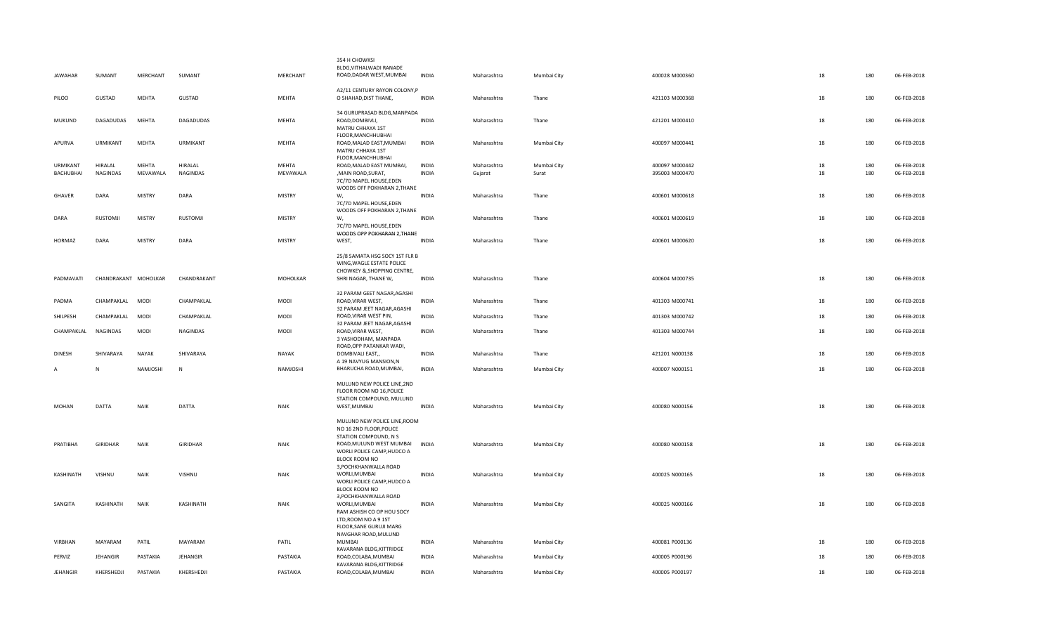| JAWAHAR | SUMANT | MERCHANT | SUMANT | | MERCHANT | 354 H CHOWKSI BLDG,VITHALWADI RANADE ROAD,DADAR WEST,MUMBAI | INDIA | Maharashtra | Mumbai City | 400028 | M000360 | 18 | 180 | 06-FEB-2018 |
|---|---|---|---|---|---|---|---|---|---|---|---|---|---|---|
| PILOO | GUSTAD | MEHTA | GUSTAD | | MEHTA | A2/11 CENTURY RAYON COLONY,P O SHAHAD,DIST THANE, | INDIA | Maharashtra | Thane | 421103 | M000368 | 18 | 180 | 06-FEB-2018 |
| MUKUND | DAGADUDAS | MEHTA | DAGADUDAS | | MEHTA | 34 GURUPRASAD BLDG,MANPADA ROAD,DOMBIVLI, | INDIA | Maharashtra | Thane | 421201 | M000410 | 18 | 180 | 06-FEB-2018 |
| APURVA | URMIKANT | MEHTA | URMIKANT | | MEHTA | MATRU CHHAYA 1ST FLOOR,MANCHHUBHAI ROAD,MALAD EAST,MUMBAI | INDIA | Maharashtra | Mumbai City | 400097 | M000441 | 18 | 180 | 06-FEB-2018 |
| URMIKANT | HIRALAL | MEHTA | HIRALAL | | MEHTA | MATRU CHHAYA 1ST FLOOR,MANCHHUBHAI ROAD,MALAD EAST MUMBAI, | INDIA | Maharashtra | Mumbai City | 400097 | M000442 | 18 | 180 | 06-FEB-2018 |
| BACHUBHAI | NAGINDAS | MEVAWALA | NAGINDAS | | MEVAWALA | ,MAIN ROAD,SURAT, | INDIA | Gujarat | Surat | 395003 | M000470 | 18 | 180 | 06-FEB-2018 |
| GHAVER | DARA | MISTRY | DARA | | MISTRY | 7C/7D MAPEL HOUSE,EDEN WOODS OFF POKHARAN 2,THANE W, | INDIA | Maharashtra | Thane | 400601 | M000618 | 18 | 180 | 06-FEB-2018 |
| DARA | RUSTOMJI | MISTRY | RUSTOMJI | | MISTRY | 7C/7D MAPEL HOUSE,EDEN WOODS OFF POKHARAN 2,THANE W, | INDIA | Maharashtra | Thane | 400601 | M000619 | 18 | 180 | 06-FEB-2018 |
| HORMAZ | DARA | MISTRY | DARA | | MISTRY | 7C/7D MAPEL HOUSE,EDEN WOODS OPP POKHARAN 2,THANE WEST, | INDIA | Maharashtra | Thane | 400601 | M000620 | 18 | 180 | 06-FEB-2018 |
| PADMAVATI | CHANDRAKANT | MOHOLKAR | CHANDRAKANT | | MOHOLKAR | 25/8 SAMATA HSG SOCY 1ST FLR B WING,WAGLE ESTATE POLICE CHOWKEY &,SHOPPING CENTRE, SHRI NAGAR, THANE W, | INDIA | Maharashtra | Thane | 400604 | M000735 | 18 | 180 | 06-FEB-2018 |
| PADMA | CHAMPAKLAL | MODI | CHAMPAKLAL | | MODI | 32 PARAM GEET NAGAR,AGASHI ROAD,VIRAR WEST, | INDIA | Maharashtra | Thane | 401303 | M000741 | 18 | 180 | 06-FEB-2018 |
| SHILPESH | CHAMPAKLAL | MODI | CHAMPAKLAL | | MODI | 32 PARAM JEET NAGAR,AGASHI ROAD,VIRAR WEST PIN, | INDIA | Maharashtra | Thane | 401303 | M000742 | 18 | 180 | 06-FEB-2018 |
| CHAMPAKLAL | NAGINDAS | MODI | NAGINDAS | | MODI | 32 PARAM JEET NAGAR,AGASHI ROAD,VIRAR WEST, | INDIA | Maharashtra | Thane | 401303 | M000744 | 18 | 180 | 06-FEB-2018 |
| DINESH | SHIVARAYA | NAYAK | SHIVARAYA | | NAYAK | 3 YASHODHAM, MANPADA ROAD,OPP PATANKAR WADI, DOMBIVALI EAST,, | INDIA | Maharashtra | Thane | 421201 | N000138 | 18 | 180 | 06-FEB-2018 |
| A | N | NAMJOSHI | N | | NAMJOSHI | A 19 NAVYUG MANSION,N BHARUCHA ROAD,MUMBAI, | INDIA | Maharashtra | Mumbai City | 400007 | N000151 | 18 | 180 | 06-FEB-2018 |
| MOHAN | DATTA | NAIK | DATTA | | NAIK | MULUND NEW POLICE LINE,2ND FLOOR ROOM NO 16,POLICE STATION COMPOUND, MULUND WEST,MUMBAI | INDIA | Maharashtra | Mumbai City | 400080 | N000156 | 18 | 180 | 06-FEB-2018 |
| PRATIBHA | GIRIDHAR | NAIK | GIRIDHAR | | NAIK | MULUND NEW POLICE LINE,ROOM NO 16 2ND FLOOR,POLICE STATION COMPOUND, N S ROAD,MULUND WEST MUMBAI | INDIA | Maharashtra | Mumbai City | 400080 | N000158 | 18 | 180 | 06-FEB-2018 |
| KASHINATH | VISHNU | NAIK | VISHNU | | NAIK | WORLI POLICE CAMP,HUDCO A BLOCK ROOM NO 3,POCHKHANWALLA ROAD WORLI,MUMBAI | INDIA | Maharashtra | Mumbai City | 400025 | N000165 | 18 | 180 | 06-FEB-2018 |
| SANGITA | KASHINATH | NAIK | KASHINATH | | NAIK | WORLI POLICE CAMP,HUDCO A BLOCK ROOM NO 3,POCHKHANWALLA ROAD WORLI,MUMBAI | INDIA | Maharashtra | Mumbai City | 400025 | N000166 | 18 | 180 | 06-FEB-2018 |
| VIRBHAN | MAYARAM | PATIL | MAYARAM | | PATIL | RAM ASHISH CO OP HOU SOCY LTD,ROOM NO A 9 1ST FLOOR,SANE GURUJI MARG NAVGHAR ROAD,MULUND MUMBAI | INDIA | Maharashtra | Mumbai City | 400081 | P000136 | 18 | 180 | 06-FEB-2018 |
| PERVIZ | JEHANGIR | PASTAKIA | JEHANGIR | | PASTAKIA | KAVARANA BLDG,KITTRIDGE ROAD,COLABA,MUMBAI | INDIA | Maharashtra | Mumbai City | 400005 | P000196 | 18 | 180 | 06-FEB-2018 |
| JEHANGIR | KHERSHEDJI | PASTAKIA | KHERSHEDJI | | PASTAKIA | KAVARANA BLDG,KITTRIDGE ROAD,COLABA,MUMBAI | INDIA | Maharashtra | Mumbai City | 400005 | P000197 | 18 | 180 | 06-FEB-2018 |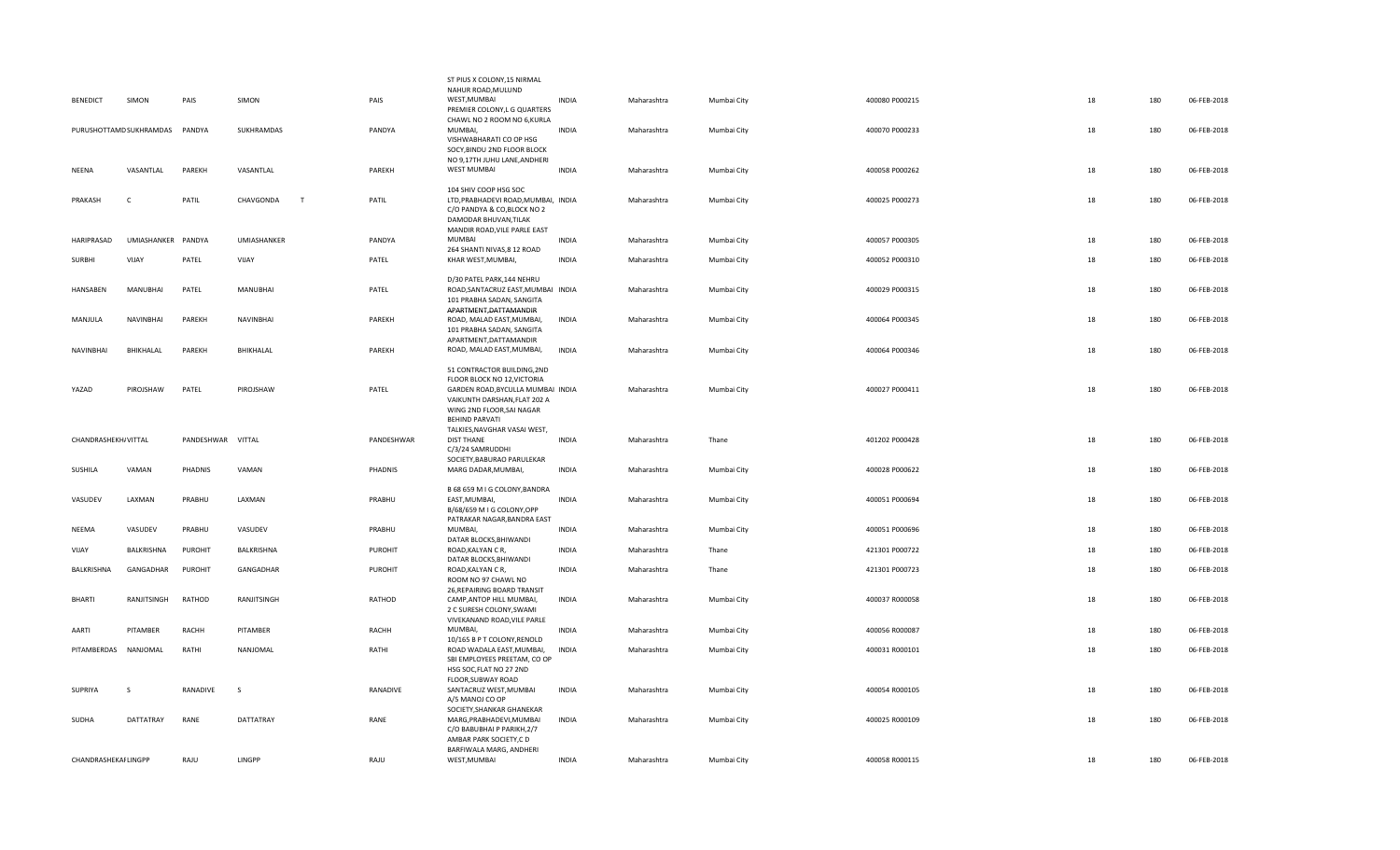| | | | | | | | | | | | | |
|---|---|---|---|---|---|---|---|---|---|---|---|---|
| BENEDICT | SIMON | PAIS | SIMON | | PAIS | ST PIUS X COLONY,15 NIRMAL NAHUR ROAD,MULUND WEST,MUMBAI | INDIA | Maharashtra | Mumbai City | 400080 P000215 | 18 | 180 | 06-FEB-2018 |
| PURUSHOTTAMDSUKHRAMDAS | | PANDYA | SUKHRAMDAS | | PANDYA | PREMIER COLONY,L G QUARTERS CHAWL NO 2 ROOM NO 6,KURLA MUMBAI, | INDIA | Maharashtra | Mumbai City | 400070 P000233 | 18 | 180 | 06-FEB-2018 |
| NEENA | VASANTLAL | PAREKH | VASANTLAL | | PAREKH | VISHWABHARATI CO OP HSG SOCY,BINDU 2ND FLOOR BLOCK NO 9,17TH JUHU LANE,ANDHERI WEST MUMBAI | INDIA | Maharashtra | Mumbai City | 400058 P000262 | 18 | 180 | 06-FEB-2018 |
| PRAKASH | C | PATIL | CHAVGONDA | T | PATIL | 104 SHIV COOP HSG SOC LTD,PRABHADEVI ROAD,MUMBAI, | INDIA | Maharashtra | Mumbai City | 400025 P000273 | 18 | 180 | 06-FEB-2018 |
| HARIPRASAD | UMIASHANKER | PANDYA | UMIASHANKER | | PANDYA | C/O PANDYA & CO,BLOCK NO 2 DAMODAR BHUVAN,TILAK MANDIR ROAD,VILE PARLE EAST MUMBAI | INDIA | Maharashtra | Mumbai City | 400057 P000305 | 18 | 180 | 06-FEB-2018 |
| SURBHI | VIJAY | PATEL | VIJAY | | PATEL | 264 SHANTI NIVAS,8 12 ROAD KHAR WEST,MUMBAI, | INDIA | Maharashtra | Mumbai City | 400052 P000310 | 18 | 180 | 06-FEB-2018 |
| HANSABEN | MANUBHAI | PATEL | MANUBHAI | | PATEL | D/30 PATEL PARK,144 NEHRU ROAD,SANTACRUZ EAST,MUMBAI | INDIA | Maharashtra | Mumbai City | 400029 P000315 | 18 | 180 | 06-FEB-2018 |
| MANJULA | NAVINBHAI | PAREKH | NAVINBHAI | | PAREKH | 101 PRABHA SADAN, SANGITA APARTMENT,DATTAMANDIR ROAD, MALAD EAST,MUMBAI, | INDIA | Maharashtra | Mumbai City | 400064 P000345 | 18 | 180 | 06-FEB-2018 |
| NAVINBHAI | BHIKHALAL | PAREKH | BHIKHALAL | | PAREKH | 101 PRABHA SADAN, SANGITA APARTMENT,DATTAMANDIR ROAD, MALAD EAST,MUMBAI, | INDIA | Maharashtra | Mumbai City | 400064 P000346 | 18 | 180 | 06-FEB-2018 |
| YAZAD | PIROJSHAW | PATEL | PIROJSHAW | | PATEL | 51 CONTRACTOR BUILDING,2ND FLOOR BLOCK NO 12,VICTORIA GARDEN ROAD,BYCULLA MUMBAI | INDIA | Maharashtra | Mumbai City | 400027 P000411 | 18 | 180 | 06-FEB-2018 |
| CHANDRASHEKH/VITTAL | | PANDESHWAR | VITTAL | | PANDESHWAR | VAIKUNTH DARSHAN,FLAT 202 A WING 2ND FLOOR,SAI NAGAR BEHIND PARVATI TALKIES,NAVGHAR VASAI WEST, DIST THANE | INDIA | Maharashtra | Thane | 401202 P000428 | 18 | 180 | 06-FEB-2018 |
| SUSHILA | VAMAN | PHADNIS | VAMAN | | PHADNIS | C/3/24 SAMRUDDHI SOCIETY,BABURAO PARULEKAR MARG DADAR,MUMBAI, | INDIA | Maharashtra | Mumbai City | 400028 P000622 | 18 | 180 | 06-FEB-2018 |
| VASUDEV | LAXMAN | PRABHU | LAXMAN | | PRABHU | B 68 659 M I G COLONY,BANDRA EAST,MUMBAI, | INDIA | Maharashtra | Mumbai City | 400051 P000694 | 18 | 180 | 06-FEB-2018 |
| NEEMA | VASUDEV | PRABHU | VASUDEV | | PRABHU | B/68/659 M I G COLONY,OPP PATRAKAR NAGAR,BANDRA EAST MUMBAI, | INDIA | Maharashtra | Mumbai City | 400051 P000696 | 18 | 180 | 06-FEB-2018 |
| VIJAY | BALKRISHNA | PUROHIT | BALKRISHNA | | PUROHIT | DATAR BLOCKS,BHIWANDI ROAD,KALYAN C R, | INDIA | Maharashtra | Thane | 421301 P000722 | 18 | 180 | 06-FEB-2018 |
| BALKRISHNA | GANGADHAR | PUROHIT | GANGADHAR | | PUROHIT | DATAR BLOCKS,BHIWANDI ROAD,KALYAN C R, | INDIA | Maharashtra | Thane | 421301 P000723 | 18 | 180 | 06-FEB-2018 |
| BHARTI | RANJITSINGH | RATHOD | RANJITSINGH | | RATHOD | ROOM NO 97 CHAWL NO 26,REPAIRING BOARD TRANSIT CAMP,ANTOP HILL MUMBAI, | INDIA | Maharashtra | Mumbai City | 400037 R000058 | 18 | 180 | 06-FEB-2018 |
| AARTI | PITAMBER | RACHH | PITAMBER | | RACHH | 2 C SURESH COLONY,SWAMI VIVEKANAND ROAD,VILE PARLE MUMBAI, | INDIA | Maharashtra | Mumbai City | 400056 R000087 | 18 | 180 | 06-FEB-2018 |
| PITAMBERDAS | NANJOMAL | RATHI | NANJOMAL | | RATHI | 10/165 B P T COLONY,RENOLD ROAD WADALA EAST,MUMBAI, | INDIA | Maharashtra | Mumbai City | 400031 R000101 | 18 | 180 | 06-FEB-2018 |
| SUPRIYA | S | RANADIVE | S | | RANADIVE | SBI EMPLOYEES PREETAM, CO OP HSG SOC,FLAT NO 27 2ND FLOOR,SUBWAY ROAD SANTACRUZ WEST,MUMBAI | INDIA | Maharashtra | Mumbai City | 400054 R000105 | 18 | 180 | 06-FEB-2018 |
| SUDHA | DATTATRAY | RANE | DATTATRAY | | RANE | A/5 MANOJ CO OP SOCIETY,SHANKAR GHANEKAR MARG,PRABHADEVI,MUMBAI | INDIA | Maharashtra | Mumbai City | 400025 R000109 | 18 | 180 | 06-FEB-2018 |
| CHANDRASHEKAFLINGPP | | RAJU | LINGPP | | RAJU | C/O BABUBHAI P PARIKH,2/7 AMBAR PARK SOCIETY,C D BARFIWALA MARG, ANDHERI WEST,MUMBAI | INDIA | Maharashtra | Mumbai City | 400058 R000115 | 18 | 180 | 06-FEB-2018 |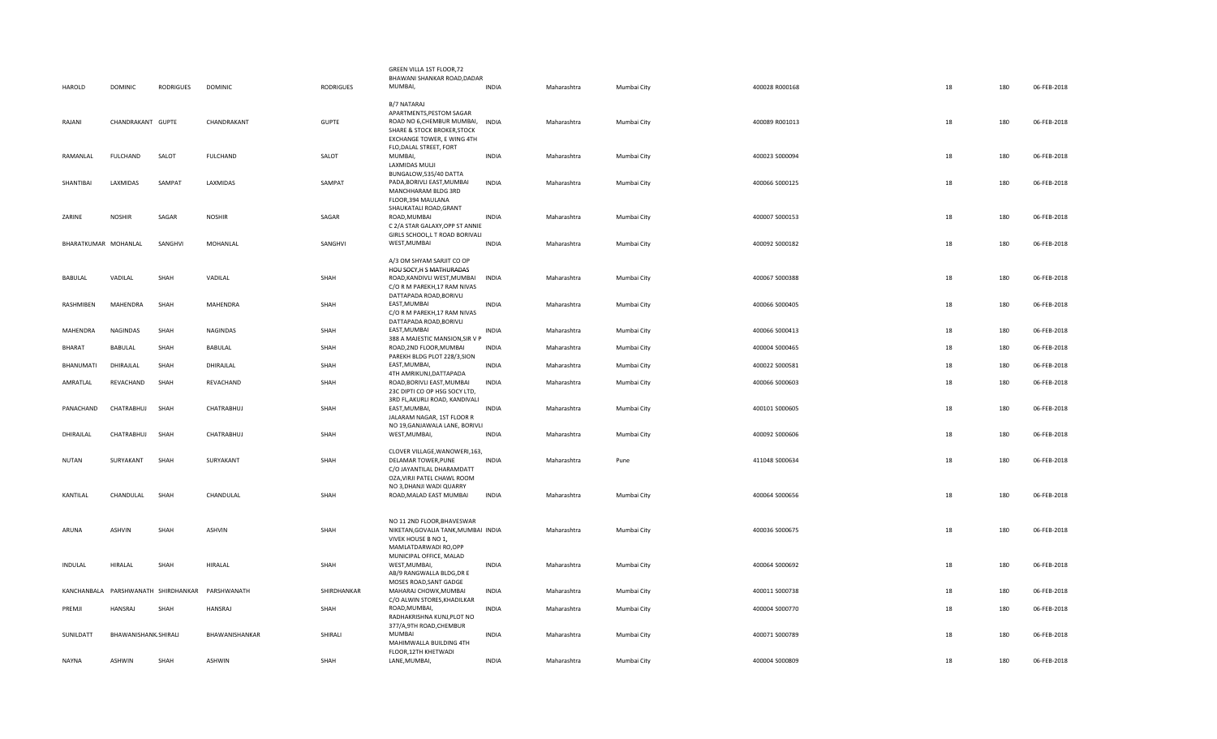| HAROLD | DOMINIC | RODRIGUES | DOMINIC | RODRIGUES | GREEN VILLA 1ST FLOOR,72 BHAWANI SHANKAR ROAD,DADAR MUMBAI, | INDIA | Maharashtra | Mumbai City | 400028 | R000168 | 18 | 180 | 06-FEB-2018 |
|---|---|---|---|---|---|---|---|---|---|---|---|---|---|
| RAJANI | CHANDRAKANT | GUPTE | CHANDRAKANT | GUPTE | B/7 NATARAJ APARTMENTS,PESTOM SAGAR ROAD NO 6,CHEMBUR MUMBAI, | INDIA | Maharashtra | Mumbai City | 400089 | R001013 | 18 | 180 | 06-FEB-2018 |
| RAMANLAL | FULCHAND | SALOT | FULCHAND | SALOT | SHARE & STOCK BROKER,STOCK EXCHANGE TOWER, E WING 4TH FLO,DALAL STREET, FORT MUMBAI, | INDIA | Maharashtra | Mumbai City | 400023 | S000094 | 18 | 180 | 06-FEB-2018 |
| SHANTIBAI | LAXMIDAS | SAMPAT | LAXMIDAS | SAMPAT | LAXMIDAS MULJI BUNGALOW,535/40 DATTA PADA,BORIVLI EAST,MUMBAI | INDIA | Maharashtra | Mumbai City | 400066 | S000125 | 18 | 180 | 06-FEB-2018 |
| ZARINE | NOSHIR | SAGAR | NOSHIR | SAGAR | MANCHHARAM BLDG 3RD FLOOR,394 MAULANA SHAUKATALI ROAD,GRANT ROAD,MUMBAI | INDIA | Maharashtra | Mumbai City | 400007 | S000153 | 18 | 180 | 06-FEB-2018 |
| BHARATKUMAR | MOHANLAL | SANGHVI | MOHANLAL | SANGHVI | C 2/A STAR GALAXY,OPP ST ANNIE GIRLS SCHOOL,L T ROAD BORIVALI WEST,MUMBAI | INDIA | Maharashtra | Mumbai City | 400092 | S000182 | 18 | 180 | 06-FEB-2018 |
| BABULAL | VADILAL | SHAH | VADILAL | SHAH | A/3 OM SHYAM SARJIT CO OP HOU SOCY,H S MATHURADAS ROAD,KANDIVLI WEST,MUMBAI | INDIA | Maharashtra | Mumbai City | 400067 | S000388 | 18 | 180 | 06-FEB-2018 |
| RASHMIBEN | MAHENDRA | SHAH | MAHENDRA | SHAH | C/O R M PAREKH,17 RAM NIVAS DATTAPADA ROAD,BORIVLI EAST,MUMBAI | INDIA | Maharashtra | Mumbai City | 400066 | S000405 | 18 | 180 | 06-FEB-2018 |
| MAHENDRA | NAGINDAS | SHAH | NAGINDAS | SHAH | C/O R M PAREKH,17 RAM NIVAS DATTAPADA ROAD,BORIVLI EAST,MUMBAI | INDIA | Maharashtra | Mumbai City | 400066 | S000413 | 18 | 180 | 06-FEB-2018 |
| BHARAT | BABULAL | SHAH | BABULAL | SHAH | 388 A MAJESTIC MANSION,SIR V P ROAD,2ND FLOOR,MUMBAI | INDIA | Maharashtra | Mumbai City | 400004 | S000465 | 18 | 180 | 06-FEB-2018 |
| BHANUMATI | DHIRAJLAL | SHAH | DHIRAJLAL | SHAH | PAREKH BLDG PLOT 228/3,SION EAST,MUMBAI, | INDIA | Maharashtra | Mumbai City | 400022 | S000581 | 18 | 180 | 06-FEB-2018 |
| AMRATLAL | REVACHAND | SHAH | REVACHAND | SHAH | 4TH AMRIKUNJ,DATTAPADA ROAD,BORIVLI EAST,MUMBAI | INDIA | Maharashtra | Mumbai City | 400066 | S000603 | 18 | 180 | 06-FEB-2018 |
| PANACHAND | CHATRABHUJ | SHAH | CHATRABHUJ | SHAH | 23C DIPTI CO OP HSG SOCY LTD, 3RD FL,AKURLI ROAD, KANDIVALI EAST,MUMBAI, | INDIA | Maharashtra | Mumbai City | 400101 | S000605 | 18 | 180 | 06-FEB-2018 |
| DHIRAJLAL | CHATRABHUJ | SHAH | CHATRABHUJ | SHAH | JALARAM NAGAR, 1ST FLOOR R NO 19,GANJAWALA LANE, BORIVLI WEST,MUMBAI, | INDIA | Maharashtra | Mumbai City | 400092 | S000606 | 18 | 180 | 06-FEB-2018 |
| NUTAN | SURYAKANT | SHAH | SURYAKANT | SHAH | CLOVER VILLAGE,WANOWERI,163, DELAMAR TOWER,PUNE | INDIA | Maharashtra | Pune | 411048 | S000634 | 18 | 180 | 06-FEB-2018 |
| KANTILAL | CHANDULAL | SHAH | CHANDULAL | SHAH | C/O JAYANTILAL DHARAMDATT OZA,VIRJI PATEL CHAWL ROOM NO 3,DHANJI WADI QUARRY ROAD,MALAD EAST MUMBAI | INDIA | Maharashtra | Mumbai City | 400064 | S000656 | 18 | 180 | 06-FEB-2018 |
| ARUNA | ASHVIN | SHAH | ASHVIN | SHAH | NO 11 2ND FLOOR,BHAVESWAR NIKETAN,GOVALIA TANK,MUMBAI | INDIA | Maharashtra | Mumbai City | 400036 | S000675 | 18 | 180 | 06-FEB-2018 |
| INDULAL | HIRALAL | SHAH | HIRALAL | SHAH | VIVEK HOUSE B NO 1, MAMLATDARWADI RO,OPP MUNICIPAL OFFICE, MALAD WEST,MUMBAI, | INDIA | Maharashtra | Mumbai City | 400064 | S000692 | 18 | 180 | 06-FEB-2018 |
| KANCHANBALA | PARSHWANATH | SHIRDHANKAR | PARSHWANATH | SHIRDHANKAR | AB/9 RANGWALLA BLDG,DR E MOSES ROAD,SANT GADGE MAHARAJ CHOWK,MUMBAI | INDIA | Maharashtra | Mumbai City | 400011 | S000738 | 18 | 180 | 06-FEB-2018 |
| PREMJI | HANSRAJ | SHAH | HANSRAJ | SHAH | C/O ALWIN STORES,KHADILKAR ROAD,MUMBAI, | INDIA | Maharashtra | Mumbai City | 400004 | S000770 | 18 | 180 | 06-FEB-2018 |
| SUNILDATT | BHAWANISHANK SHIRALI | | BHAWANISHANKAR | SHIRALI | RADHAKRISHNA KUNJ,PLOT NO 377/A,9TH ROAD,CHEMBUR MUMBAI | INDIA | Maharashtra | Mumbai City | 400071 | S000789 | 18 | 180 | 06-FEB-2018 |
| NAYNA | ASHWIN | SHAH | ASHWIN | SHAH | MAHIMWALLA BUILDING 4TH FLOOR,12TH KHETWADI LANE,MUMBAI, | INDIA | Maharashtra | Mumbai City | 400004 | S000809 | 18 | 180 | 06-FEB-2018 |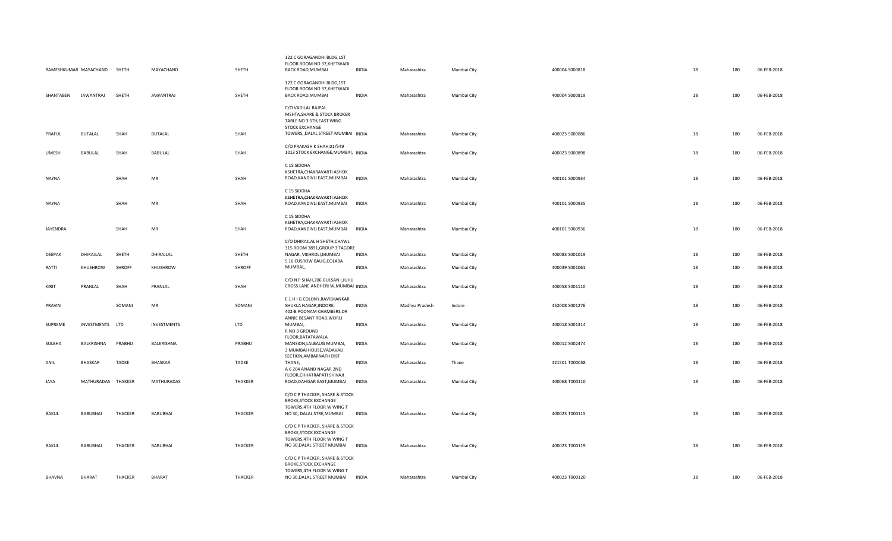| | | | | | | | | | | | | | | |
|---|---|---|---|---|---|---|---|---|---|---|---|---|---|---|
| RAMESHKUMAR | MAYACHAND | SHETH | MAYACHAND | | SHETH | 122 C GORAGANDHI BLDG,1ST FLOOR ROOM NO 37,KHETWADI BACK ROAD,MUMBAI | INDIA | Maharashtra | Mumbai City | 400004 | S000818 | 18 | 180 | 06-FEB-2018 |
| SHANTABEN | JAWANTRAJ | SHETH | JAWANTRAJ | | SHETH | 122 C GORAGANDHI BLDG,1ST FLOOR ROOM NO 37,KHETWADI BACK ROAD,MUMBAI | INDIA | Maharashtra | Mumbai City | 400004 | S000819 | 18 | 180 | 06-FEB-2018 |
| PRAFUL | BUTALAL | SHAH | BUTALAL | | SHAH | C/O VADILAL RAJPAL MEHTA,SHARE & STOCK BROKER TABLE NO 3 5TH,EAST WING STOCK EXCHANGE TOWERS,,DALAL STREET MUMBAI | INDIA | Maharashtra | Mumbai City | 400023 | S000886 | 18 | 180 | 06-FEB-2018 |
| UMESH | BABULAL | SHAH | BABULAL | | SHAH | C/O PRAKASH K SHAH,01/549 1013 STOCK EXCHANGE,MUMBAI, | INDIA | Maharashtra | Mumbai City | 400023 | S000898 | 18 | 180 | 06-FEB-2018 |
| NAYNA | | SHAH | MR | | SHAH | C 15 SIDDHA KSHETRA,CHAKRAVARTI ASHOK ROAD,KANDIVLI EAST,MUMBAI | INDIA | Maharashtra | Mumbai City | 400101 | S000934 | 18 | 180 | 06-FEB-2018 |
| NAYNA | | SHAH | MR | | SHAH | C 15 SIDDHA KSHETRA,CHAKRAVARTI ASHOK ROAD,KANDIVLI EAST,MUMBAI | INDIA | Maharashtra | Mumbai City | 400101 | S000935 | 18 | 180 | 06-FEB-2018 |
| JAYENDRA | | SHAH | MR | | SHAH | C 15 SIDDHA KSHETRA,CHAKRAVARTI ASHOK ROAD,KANDIVLI EAST,MUMBAI | INDIA | Maharashtra | Mumbai City | 400101 | S000936 | 18 | 180 | 06-FEB-2018 |
| DEEPAK | DHIRAJLAL | SHETH | DHIRAJLAL | | SHETH | C/O DHIRAJLAL H SHETH,CHAWL 315 ROOM 3891,GROUP 3 TAGORE NAGAR, VIKHROLI,MUMBAI | INDIA | Maharashtra | Mumbai City | 400083 | S001019 | 18 | 180 | 06-FEB-2018 |
| RATTI | KHUSHROW | SHROFF | KHUSHROW | | SHROFF | 5 16 CUSROW BAUG,COLABA MUMBAI,, | INDIA | Maharashtra | Mumbai City | 400039 | S001061 | 18 | 180 | 06-FEB-2018 |
| KIRIT | PRANLAL | SHAH | PRANLAL | | SHAH | C/O N P SHAH,206 GULSAN I,JUHU CROSS LANE ANDHERI W,MUMBAI | INDIA | Maharashtra | Mumbai City | 400058 | S001110 | 18 | 180 | 06-FEB-2018 |
| PRAVIN | | SOMANI | MR | | SOMANI | E 1 H I G COLONY,RAVISHANKAR SHUKLA NAGAR,INDORE, | INDIA | Madhya Pradesh | Indore | 452008 | S001276 | 18 | 180 | 06-FEB-2018 |
| SUPREME | INVESTMENTS | LTD | INVESTMENTS | | LTD | 402-B POONAM CHAMBERS,DR ANNIE BESANT ROAD,WORLI MUMBAI, | INDIA | Maharashtra | Mumbai City | 400018 | S001314 | 18 | 180 | 06-FEB-2018 |
| SULBHA | BALKRISHNA | PRABHU | BALKRISHNA | | PRABHU | R NO 3 GROUND FLOOR,BATATAWALA MANSION,LALBAUG MUMBAI, | INDIA | Maharashtra | Mumbai City | 400012 | S002474 | 18 | 180 | 06-FEB-2018 |
| ANIL | BHASKAR | TADKE | BHASKAR | | TADKE | 3 MUMBAI HOUSE,VADAVALI SECTION,AMBARNATH DIST THANE, | INDIA | Maharashtra | Thane | 421501 | T000058 | 18 | 180 | 06-FEB-2018 |
| JAYA | MATHURADAS | THAKKER | MATHURADAS | | THAKKER | A 6 204 ANAND NAGAR 2ND FLOOR,CHHATRAPATI SHIVAJI ROAD,DAHISAR EAST,MUMBAI | INDIA | Maharashtra | Mumbai City | 400068 | T000110 | 18 | 180 | 06-FEB-2018 |
| BAKUL | BABUBHAI | THACKER | BABUBHAI | | THACKER | C/O C P THACKER, SHARE & STOCK BROKE,STOCK EXCHANGE TOWERS,4TH FLOOR W WING T NO 30, DALAL STRE,MUMBAI | INDIA | Maharashtra | Mumbai City | 400023 | T000115 | 18 | 180 | 06-FEB-2018 |
| BAKUL | BABUBHAI | THACKER | BABUBHAI | | THACKER | C/O C P THACKER, SHARE & STOCK BROKE,STOCK EXCHANGE TOWERS,4TH FLOOR W WING T NO 30,DALAL STREET MUMBAI | INDIA | Maharashtra | Mumbai City | 400023 | T000119 | 18 | 180 | 06-FEB-2018 |
| BHAVNA | BHARAT | THACKER | BHARAT | | THACKER | C/O C P THACKER, SHARE & STOCK BROKE,STOCK EXCHANGE TOWERS,4TH FLOOR W WING T NO 30,DALAL STREET MUMBAI | INDIA | Maharashtra | Mumbai City | 400023 | T000120 | 18 | 180 | 06-FEB-2018 |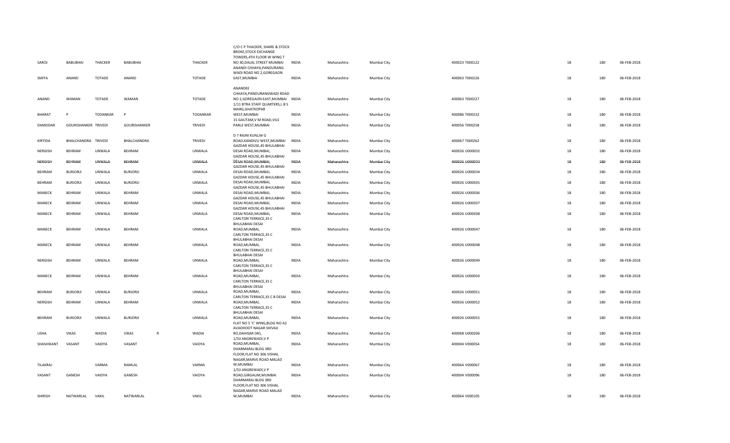| | | | | | | | | | | | | | |
|---|---|---|---|---|---|---|---|---|---|---|---|---|---|
| SAROJ | BABUBHAI | THACKER | BABUBHAI | | THACKER | C/O C P THACKER, SHARE & STOCK BROKE,STOCK EXCHANGE TOWERS,4TH FLOOR W WING T NO 30,DALAL STREET MUMBAI | INDIA | Maharashtra | Mumbai City | 400023 T000122 | 18 | 180 | 06-FEB-2018 |
| SMITA | ANAND | TOTADE | ANAND | | TOTADE | ANANDI CHHAYA,PANDURANG WADI ROAD NO 2,GOREGAON EAST,MUMBAI | INDIA | Maharashtra | Mumbai City | 400063 T000226 | 18 | 180 | 06-FEB-2018 |
| ANAND | WAMAN | TOTADE | WAMAN | | TOTADE | ANANDEE CHHAYA,PANDURANGWADI ROAD NO 2,GOREGAON EAST,MUMBAI | INDIA | Maharashtra | Mumbai City | 400063 T000227 | 18 | 180 | 06-FEB-2018 |
| BHARAT | P | TODANKAR | P | | TODANKAR | 1/11 BTRA STAFF QUARTERS,L B S MARG,GHATKOPAR WEST,MUMBAI | INDIA | Maharashtra | Mumbai City | 400086 T000232 | 18 | 180 | 06-FEB-2018 |
| DAMODAR | GOURISHANKER | TRIVEDI | GOURISHANKER | | TRIVEDI | 15 GAUTAM,V M ROAD,VILE PARLE WEST,MUMBAI | INDIA | Maharashtra | Mumbai City | 400056 T000258 | 18 | 180 | 06-FEB-2018 |
| KIRTIDA | BHALCHANDRA | TRIVEDI | BHALCHANDRA | | TRIVEDI | D 7 RAJNI KUNJ,M G ROAD,KANDIVLI WEST,MUMBAI | INDIA | Maharashtra | Mumbai City | 400067 T000262 | 18 | 180 | 06-FEB-2018 |
| NERGISH | BEHRAM | UNWALA | BEHRAM | | UNWALA | GAZDAR HOUSE,45 BHULABHAI DESAI ROAD,MUMBAI, | INDIA | Maharashtra | Mumbai City | 400026 U000032 | 18 | 180 | 06-FEB-2018 |
| NERGISH | BEHRAM | UNWALA | BEHRAM | | UNWALA | GAZDAR HOUSE,45 BHULABHAI DESAI ROAD,MUMBAI, | INDIA | Maharashtra | Mumbai City | 400026 U000033 | 18 | 180 | 06-FEB-2018 |
| BEHRAM | BURJORJI | UNWALA | BURJORJI | | UNWALA | GAZDAR HOUSE,45 BHULABHAI DESAI ROAD,MUMBAI, | INDIA | Maharashtra | Mumbai City | 400026 U000034 | 18 | 180 | 06-FEB-2018 |
| BEHRAM | BURJORJI | UNWALA | BURJORJI | | UNWALA | GAZDAR HOUSE,45 BHULABHAI DESAI ROAD,MUMBAI, | INDIA | Maharashtra | Mumbai City | 400026 U000035 | 18 | 180 | 06-FEB-2018 |
| MANECK | BEHRAM | UNWALA | BEHRAM | | UNWALA | GAZDAR HOUSE,45 BHULABHAI DESAI ROAD,MUMBAI, | INDIA | Maharashtra | Mumbai City | 400026 U000036 | 18 | 180 | 06-FEB-2018 |
| MANECK | BEHRAM | UNWALA | BEHRAM | | UNWALA | GAZDAR HOUSE,45 BHULABHAI DESAI ROAD,MUMBAI, | INDIA | Maharashtra | Mumbai City | 400026 U000037 | 18 | 180 | 06-FEB-2018 |
| MANECK | BEHRAM | UNWALA | BEHRAM | | UNWALA | GAZDAR HOUSE,45 BHULABHAI DESAI ROAD,MUMBAI, | INDIA | Maharashtra | Mumbai City | 400026 U000038 | 18 | 180 | 06-FEB-2018 |
| MANECK | BEHRAM | UNWALA | BEHRAM | | UNWALA | CARLTON TERRACE,35 C BHULABHAI DESAI ROAD,MUMBAI, | INDIA | Maharashtra | Mumbai City | 400026 U000047 | 18 | 180 | 06-FEB-2018 |
| MANECK | BEHRAM | UNWALA | BEHRAM | | UNWALA | CARLTON TERRACE,35 C BHULABHAI DESAI ROAD,MUMBAI, | INDIA | Maharashtra | Mumbai City | 400026 U000048 | 18 | 180 | 06-FEB-2018 |
| NERGISH | BEHRAM | UNWALA | BEHRAM | | UNWALA | CARLTON TERRACE,35 C BHULABHAI DESAI ROAD,MUMBAI, | INDIA | Maharashtra | Mumbai City | 400026 U000049 | 18 | 180 | 06-FEB-2018 |
| MANECK | BEHRAM | UNWALA | BEHRAM | | UNWALA | CARLTON TERRACE,35 C BHULABHAI DESAI ROAD,MUMBAI, | INDIA | Maharashtra | Mumbai City | 400026 U000050 | 18 | 180 | 06-FEB-2018 |
| BEHRAM | BURJORJI | UNWALA | BURJORJI | | UNWALA | CARLTON TERRACE,35 C BHULABHAI DESAI ROAD,MUMBAI, | INDIA | Maharashtra | Mumbai City | 400026 U000051 | 18 | 180 | 06-FEB-2018 |
| NERGISH | BEHRAM | UNWALA | BEHRAM | | UNWALA | CARLTON TERRACE,35 C B DESAI ROAD,MUMBAI, | INDIA | Maharashtra | Mumbai City | 400026 U000052 | 18 | 180 | 06-FEB-2018 |
| BEHRAM | BURJORJI | UNWALA | BURJORJI | | UNWALA | CARLTON TERRACE,35 C BHULABHAI DESAI ROAD,MUMBAI, | INDIA | Maharashtra | Mumbai City | 400026 U000055 | 18 | 180 | 06-FEB-2018 |
| USHA | VIKAS | WADIA | VIKAS | R | WADIA | FLAT NO 5 'C' WING,BLDG NO A2 AVADHOOT NAGAR SHIVAJI RO,DAHISAR (W), | INDIA | Maharashtra | Mumbai City | 400068 U000206 | 18 | 180 | 06-FEB-2018 |
| SHASHIKANT | VASANT | VAIDYA | VASANT | | VAIDYA | 1/53 ANGREWADI,V P ROAD,MUMBAI, | INDIA | Maharashtra | Mumbai City | 400004 V000054 | 18 | 180 | 06-FEB-2018 |
| TILAKRAJ | | VARMA | RAMLAL | | VARMA | DHARMARAJ BLDG 3RD FLOOR,FLAT NO 306 VISHAL NAGAR,MARVE ROAD MALAD W,MUMBAI | INDIA | Maharashtra | Mumbai City | 400064 V000067 | 18 | 180 | 06-FEB-2018 |
| VASANT | GANESH | VAIDYA | GANESH | | VAIDYA | 1/53 ANGREWADI,V P ROAD,GIRGAUM,MUMBAI | INDIA | Maharashtra | Mumbai City | 400004 V000096 | 18 | 180 | 06-FEB-2018 |
| SHIRISH | NATWARLAL | VAKIL | NATWARLAL | | VAKIL | DHARMARAJ BLDG 3RD FLOOR,FLAT NO 306 VISHAL NAGAR,MARVE ROAD MALAD W,MUMBAI | INDIA | Maharashtra | Mumbai City | 400064 V000105 | 18 | 180 | 06-FEB-2018 |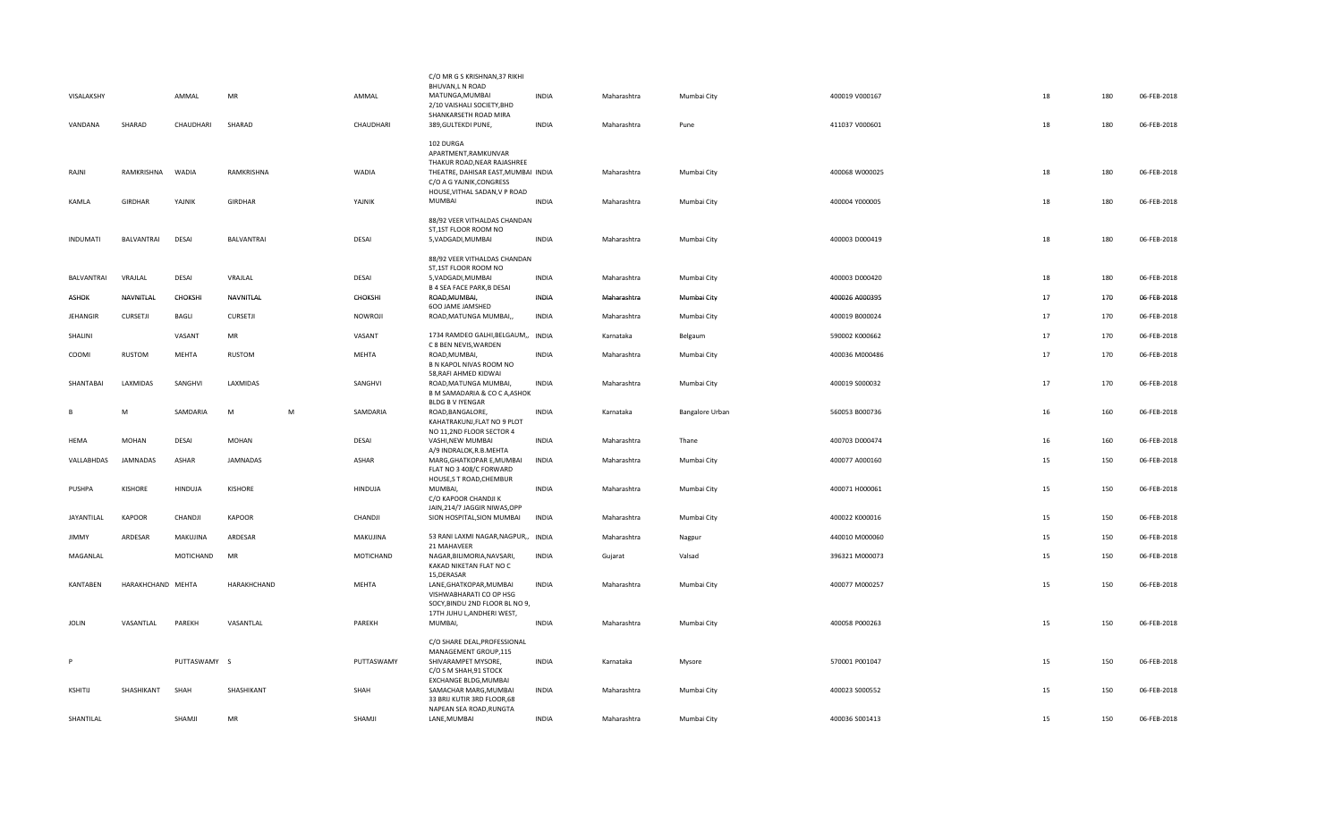| | | | | | | | | | | | | | | |
|---|---|---|---|---|---|---|---|---|---|---|---|---|---|---|
| VISALAKSHY | | AMMAL | MR | | AMMAL | C/O MR G S KRISHNAN,37 RIKHI BHUVAN,L N ROAD MATUNGA,MUMBAI | INDIA | Maharashtra | Mumbai City | 400019 V000167 | | 18 | 180 | 06-FEB-2018 |
| VANDANA | SHARAD | CHAUDHARI | SHARAD | | CHAUDHARI | 2/10 VAISHALI SOCIETY,BHD SHANKARSETH ROAD MIRA 389,GULTEKDI PUNE, | INDIA | Maharashtra | Pune | 411037 V000601 | | 18 | 180 | 06-FEB-2018 |
| RAJNI | RAMKRISHNA | WADIA | RAMKRISHNA | | WADIA | 102 DURGA APARTMENT,RAMKUNVAR THAKUR ROAD,NEAR RAJASHREE THEATRE, DAHISAR EAST,MUMBAI | INDIA | Maharashtra | Mumbai City | 400068 W000025 | | 18 | 180 | 06-FEB-2018 |
| KAMLA | GIRDHAR | YAJNIK | GIRDHAR | | YAJNIK | C/O A G YAJNIK,CONGRESS HOUSE,VITHAL SADAN,V P ROAD MUMBAI | INDIA | Maharashtra | Mumbai City | 400004 Y000005 | | 18 | 180 | 06-FEB-2018 |
| INDUMATI | BALVANTRAI | DESAI | BALVANTRAI | | DESAI | 88/92 VEER VITHALDAS CHANDAN ST,1ST FLOOR ROOM NO 5,VADGADI,MUMBAI | INDIA | Maharashtra | Mumbai City | 400003 D000419 | | 18 | 180 | 06-FEB-2018 |
| BALVANTRAI | VRAJLAL | DESAI | VRAJLAL | | DESAI | 88/92 VEER VITHALDAS CHANDAN ST,1ST FLOOR ROOM NO 5,VADGADI,MUMBAI | INDIA | Maharashtra | Mumbai City | 400003 D000420 | | 18 | 180 | 06-FEB-2018 |
| ASHOK | NAVNITLAL | CHOKSHI | NAVNITLAL | | CHOKSHI | B 4 SEA FACE PARK,B DESAI ROAD,MUMBAI, | INDIA | Maharashtra | Mumbai City | 400026 A000395 | | 17 | 170 | 06-FEB-2018 |
| JEHANGIR | CURSETJI | BAGLI | CURSETJI | | NOWROJI | 6OO JAME JAMSHED ROAD,MATUNGA MUMBAI,, | INDIA | Maharashtra | Mumbai City | 400019 B000024 | | 17 | 170 | 06-FEB-2018 |
| SHALINI | | VASANT | MR | | VASANT | 1734 RAMDEO GALHI,BELGAUM,, | INDIA | Karnataka | Belgaum | 590002 K000662 | | 17 | 170 | 06-FEB-2018 |
| COOMI | RUSTOM | MEHTA | RUSTOM | | MEHTA | C 8 BEN NEVIS,WARDEN ROAD,MUMBAI, | INDIA | Maharashtra | Mumbai City | 400036 M000486 | | 17 | 170 | 06-FEB-2018 |
| SHANTABAI | LAXMIDAS | SANGHVI | LAXMIDAS | | SANGHVI | B N KAPOL NIVAS ROOM NO 58,RAFI AHMED KIDWAI ROAD,MATUNGA MUMBAI, | INDIA | Maharashtra | Mumbai City | 400019 S000032 | | 17 | 170 | 06-FEB-2018 |
| B | M | SAMDARIA | M | M | SAMDARIA | B M SAMADARIA & CO C A,ASHOK BLDG B V IYENGAR ROAD,BANGALORE, | INDIA | Karnataka | Bangalore Urban | 560053 B000736 | | 16 | 160 | 06-FEB-2018 |
| HEMA | MOHAN | DESAI | MOHAN | | DESAI | KAHATRAKUNJ,FLAT NO 9 PLOT NO 11,2ND FLOOR SECTOR 4 VASHI,NEW MUMBAI | INDIA | Maharashtra | Thane | 400703 D000474 | | 16 | 160 | 06-FEB-2018 |
| VALLABHDAS | JAMNADAS | ASHAR | JAMNADAS | | ASHAR | A/9 INDRALOK,R.B.MEHTA MARG,GHATKOPAR E,MUMBAI | INDIA | Maharashtra | Mumbai City | 400077 A000160 | | 15 | 150 | 06-FEB-2018 |
| PUSHPA | KISHORE | HINDUJA | KISHORE | | HINDUJA | FLAT NO 3 408/C FORWARD HOUSE,S T ROAD,CHEMBUR MUMBAI, | INDIA | Maharashtra | Mumbai City | 400071 H000061 | | 15 | 150 | 06-FEB-2018 |
| JAYANTILAL | KAPOOR | CHANDJI | KAPOOR | | CHANDJI | C/O KAPOOR CHANDJI K JAIN,214/7 JAGGIR NIWAS,OPP SION HOSPITAL,SION MUMBAI | INDIA | Maharashtra | Mumbai City | 400022 K000016 | | 15 | 150 | 06-FEB-2018 |
| JIMMY | ARDESAR | MAKUJINA | ARDESAR | | MAKUJINA | 53 RANI LAXMI NAGAR,NAGPUR,, | INDIA | Maharashtra | Nagpur | 440010 M000060 | | 15 | 150 | 06-FEB-2018 |
| MAGANLAL | | MOTICHAND | MR | | MOTICHAND | 21 MAHAVEER NAGAR,BILIMORIA,NAVSARI, | INDIA | Gujarat | Valsad | 396321 M000073 | | 15 | 150 | 06-FEB-2018 |
| KANTABEN | HARAKHCHAND | MEHTA | HARAKHCHAND | | MEHTA | KAKAD NIKETAN FLAT NO C 15,DERASAR LANE,GHATKOPAR,MUMBAI | INDIA | Maharashtra | Mumbai City | 400077 M000257 | | 15 | 150 | 06-FEB-2018 |
| JOLIN | VASANTLAL | PAREKH | VASANTLAL | | PAREKH | VISHWABHARATI CO OP HSG SOCY,BINDU 2ND FLOOR BL NO 9, 17TH JUHU L,ANDHERI WEST, MUMBAI, | INDIA | Maharashtra | Mumbai City | 400058 P000263 | | 15 | 150 | 06-FEB-2018 |
| P | | PUTTASWAMY | S | | PUTTASWAMY | C/O SHARE DEAL,PROFESSIONAL MANAGEMENT GROUP,115 SHIVARAMPET MYSORE, | INDIA | Karnataka | Mysore | 570001 P001047 | | 15 | 150 | 06-FEB-2018 |
| KSHITIJ | SHASHIKANT | SHAH | SHASHIKANT | | SHAH | C/O S M SHAH,91 STOCK EXCHANGE BLDG,MUMBAI SAMACHAR MARG,MUMBAI | INDIA | Maharashtra | Mumbai City | 400023 S000552 | | 15 | 150 | 06-FEB-2018 |
| SHANTILAL | | SHAMJI | MR | | SHAMJI | 33 BRIJ KUTIR 3RD FLOOR,68 NAPEAN SEA ROAD,RUNGTA LANE,MUMBAI | INDIA | Maharashtra | Mumbai City | 400036 S001413 | | 15 | 150 | 06-FEB-2018 |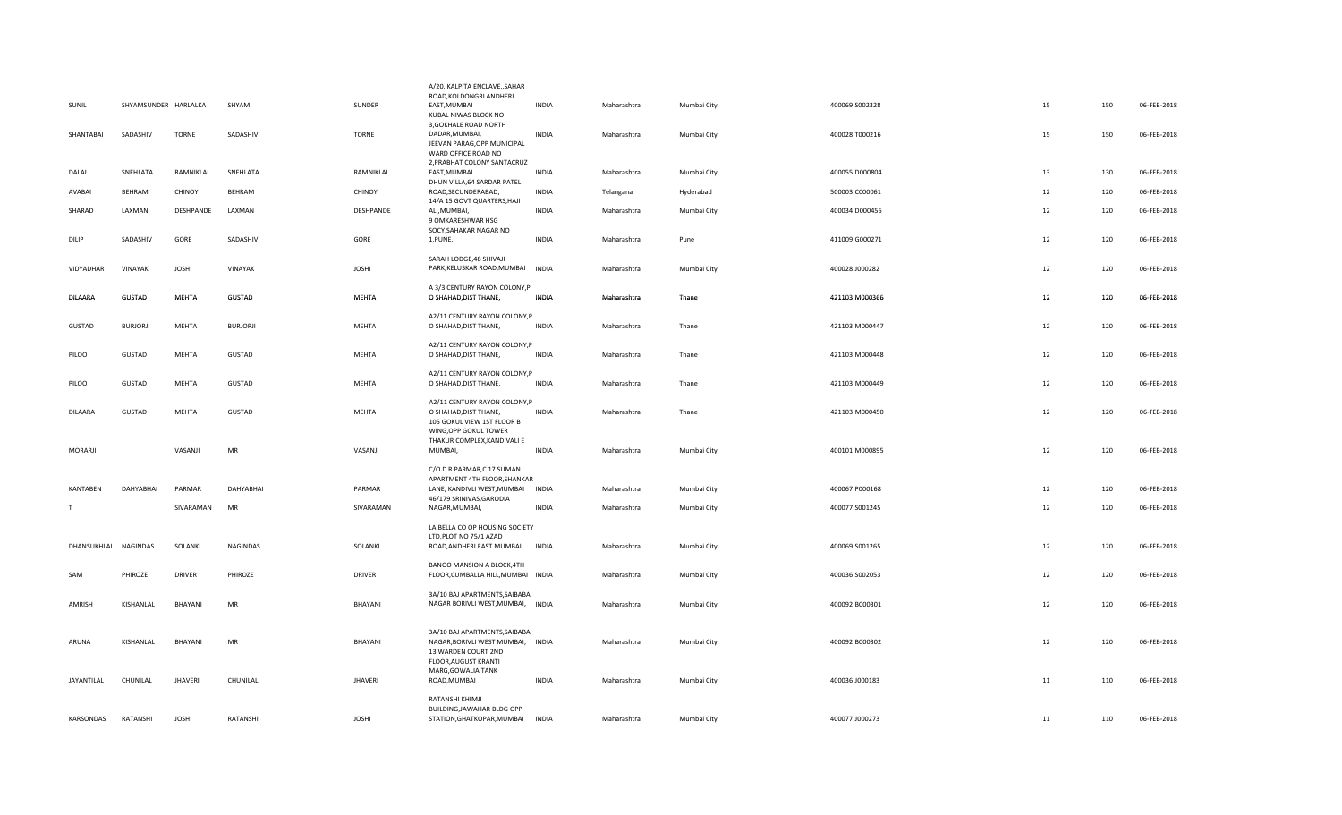| | | | | | | | | | | | | | |
|---|---|---|---|---|---|---|---|---|---|---|---|---|---|
| SUNIL | SHYAMSUNDER | HARLALKA | SHYAM | SUNDER | A/20, KALPITA ENCLAVE,,SAHAR ROAD,KOLDONGRI ANDHERI EAST,MUMBAI | INDIA | Maharashtra | Mumbai City | 400069 | S002328 | 15 | 150 | 06-FEB-2018 |
| SHANTABAI | SADASHIV | TORNE | SADASHIV | TORNE | KUBAL NIWAS BLOCK NO 3,GOKHALE ROAD NORTH DADAR,MUMBAI, | INDIA | Maharashtra | Mumbai City | 400028 | T000216 | 15 | 150 | 06-FEB-2018 |
| DALAL | SNEHLATA | RAMNIKLAL | SNEHLATA | RAMNIKLAL | JEEVAN PARAG,OPP MUNICIPAL WARD OFFICE ROAD NO 2,PRABHAT COLONY SANTACRUZ EAST,MUMBAI | INDIA | Maharashtra | Mumbai City | 400055 | D000804 | 13 | 130 | 06-FEB-2018 |
| AVABAI | BEHRAM | CHINOY | BEHRAM | CHINOY | DHUN VILLA,64 SARDAR PATEL ROAD,SECUNDERABAD, | INDIA | Telangana | Hyderabad | 500003 | C000061 | 12 | 120 | 06-FEB-2018 |
| SHARAD | LAXMAN | DESHPANDE | LAXMAN | DESHPANDE | 14/A 15 GOVT QUARTERS,HAJI ALI,MUMBAI, | INDIA | Maharashtra | Mumbai City | 400034 | D000456 | 12 | 120 | 06-FEB-2018 |
| DILIP | SADASHIV | GORE | SADASHIV | GORE | 9 OMKARESHWAR HSG SOCY,SAHAKAR NAGAR NO 1,PUNE, | INDIA | Maharashtra | Pune | 411009 | G000271 | 12 | 120 | 06-FEB-2018 |
| VIDYADHAR | VINAYAK | JOSHI | VINAYAK | JOSHI | SARAH LODGE,48 SHIVAJI PARK,KELUSKAR ROAD,MUMBAI | INDIA | Maharashtra | Mumbai City | 400028 | J000282 | 12 | 120 | 06-FEB-2018 |
| DILAARA | GUSTAD | MEHTA | GUSTAD | MEHTA | A 3/3 CENTURY RAYON COLONY,P O SHAHAD,DIST THANE, | INDIA | Maharashtra | Thane | 421103 | M000366 | 12 | 120 | 06-FEB-2018 |
| GUSTAD | BURJORJI | MEHTA | BURJORJI | MEHTA | A2/11 CENTURY RAYON COLONY,P O SHAHAD,DIST THANE, | INDIA | Maharashtra | Thane | 421103 | M000447 | 12 | 120 | 06-FEB-2018 |
| PILOO | GUSTAD | MEHTA | GUSTAD | MEHTA | A2/11 CENTURY RAYON COLONY,P O SHAHAD,DIST THANE, | INDIA | Maharashtra | Thane | 421103 | M000448 | 12 | 120 | 06-FEB-2018 |
| PILOO | GUSTAD | MEHTA | GUSTAD | MEHTA | A2/11 CENTURY RAYON COLONY,P O SHAHAD,DIST THANE, | INDIA | Maharashtra | Thane | 421103 | M000449 | 12 | 120 | 06-FEB-2018 |
| DILAARA | GUSTAD | MEHTA | GUSTAD | MEHTA | A2/11 CENTURY RAYON COLONY,P O SHAHAD,DIST THANE, | INDIA | Maharashtra | Thane | 421103 | M000450 | 12 | 120 | 06-FEB-2018 |
| MORARJI | | VASANJI | MR | VASANJI | 105 GOKUL VIEW 1ST FLOOR B WING,OPP GOKUL TOWER THAKUR COMPLEX,KANDIVALI E MUMBAI, | INDIA | Maharashtra | Mumbai City | 400101 | M000895 | 12 | 120 | 06-FEB-2018 |
| KANTABEN | DAHYABHAI | PARMAR | DAHYABHAI | PARMAR | C/O D R PARMAR,C 17 SUMAN APARTMENT 4TH FLOOR,SHANKAR LANE, KANDIVLI WEST,MUMBAI | INDIA | Maharashtra | Mumbai City | 400067 | P000168 | 12 | 120 | 06-FEB-2018 |
| T | | SIVARAMAN | MR | SIVARAMAN | 46/179 SRINIVAS,GARODIA NAGAR,MUMBAI, | INDIA | Maharashtra | Mumbai City | 400077 | S001245 | 12 | 120 | 06-FEB-2018 |
| DHANSUKHLAL | NAGINDAS | SOLANKI | NAGINDAS | SOLANKI | LA BELLA CO OP HOUSING SOCIETY LTD,PLOT NO 75/1 AZAD ROAD,ANDHERI EAST MUMBAI, | INDIA | Maharashtra | Mumbai City | 400069 | S001265 | 12 | 120 | 06-FEB-2018 |
| SAM | PHIROZE | DRIVER | PHIROZE | DRIVER | BANOO MANSION A BLOCK,4TH FLOOR,CUMBALLA HILL,MUMBAI | INDIA | Maharashtra | Mumbai City | 400036 | S002053 | 12 | 120 | 06-FEB-2018 |
| AMRISH | KISHANLAL | BHAYANI | MR | BHAYANI | 3A/10 BAJ APARTMENTS,SAIBABA NAGAR BORIVLI WEST,MUMBAI, | INDIA | Maharashtra | Mumbai City | 400092 | B000301 | 12 | 120 | 06-FEB-2018 |
| ARUNA | KISHANLAL | BHAYANI | MR | BHAYANI | 3A/10 BAJ APARTMENTS,SAIBABA NAGAR,BORIVLI WEST MUMBAI, | INDIA | Maharashtra | Mumbai City | 400092 | B000302 | 12 | 120 | 06-FEB-2018 |
| JAYANTILAL | CHUNILAL | JHAVERI | CHUNILAL | JHAVERI | 13 WARDEN COURT 2ND FLOOR,AUGUST KRANTI MARG,GOWALIA TANK ROAD,MUMBAI | INDIA | Maharashtra | Mumbai City | 400036 | J000183 | 11 | 110 | 06-FEB-2018 |
| KARSONDAS | RATANSHI | JOSHI | RATANSHI | JOSHI | RATANSHI KHIMJI BUILDING,JAWAHAR BLDG OPP STATION,GHATKOPAR,MUMBAI | INDIA | Maharashtra | Mumbai City | 400077 | J000273 | 11 | 110 | 06-FEB-2018 |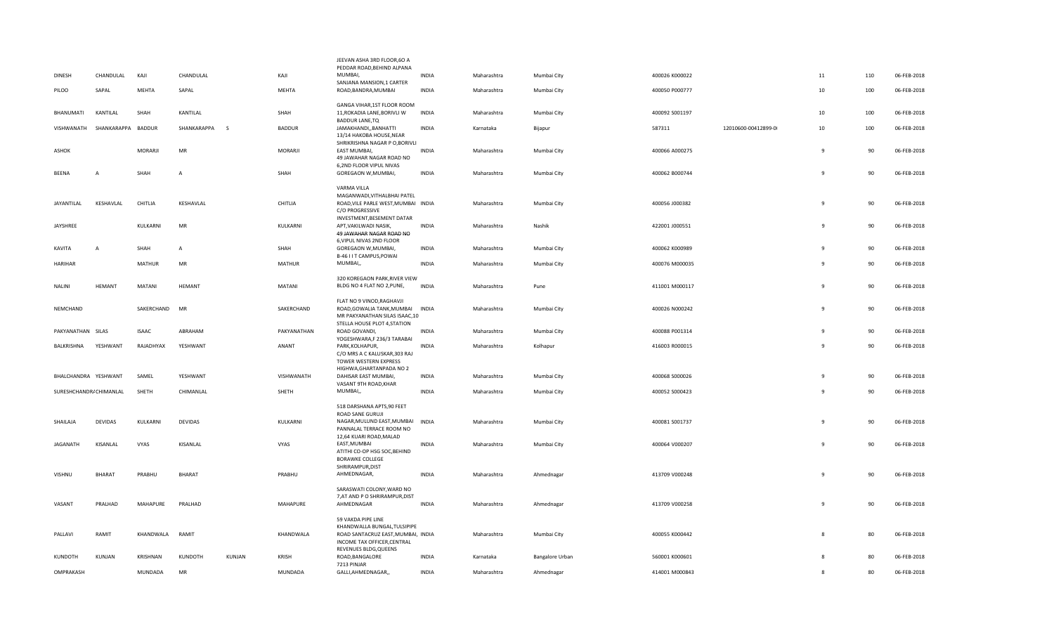| | | | | | | | | | | | | | | | |
|---|---|---|---|---|---|---|---|---|---|---|---|---|---|---|---|
| DINESH | CHANDULAL | KAJI | CHANDULAL | | KAJI | JEEVAN ASHA 3RD FLOOR,6O A PEDDAR ROAD,BEHIND ALPANA MUMBAI, | INDIA | Maharashtra | Mumbai City | 400026 K000022 | | 11 | 110 | 06-FEB-2018 |
| PILOO | SAPAL | MEHTA | SAPAL | | MEHTA | SANJANA MANSION,1 CARTER ROAD,BANDRA,MUMBAI | INDIA | Maharashtra | Mumbai City | 400050 P000777 | | 10 | 100 | 06-FEB-2018 |
| BHANUMATI | KANTILAL | SHAH | KANTILAL | | SHAH | GANGA VIHAR,1ST FLOOR ROOM 11,ROKADIA LANE,BORIVLI W | INDIA | Maharashtra | Mumbai City | 400092 S001197 | | 10 | 100 | 06-FEB-2018 |
| VISHWANATH | SHANKARAPPA | BADDUR | SHANKARAPPA | S | BADDUR | BADDUR LANE,TQ JAMAKHANDI,,BANHATTI | INDIA | Karnataka | Bijapur | 587311 | 12010600-00412899-0I | 10 | 100 | 06-FEB-2018 |
| ASHOK | | MORARJI | MR | | MORARJI | 13/14 HAKOBA HOUSE,NEAR SHRIKRISHNA NAGAR P O,BORIVLI EAST MUMBAI, | INDIA | Maharashtra | Mumbai City | 400066 A000275 | | 9 | 90 | 06-FEB-2018 |
| BEENA | A | SHAH | A | | SHAH | 49 JAWAHAR NAGAR ROAD NO 6,2ND FLOOR VIPUL NIVAS GOREGAON W,MUMBAI, | INDIA | Maharashtra | Mumbai City | 400062 B000744 | | 9 | 90 | 06-FEB-2018 |
| JAYANTILAL | KESHAVLAL | CHITLIA | KESHAVLAL | | CHITLIA | VARMA VILLA MAGANWADI,VITHALBHAI PATEL ROAD,VILE PARLE WEST,MUMBAI | INDIA | Maharashtra | Mumbai City | 400056 J000382 | | 9 | 90 | 06-FEB-2018 |
| JAYSHREE | | KULKARNI | MR | | KULKARNI | C/O PROGRESSIVE INVESTMENT,BESEMENT DATAR APT,VAKILWADI NASIK, | INDIA | Maharashtra | Nashik | 422001 J000551 | | 9 | 90 | 06-FEB-2018 |
| KAVITA | A | SHAH | A | | SHAH | 49 JAWAHAR NAGAR ROAD NO 6,VIPUL NIVAS 2ND FLOOR GOREGAON W,MUMBAI, | INDIA | Maharashtra | Mumbai City | 400062 K000989 | | 9 | 90 | 06-FEB-2018 |
| HARIHAR | | MATHUR | MR | | MATHUR | B-46 I I T CAMPUS,POWAI MUMBAI,, | INDIA | Maharashtra | Mumbai City | 400076 M000035 | | 9 | 90 | 06-FEB-2018 |
| NALINI | HEMANT | MATANI | HEMANT | | MATANI | 320 KOREGAON PARK,RIVER VIEW BLDG NO 4 FLAT NO 2,PUNE, | INDIA | Maharashtra | Pune | 411001 M000117 | | 9 | 90 | 06-FEB-2018 |
| NEMCHAND | | SAKERCHAND | MR | | SAKERCHAND | FLAT NO 9 VINOD,RAGHAVJI ROAD,GOWALIA TANK,MUMBAI | INDIA | Maharashtra | Mumbai City | 400026 N000242 | | 9 | 90 | 06-FEB-2018 |
| PAKYANATHAN | SILAS | ISAAC | ABRAHAM | | PAKYANATHAN | MR PAKYANATHAN SILAS ISAAC,10 STELLA HOUSE PLOT 4,STATION ROAD GOVANDI, | INDIA | Maharashtra | Mumbai City | 400088 P001314 | | 9 | 90 | 06-FEB-2018 |
| BALKRISHNA | YESHWANT | RAJADHYAX | YESHWANT | | ANANT | YOGESHWARA,F 236/3 TARABAI PARK,KOLHAPUR, | INDIA | Maharashtra | Kolhapur | 416003 R000015 | | 9 | 90 | 06-FEB-2018 |
| BHALCHANDRA | YESHWANT | SAMEL | YESHWANT | | VISHWANATH | C/O MRS A C KALUSKAR,303 RAJ TOWER WESTERN EXPRESS HIGHWA,GHARTANPADA NO 2 DAHISAR EAST MUMBAI, | INDIA | Maharashtra | Mumbai City | 400068 S000026 | | 9 | 90 | 06-FEB-2018 |
| SURESHCHANDRA | CHIMANLAL | SHETH | CHIMANLAL | | SHETH | VASANT 9TH ROAD,KHAR MUMBAI,, | INDIA | Maharashtra | Mumbai City | 400052 S000423 | | 9 | 90 | 06-FEB-2018 |
| SHAILAJA | DEVIDAS | KULKARNI | DEVIDAS | | KULKARNI | 518 DARSHANA APTS,90 FEET ROAD SANE GURUJI NAGAR,MULUND EAST,MUMBAI | INDIA | Maharashtra | Mumbai City | 400081 S001737 | | 9 | 90 | 06-FEB-2018 |
| JAGANATH | KISANLAL | VYAS | KISANLAL | | VYAS | PANNALAL TERRACE ROOM NO 12,64 KUARI ROAD,MALAD EAST,MUMBAI | INDIA | Maharashtra | Mumbai City | 400064 V000207 | | 9 | 90 | 06-FEB-2018 |
| VISHNU | BHARAT | PRABHU | BHARAT | | PRABHU | ATITHI CO-OP HSG SOC,BEHIND BORAWKE COLLEGE SHRIRAMPUR,DIST AHMEDNAGAR, | INDIA | Maharashtra | Ahmednagar | 413709 V000248 | | 9 | 90 | 06-FEB-2018 |
| VASANT | PRALHAD | MAHAPURE | PRALHAD | | MAHAPURE | SARASWATI COLONY,WARD NO 7,AT AND P O SHRIRAMPUR,DIST AHMEDNAGAR | INDIA | Maharashtra | Ahmednagar | 413709 V000258 | | 9 | 90 | 06-FEB-2018 |
| PALLAVI | RAMIT | KHANDWALA | RAMIT | | KHANDWALA | 59 VAKDA PIPE LINE KHANDWALLA BUNGAL,TULSIPIPE ROAD SANTACRUZ EAST,MUMBAI, | INDIA | Maharashtra | Mumbai City | 400055 K000442 | | 8 | 80 | 06-FEB-2018 |
| KUNDOTH | KUNJAN | KRISHNAN | KUNDOTH | KUNJAN | KRISH | INCOME TAX OFFICER,CENTRAL REVENUES BLDG,QUEENS ROAD,BANGALORE | INDIA | Karnataka | Bangalore Urban | 560001 K000601 | | 8 | 80 | 06-FEB-2018 |
| OMPRAKASH | | MUNDADA | MR | | MUNDADA | 7213 PINJAR GALLI,AHMEDNAGAR,, | INDIA | Maharashtra | Ahmednagar | 414001 M000843 | | 8 | 80 | 06-FEB-2018 |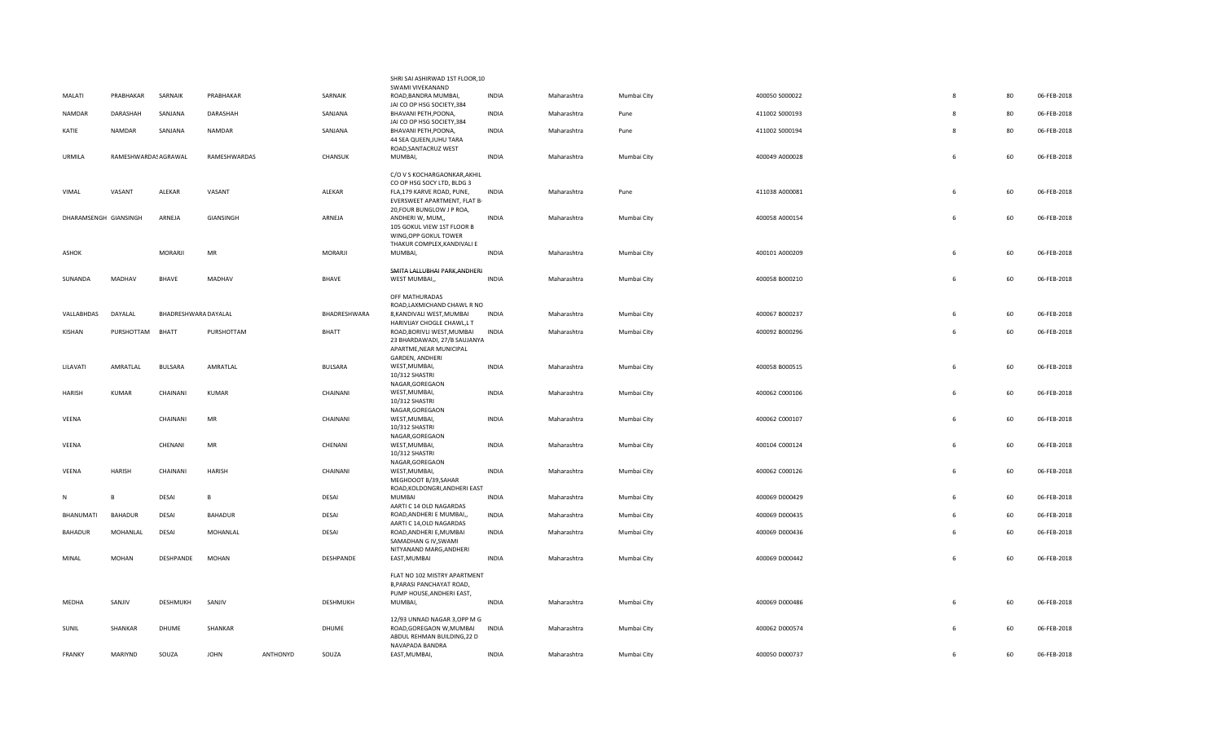| | | | | | | | | | | | | | |
|---|---|---|---|---|---|---|---|---|---|---|---|---|---|
| MALATI | PRABHAKAR | SARNAIK | PRABHAKAR | | SARNAIK | SHRI SAI ASHIRWAD 1ST FLOOR,10 SWAMI VIVEKANAND ROAD,BANDRA MUMBAI, | INDIA | Maharashtra | Mumbai City | 400050 S000022 | 8 | 80 | 06-FEB-2018 |
| NAMDAR | DARASHAH | SANJANA | DARASHAH | | SANJANA | JAI CO OP HSG SOCIETY,384 BHAVANI PETH,POONA, | INDIA | Maharashtra | Pune | 411002 S000193 | 8 | 80 | 06-FEB-2018 |
| KATIE | NAMDAR | SANJANA | NAMDAR | | SANJANA | JAI CO OP HSG SOCIETY,384 BHAVANI PETH,POONA, | INDIA | Maharashtra | Pune | 411002 S000194 | 8 | 80 | 06-FEB-2018 |
| URMILA | RAMESHWARDASAGRAWAL | | RAMESHWARDAS | | CHANSUK | 44 SEA QUEEN,JUHU TARA ROAD,SANTACRUZ WEST MUMBAI, | INDIA | Maharashtra | Mumbai City | 400049 A000028 | 6 | 60 | 06-FEB-2018 |
| VIMAL | VASANT | ALEKAR | VASANT | | ALEKAR | C/O V S KOCHARGAONKAR,AKHIL CO OP HSG SOCY LTD, BLDG 3 FLA,179 KARVE ROAD, PUNE, | INDIA | Maharashtra | Pune | 411038 A000081 | 6 | 60 | 06-FEB-2018 |
| DHARAMSENGH | GIANSINGH | ARNEJA | GIANSINGH | | ARNEJA | EVERSWEET APARTMENT, FLAT B-20,FOUR BUNGLOW J P ROA, ANDHERI W, MUM,, | INDIA | Maharashtra | Mumbai City | 400058 A000154 | 6 | 60 | 06-FEB-2018 |
| ASHOK | | MORARJI | MR | | MORARJI | 105 GOKUL VIEW 1ST FLOOR B WING,OPP GOKUL TOWER THAKUR COMPLEX,KANDIVALI E MUMBAI, | INDIA | Maharashtra | Mumbai City | 400101 A000209 | 6 | 60 | 06-FEB-2018 |
| SUNANDA | MADHAV | BHAVE | MADHAV | | BHAVE | SMITA LALLUBHAI PARK,ANDHERI WEST MUMBAI,, | INDIA | Maharashtra | Mumbai City | 400058 B000210 | 6 | 60 | 06-FEB-2018 |
| VALLABHDAS | DAYALAL | BHADRESHWARA | DAYALAL | | BHADRESHWARA | OFF MATHURADAS ROAD,LAXMICHAND CHAWL R NO 8,KANDIVALI WEST,MUMBAI | INDIA | Maharashtra | Mumbai City | 400067 B000237 | 6 | 60 | 06-FEB-2018 |
| KISHAN | PURSHOTTAM | BHATT | PURSHOTTAM | | BHATT | HARIVIJAY CHOGLE CHAWL,L T ROAD,BORIVLI WEST,MUMBAI | INDIA | Maharashtra | Mumbai City | 400092 B000296 | 6 | 60 | 06-FEB-2018 |
| LILAVATI | AMRATLAL | BULSARA | AMRATLAL | | BULSARA | 23 BHARDAWADI, 27/B SAUJANYA APARTME,NEAR MUNICIPAL GARDEN, ANDHERI WEST,MUMBAI, | INDIA | Maharashtra | Mumbai City | 400058 B000515 | 6 | 60 | 06-FEB-2018 |
| HARISH | KUMAR | CHAINANI | KUMAR | | CHAINANI | 10/312 SHASTRI NAGAR,GOREGAON WEST,MUMBAI, | INDIA | Maharashtra | Mumbai City | 400062 C000106 | 6 | 60 | 06-FEB-2018 |
| VEENA | | CHAINANI | MR | | CHAINANI | 10/312 SHASTRI NAGAR,GOREGAON WEST,MUMBAI, | INDIA | Maharashtra | Mumbai City | 400062 C000107 | 6 | 60 | 06-FEB-2018 |
| VEENA | | CHENANI | MR | | CHENANI | 10/312 SHASTRI NAGAR,GOREGAON WEST,MUMBAI, | INDIA | Maharashtra | Mumbai City | 400104 C000124 | 6 | 60 | 06-FEB-2018 |
| VEENA | HARISH | CHAINANI | HARISH | | CHAINANI | 10/312 SHASTRI NAGAR,GOREGAON WEST,MUMBAI, | INDIA | Maharashtra | Mumbai City | 400062 C000126 | 6 | 60 | 06-FEB-2018 |
| N | B | DESAI | B | | DESAI | MEGHDOOT B/39,SAHAR ROAD,KOLDONGRI,ANDHERI EAST MUMBAI | INDIA | Maharashtra | Mumbai City | 400069 D000429 | 6 | 60 | 06-FEB-2018 |
| BHANUMATI | BAHADUR | DESAI | BAHADUR | | DESAI | AARTI C 14 OLD NAGARDAS ROAD,ANDHERI E MUMBAI,, | INDIA | Maharashtra | Mumbai City | 400069 D000435 | 6 | 60 | 06-FEB-2018 |
| BAHADUR | MOHANLAL | DESAI | MOHANLAL | | DESAI | AARTI C 14,OLD NAGARDAS ROAD,ANDHERI E,MUMBAI | INDIA | Maharashtra | Mumbai City | 400069 D000436 | 6 | 60 | 06-FEB-2018 |
| MINAL | MOHAN | DESHPANDE | MOHAN | | DESHPANDE | SAMADHAN G IV,SWAMI NITYANAND MARG,ANDHERI EAST,MUMBAI | INDIA | Maharashtra | Mumbai City | 400069 D000442 | 6 | 60 | 06-FEB-2018 |
| MEDHA | SANJIV | DESHMUKH | SANJIV | | DESHMUKH | FLAT NO 102 MISTRY APARTMENT B,PARASI PANCHAYAT ROAD, PUMP HOUSE,ANDHERI EAST, MUMBAI, | INDIA | Maharashtra | Mumbai City | 400069 D000486 | 6 | 60 | 06-FEB-2018 |
| SUNIL | SHANKAR | DHUME | SHANKAR | | DHUME | 12/93 UNNAD NAGAR 3,OPP M G ROAD,GOREGAON W,MUMBAI | INDIA | Maharashtra | Mumbai City | 400062 D000574 | 6 | 60 | 06-FEB-2018 |
| FRANKY | MARIYND | SOUZA | JOHN | ANTHONYD | SOUZA | ABDUL REHMAN BUILDING,22 D NAVAPADA BANDRA EAST,MUMBAI, | INDIA | Maharashtra | Mumbai City | 400050 D000737 | 6 | 60 | 06-FEB-2018 |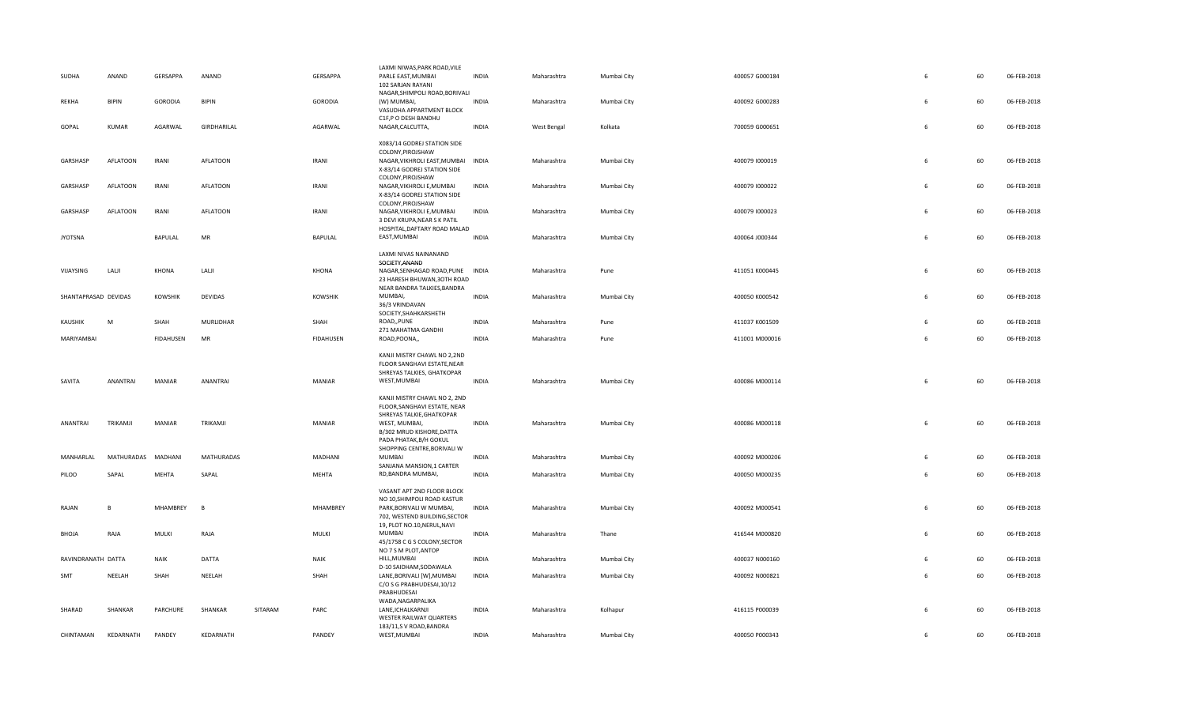| SUDHA | ANAND | GERSAPPA | ANAND | | GERSAPPA | LAXMI NIWAS,PARK ROAD,VILE PARLE EAST,MUMBAI | INDIA | Maharashtra | Mumbai City | 400057 G000184 | 6 | 60 | 06-FEB-2018 |
|---|---|---|---|---|---|---|---|---|---|---|---|---|---|
| REKHA | BIPIN | GORODIA | BIPIN | | GORODIA | 102 SARJAN RAYANI NAGAR,SHIMPOLI ROAD,BORIVALI (W) MUMBAI, | INDIA | Maharashtra | Mumbai City | 400092 G000283 | 6 | 60 | 06-FEB-2018 |
| GOPAL | KUMAR | AGARWAL | GIRDHARILAL | | AGARWAL | VASUDHA APPARTMENT BLOCK C1F,P O DESH BANDHU NAGAR,CALCUTTA, | INDIA | West Bengal | Kolkata | 700059 G000651 | 6 | 60 | 06-FEB-2018 |
| GARSHASP | AFLATOON | IRANI | AFLATOON | | IRANI | X083/14 GODREJ STATION SIDE COLONY,PIROJSHAW NAGAR,VIKHROLI EAST,MUMBAI | INDIA | Maharashtra | Mumbai City | 400079 I000019 | 6 | 60 | 06-FEB-2018 |
| GARSHASP | AFLATOON | IRANI | AFLATOON | | IRANI | X-83/14 GODREJ STATION SIDE COLONY,PIROJSHAW NAGAR,VIKHROLI E,MUMBAI | INDIA | Maharashtra | Mumbai City | 400079 I000022 | 6 | 60 | 06-FEB-2018 |
| GARSHASP | AFLATOON | IRANI | AFLATOON | | IRANI | X-83/14 GODREJ STATION SIDE COLONY,PIROJSHAW NAGAR,VIKHROLI E,MUMBAI | INDIA | Maharashtra | Mumbai City | 400079 I000023 | 6 | 60 | 06-FEB-2018 |
| JYOTSNA | | BAPULAL | MR | | BAPULAL | 3 DEVI KRUPA,NEAR S K PATIL HOSPITAL,DAFTARY ROAD MALAD EAST,MUMBAI | INDIA | Maharashtra | Mumbai City | 400064 J000344 | 6 | 60 | 06-FEB-2018 |
| VIJAYSING | LALJI | KHONA | LALJI | | KHONA | LAXMI NIVAS NAINANAND SOCIETY,ANAND NAGAR,SENHAGAD ROAD,PUNE | INDIA | Maharashtra | Pune | 411051 K000445 | 6 | 60 | 06-FEB-2018 |
| SHANTAPRASAD | DEVIDAS | KOWSHIK | DEVIDAS | | KOWSHIK | 23 HARESH BHUWAN,3OTH ROAD NEAR BANDRA TALKIES,BANDRA MUMBAI, | INDIA | Maharashtra | Mumbai City | 400050 K000542 | 6 | 60 | 06-FEB-2018 |
| KAUSHIK | M | SHAH | MURLIDHAR | | SHAH | 36/3 VRINDAVAN SOCIETY,SHAHKARSHETH ROAD,,PUNE | INDIA | Maharashtra | Pune | 411037 K001509 | 6 | 60 | 06-FEB-2018 |
| MARIYAMBAI | | FIDAHUSEN | MR | | FIDAHUSEN | 271 MAHATMA GANDHI ROAD,POONA,, | INDIA | Maharashtra | Pune | 411001 M000016 | 6 | 60 | 06-FEB-2018 |
| SAVITA | ANANTRAI | MANIAR | ANANTRAI | | MANIAR | KANJI MISTRY CHAWL NO 2,2ND FLOOR SANGHAVI ESTATE,NEAR SHREYAS TALKIES, GHATKOPAR WEST,MUMBAI | INDIA | Maharashtra | Mumbai City | 400086 M000114 | 6 | 60 | 06-FEB-2018 |
| ANANTRAI | TRIKAMJI | MANIAR | TRIKAMJI | | MANIAR | KANJI MISTRY CHAWL NO 2, 2ND FLOOR,SANGHAVI ESTATE, NEAR SHREYAS TALKIE,GHATKOPAR WEST, MUMBAI, | INDIA | Maharashtra | Mumbai City | 400086 M000118 | 6 | 60 | 06-FEB-2018 |
| MANHARLAL | MATHURADAS | MADHANI | MATHURADAS | | MADHANI | B/302 MRUD KISHORE,DATTA PADA PHATAK,B/H GOKUL SHOPPING CENTRE,BORIVALI W MUMBAI | INDIA | Maharashtra | Mumbai City | 400092 M000206 | 6 | 60 | 06-FEB-2018 |
| PILOO | SAPAL | MEHTA | SAPAL | | MEHTA | SANJANA MANSION,1 CARTER RD,BANDRA MUMBAI, | INDIA | Maharashtra | Mumbai City | 400050 M000235 | 6 | 60 | 06-FEB-2018 |
| RAJAN | B | MHAMBREY | B | | MHAMBREY | VASANT APT 2ND FLOOR BLOCK NO 10,SHIMPOLI ROAD KASTUR PARK,BORIVALI W MUMBAI, | INDIA | Maharashtra | Mumbai City | 400092 M000541 | 6 | 60 | 06-FEB-2018 |
| BHOJA | RAJA | MULKI | RAJA | | MULKI | 702, WESTEND BUILDING,SECTOR 19, PLOT NO.10,NERUL,NAVI MUMBAI | INDIA | Maharashtra | Thane | 416544 M000820 | 6 | 60 | 06-FEB-2018 |
| RAVINDRANATH | DATTA | NAIK | DATTA | | NAIK | 45/1758 C G S COLONY,SECTOR NO 7 S M PLOT,ANTOP HILL,MUMBAI | INDIA | Maharashtra | Mumbai City | 400037 N000160 | 6 | 60 | 06-FEB-2018 |
| SMT | NEELAH | SHAH | NEELAH | | SHAH | D-10 SAIDHAM,SODAWALA LANE,BORIVALI (W),MUMBAI | INDIA | Maharashtra | Mumbai City | 400092 N000821 | 6 | 60 | 06-FEB-2018 |
| SHARAD | SHANKAR | PARCHURE | SHANKAR | SITARAM | PARC | C/O S G PRABHUDESAI,10/12 PRABHUDESAI WADA,NAGARPALIKA LANE,ICHALKARNJI | INDIA | Maharashtra | Kolhapur | 416115 P000039 | 6 | 60 | 06-FEB-2018 |
| CHINTAMAN | KEDARNATH | PANDEY | KEDARNATH | | PANDEY | WESTER RAILWAY QUARTERS 183/11,S V ROAD,BANDRA WEST,MUMBAI | INDIA | Maharashtra | Mumbai City | 400050 P000343 | 6 | 60 | 06-FEB-2018 |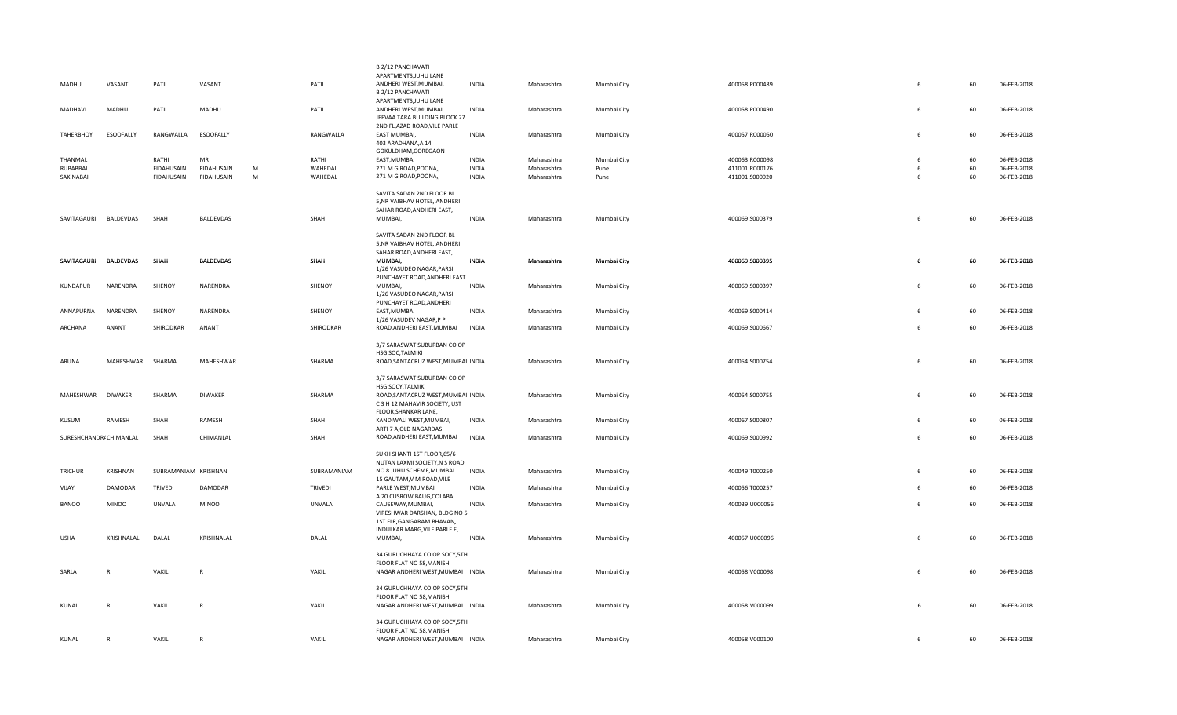| | | | | | | | | | | | | | |
|---|---|---|---|---|---|---|---|---|---|---|---|---|---|
| MADHU | VASANT | PATIL | VASANT | | PATIL | B 2/12 PANCHAVATI APARTMENTS,JUHU LANE ANDHERI WEST,MUMBAI, | INDIA | Maharashtra | Mumbai City | 400058 P000489 | 6 | 60 | 06-FEB-2018 |
| MADHAVI | MADHU | PATIL | MADHU | | PATIL | B 2/12 PANCHAVATI APARTMENTS,JUHU LANE ANDHERI WEST,MUMBAI, | INDIA | Maharashtra | Mumbai City | 400058 P000490 | 6 | 60 | 06-FEB-2018 |
| TAHERBHOY | ESOOFALLY | RANGWALLA | ESOOFALLY | | RANGWALLA | JEEVAA TARA BUILDING BLOCK 27 2ND FL,AZAD ROAD,VILE PARLE EAST MUMBAI, | INDIA | Maharashtra | Mumbai City | 400057 R000050 | 6 | 60 | 06-FEB-2018 |
| THANMAL | | RATHI | MR | | RATHI | 403 ARADHANA,A 14 GOKULDHAM,GOREGAON EAST,MUMBAI | INDIA | Maharashtra | Mumbai City | 400063 R000098 | 6 | 60 | 06-FEB-2018 |
| RUBABBAI | | FIDAHUSAIN | FIDAHUSAIN | M | WAHEDAL | 271 M G ROAD,POONA,, | INDIA | Maharashtra | Pune | 411001 R000176 | 6 | 60 | 06-FEB-2018 |
| SAKINABAI | | FIDAHUSAIN | FIDAHUSAIN | M | WAHEDAL | 271 M G ROAD,POONA,, | INDIA | Maharashtra | Pune | 411001 S000020 | 6 | 60 | 06-FEB-2018 |
| SAVITAGAURI | BALDEVDAS | SHAH | BALDEVDAS | | SHAH | SAVITA SADAN 2ND FLOOR BL 5,NR VAIBHAV HOTEL, ANDHERI SAHAR ROAD,ANDHERI EAST, MUMBAI, | INDIA | Maharashtra | Mumbai City | 400069 S000379 | 6 | 60 | 06-FEB-2018 |
| ~~SAVITAGAURI~~ | ~~BALDEVDAS~~ | ~~SHAH~~ | ~~BALDEVDAS~~ | | ~~SHAH~~ | SAVITA SADAN 2ND FLOOR BL 5,NR VAIBHAV HOTEL, ANDHERI SAHAR ROAD,ANDHERI EAST, ~~MUMBAI,~~ | ~~INDIA~~ | ~~Maharashtra~~ | ~~Mumbai City~~ | ~~400069 S000395~~ | ~~6~~ | ~~60~~ | ~~06-FEB-2018~~ |
| KUNDAPUR | NARENDRA | SHENOY | NARENDRA | | SHENOY | 1/26 VASUDEO NAGAR,PARSI PUNCHAYET ROAD,ANDHERI EAST MUMBAI, | INDIA | Maharashtra | Mumbai City | 400069 S000397 | 6 | 60 | 06-FEB-2018 |
| ANNAPURNA | NARENDRA | SHENOY | NARENDRA | | SHENOY | 1/26 VASUDEO NAGAR,PARSI PUNCHAYET ROAD,ANDHERI EAST,MUMBAI | INDIA | Maharashtra | Mumbai City | 400069 S000414 | 6 | 60 | 06-FEB-2018 |
| ARCHANA | ANANT | SHIRODKAR | ANANT | | SHIRODKAR | 1/26 VASUDEV NAGAR,P P ROAD,ANDHERI EAST,MUMBAI | INDIA | Maharashtra | Mumbai City | 400069 S000667 | 6 | 60 | 06-FEB-2018 |
| ARUNA | MAHESHWAR | SHARMA | MAHESHWAR | | SHARMA | 3/7 SARASWAT SUBURBAN CO OP HSG SOC,TALMIKI ROAD,SANTACRUZ WEST,MUMBAI | INDIA | Maharashtra | Mumbai City | 400054 S000754 | 6 | 60 | 06-FEB-2018 |
| MAHESHWAR | DIWAKER | SHARMA | DIWAKER | | SHARMA | 3/7 SARASWAT SUBURBAN CO OP HSG SOCY,TALMIKI ROAD,SANTACRUZ WEST,MUMBAI | INDIA | Maharashtra | Mumbai City | 400054 S000755 | 6 | 60 | 06-FEB-2018 |
| KUSUM | RAMESH | SHAH | RAMESH | | SHAH | C 3 H 12 MAHAVIR SOCIETY, UST FLOOR,SHANKAR LANE, KANDIWALI WEST,MUMBAI, | INDIA | Maharashtra | Mumbai City | 400067 S000807 | 6 | 60 | 06-FEB-2018 |
| SURESHCHANDRA | CHIMANLAL | SHAH | CHIMANLAL | | SHAH | ARTI 7 A,OLD NAGARDAS ROAD,ANDHERI EAST,MUMBAI | INDIA | Maharashtra | Mumbai City | 400069 S000992 | 6 | 60 | 06-FEB-2018 |
| TRICHUR | KRISHNAN | SUBRAMANIAM | KRISHNAN | | SUBRAMANIAM | SUKH SHANTI 1ST FLOOR,65/6 NUTAN LAXMI SOCIETY,N S ROAD NO 8 JUHU SCHEME,MUMBAI | INDIA | Maharashtra | Mumbai City | 400049 T000250 | 6 | 60 | 06-FEB-2018 |
| VIJAY | DAMODAR | TRIVEDI | DAMODAR | | TRIVEDI | 15 GAUTAM,V M ROAD,VILE PARLE WEST,MUMBAI | INDIA | Maharashtra | Mumbai City | 400056 T000257 | 6 | 60 | 06-FEB-2018 |
| BANOO | MINOO | UNVALA | MINOO | | UNVALA | A 20 CUSROW BAUG,COLABA CAUSEWAY,MUMBAI, | INDIA | Maharashtra | Mumbai City | 400039 U000056 | 6 | 60 | 06-FEB-2018 |
| USHA | KRISHNALAL | DALAL | KRISHNALAL | | DALAL | VIRESHWAR DARSHAN, BLDG NO 5 1ST FLR,GANGARAM BHAVAN, INDULKAR MARG,VILE PARLE E, MUMBAI, | INDIA | Maharashtra | Mumbai City | 400057 U000096 | 6 | 60 | 06-FEB-2018 |
| SARLA | R | VAKIL | R | | VAKIL | 34 GURUCHHAYA CO OP SOCY,5TH FLOOR FLAT NO 58,MANISH NAGAR ANDHERI WEST,MUMBAI | INDIA | Maharashtra | Mumbai City | 400058 V000098 | 6 | 60 | 06-FEB-2018 |
| KUNAL | R | VAKIL | R | | VAKIL | 34 GURUCHHAYA CO OP SOCY,5TH FLOOR FLAT NO 58,MANISH NAGAR ANDHERI WEST,MUMBAI | INDIA | Maharashtra | Mumbai City | 400058 V000099 | 6 | 60 | 06-FEB-2018 |
| KUNAL | R | VAKIL | R | | VAKIL | 34 GURUCHHAYA CO OP SOCY,5TH FLOOR FLAT NO 58,MANISH NAGAR ANDHERI WEST,MUMBAI | INDIA | Maharashtra | Mumbai City | 400058 V000100 | 6 | 60 | 06-FEB-2018 |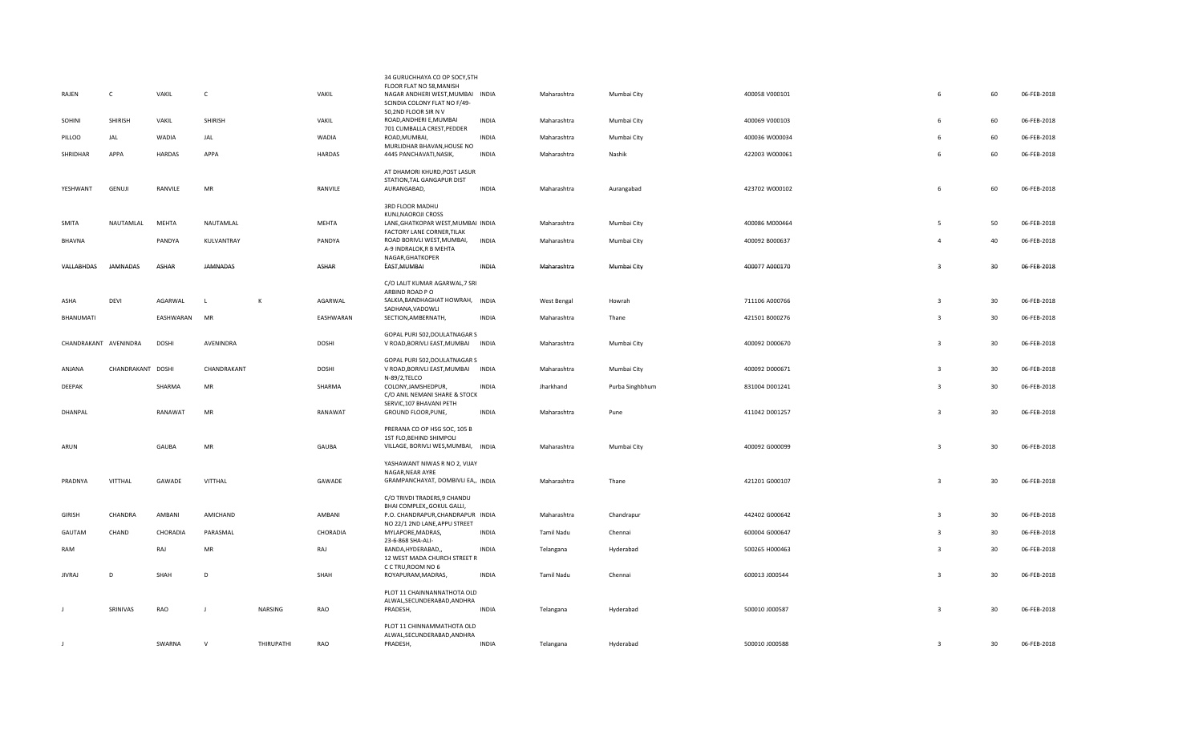| | | | | | | | | | | | | | |
|---|---|---|---|---|---|---|---|---|---|---|---|---|---|
| RAJEN | C | VAKIL | C | | VAKIL | 34 GURUCHHAYA CO OP SOCY,5TH FLOOR FLAT NO 58,MANISH NAGAR ANDHERI WEST,MUMBAI | INDIA | Maharashtra | Mumbai City | 400058 V000101 | 6 | 60 | 06-FEB-2018 |
| SOHINI | SHIRISH | VAKIL | SHIRISH | | VAKIL | SCINDIA COLONY FLAT NO F/49-50,2ND FLOOR SIR N V ROAD,ANDHERI E,MUMBAI | INDIA | Maharashtra | Mumbai City | 400069 V000103 | 6 | 60 | 06-FEB-2018 |
| PILLOO | JAL | WADIA | JAL | | WADIA | 701 CUMBALLA CREST,PEDDER ROAD,MUMBAI, | INDIA | Maharashtra | Mumbai City | 400036 W000034 | 6 | 60 | 06-FEB-2018 |
| SHRIDHAR | APPA | HARDAS | APPA | | HARDAS | MURLIDHAR BHAVAN,HOUSE NO 4445 PANCHAVATI,NASIK, | INDIA | Maharashtra | Nashik | 422003 W000061 | 6 | 60 | 06-FEB-2018 |
| YESHWANT | GENUJI | RANVILE | MR | | RANVILE | AT DHAMORI KHURD,POST LASUR STATION,TAL GANGAPUR DIST AURANGABAD, | INDIA | Maharashtra | Aurangabad | 423702 W000102 | 6 | 60 | 06-FEB-2018 |
| SMITA | NAUTAMLAL | MEHTA | NAUTAMLAL | | MEHTA | 3RD FLOOR MADHU KUNJ,NAOROJI CROSS LANE,GHATKOPAR WEST,MUMBAI | INDIA | Maharashtra | Mumbai City | 400086 M000464 | 5 | 50 | 06-FEB-2018 |
| BHAVNA | | PANDYA | KULVANTRAY | | PANDYA | FACTORY LANE CORNER,TILAK ROAD BORIVLI WEST,MUMBAI, | INDIA | Maharashtra | Mumbai City | 400092 B000637 | 4 | 40 | 06-FEB-2018 |
| VALLABHDAS | JAMNADAS | ASHAR | JAMNADAS | | ASHAR | A-9 INDRALOK,R B MEHTA NAGAR,GHATKOPER EAST,MUMBAI | INDIA | Maharashtra | Mumbai City | 400077 A000170 | 3 | 30 | 06-FEB-2018 |
| ASHA | DEVI | AGARWAL | L | K | AGARWAL | C/O LALIT KUMAR AGARWAL,7 SRI ARBIND ROAD P O SALKIA,BANDHAGHAT HOWRAH, | INDIA | West Bengal | Howrah | 711106 A000766 | 3 | 30 | 06-FEB-2018 |
| BHANUMATI | | EASHWARAN | MR | | EASHWARAN | SADHANA,VADOWLI SECTION,AMBERNATH, | INDIA | Maharashtra | Thane | 421501 B000276 | 3 | 30 | 06-FEB-2018 |
| CHANDRAKANT | AVENINDRA | DOSHI | AVENINDRA | | DOSHI | GOPAL PURI 502,DOULATNAGAR S V ROAD,BORIVLI EAST,MUMBAI | INDIA | Maharashtra | Mumbai City | 400092 D000670 | 3 | 30 | 06-FEB-2018 |
| ANJANA | CHANDRAKANT | DOSHI | CHANDRAKANT | | DOSHI | GOPAL PURI 502,DOULATNAGAR S V ROAD,BORIVLI EAST,MUMBAI | INDIA | Maharashtra | Mumbai City | 400092 D000671 | 3 | 30 | 06-FEB-2018 |
| DEEPAK | | SHARMA | MR | | SHARMA | N-89/2,TELCO COLONY,JAMSHEDPUR, | INDIA | Jharkhand | Purba Singhbhum | 831004 D001241 | 3 | 30 | 06-FEB-2018 |
| DHANPAL | | RANAWAT | MR | | RANAWAT | C/O ANIL NEMANI SHARE & STOCK SERVIC,107 BHAVANI PETH GROUND FLOOR,PUNE, | INDIA | Maharashtra | Pune | 411042 D001257 | 3 | 30 | 06-FEB-2018 |
| ARUN | | GAUBA | MR | | GAUBA | PRERANA CO OP HSG SOC, 105 B 1ST FLO,BEHIND SHIMPOLI VILLAGE, BORIVLI WES,MUMBAI, | INDIA | Maharashtra | Mumbai City | 400092 G000099 | 3 | 30 | 06-FEB-2018 |
| PRADNYA | VITTHAL | GAWADE | VITTHAL | | GAWADE | YASHAWANT NIWAS R NO 2, VIJAY NAGAR,NEAR AYRE GRAMPANCHAYAT, DOMBIVLI EA,, | INDIA | Maharashtra | Thane | 421201 G000107 | 3 | 30 | 06-FEB-2018 |
| GIRISH | CHANDRA | AMBANI | AMICHAND | | AMBANI | C/O TRIVDI TRADERS,9 CHANDU BHAI COMPLEX,,GOKUL GALLI, P.O. CHANDRAPUR,CHANDRAPUR | INDIA | Maharashtra | Chandrapur | 442402 G000642 | 3 | 30 | 06-FEB-2018 |
| GAUTAM | CHAND | CHORADIA | PARASMAL | | CHORADIA | NO 22/1 2ND LANE,APPU STREET MYLAPORE,MADRAS, | INDIA | Tamil Nadu | Chennai | 600004 G000647 | 3 | 30 | 06-FEB-2018 |
| RAM | | RAJ | MR | | RAJ | 23-6-868 SHA-ALI-BANDA,HYDERABAD,, | INDIA | Telangana | Hyderabad | 500265 H000463 | 3 | 30 | 06-FEB-2018 |
| JIVRAJ | D | SHAH | D | | SHAH | 12 WEST MADA CHURCH STREET R C C TRU,ROOM NO 6 ROYAPURAM,MADRAS, | INDIA | Tamil Nadu | Chennai | 600013 J000544 | 3 | 30 | 06-FEB-2018 |
| J | SRINIVAS | RAO | J | NARSING | RAO | PLOT 11 CHAINNANNATHOTA OLD ALWAL,SECUNDERABAD,ANDHRA PRADESH, | INDIA | Telangana | Hyderabad | 500010 J000587 | 3 | 30 | 06-FEB-2018 |
| J | | SWARNA | V | THIRUPATHI | RAO | PLOT 11 CHINNAMMATHOTA OLD ALWAL,SECUNDERABAD,ANDHRA PRADESH, | INDIA | Telangana | Hyderabad | 500010 J000588 | 3 | 30 | 06-FEB-2018 |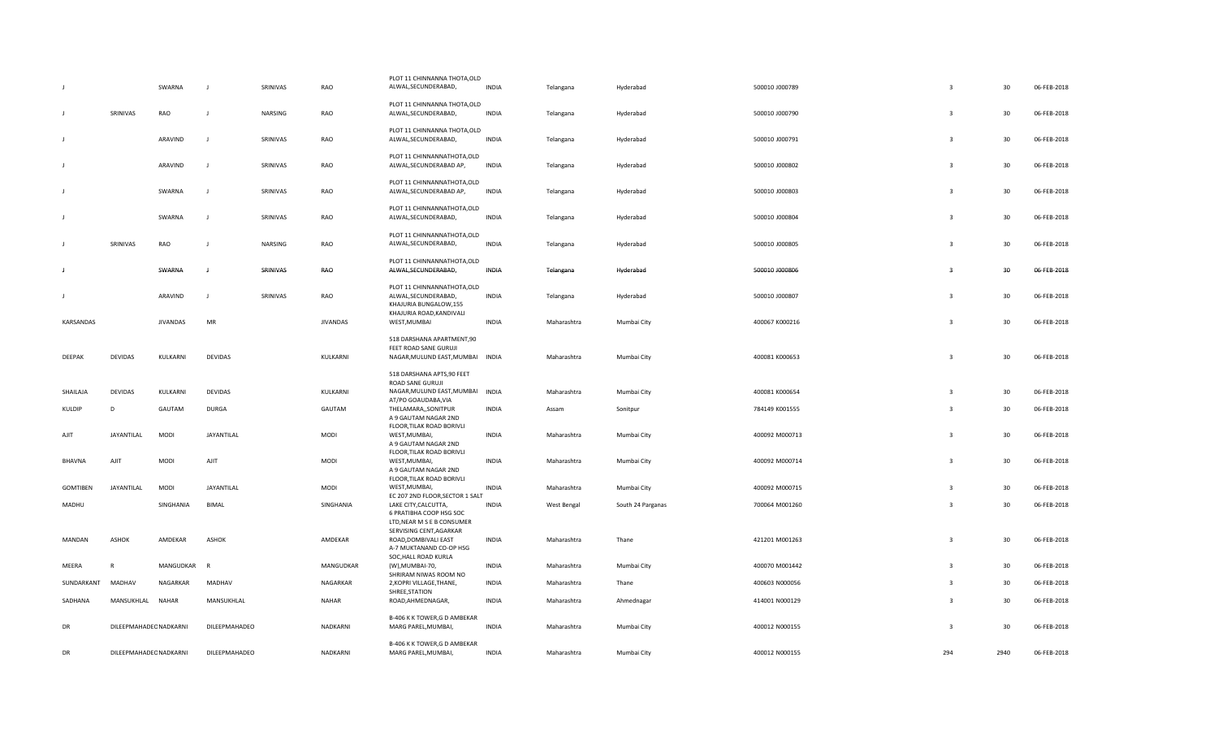| | | | | | | | | | | | | | | |
|---|---|---|---|---|---|---|---|---|---|---|---|---|---|---|
| J | | SWARNA | J | SRINIVAS | RAO | PLOT 11 CHINNANNA THOTA,OLD ALWAL,SECUNDERABAD, | INDIA | Telangana | Hyderabad | 500010 | J000789 | 3 | 30 | 06-FEB-2018 |
| J | SRINIVAS | RAO | J | NARSING | RAO | PLOT 11 CHINNANNA THOTA,OLD ALWAL,SECUNDERABAD, | INDIA | Telangana | Hyderabad | 500010 | J000790 | 3 | 30 | 06-FEB-2018 |
| J | | ARAVIND | J | SRINIVAS | RAO | PLOT 11 CHINNANNA THOTA,OLD ALWAL,SECUNDERABAD, | INDIA | Telangana | Hyderabad | 500010 | J000791 | 3 | 30 | 06-FEB-2018 |
| J | | ARAVIND | J | SRINIVAS | RAO | PLOT 11 CHINNANNATHOTA,OLD ALWAL,SECUNDERABAD AP, | INDIA | Telangana | Hyderabad | 500010 | J000802 | 3 | 30 | 06-FEB-2018 |
| J | | SWARNA | J | SRINIVAS | RAO | PLOT 11 CHINNANNATHOTA,OLD ALWAL,SECUNDERABAD AP, | INDIA | Telangana | Hyderabad | 500010 | J000803 | 3 | 30 | 06-FEB-2018 |
| J | | SWARNA | J | SRINIVAS | RAO | PLOT 11 CHINNANNATHOTA,OLD ALWAL,SECUNDERABAD, | INDIA | Telangana | Hyderabad | 500010 | J000804 | 3 | 30 | 06-FEB-2018 |
| J | SRINIVAS | RAO | J | NARSING | RAO | PLOT 11 CHINNANNATHOTA,OLD ALWAL,SECUNDERABAD, | INDIA | Telangana | Hyderabad | 500010 | J000805 | 3 | 30 | 06-FEB-2018 |
| J | | SWARNA | J | SRINIVAS | RAO | PLOT 11 CHINNANNATHOTA,OLD ALWAL,SECUNDERABAD, | INDIA | Telangana | Hyderabad | 500010 | J000806 | 3 | 30 | 06-FEB-2018 |
| J | | ARAVIND | J | SRINIVAS | RAO | PLOT 11 CHINNANNATHOTA,OLD ALWAL,SECUNDERABAD, | INDIA | Telangana | Hyderabad | 500010 | J000807 | 3 | 30 | 06-FEB-2018 |
| KARSANDAS | | JIVANDAS | MR | | JIVANDAS | KHAJURIA BUNGALOW,155 KHAJURIA ROAD,KANDIVALI WEST,MUMBAI | INDIA | Maharashtra | Mumbai City | 400067 | K000216 | 3 | 30 | 06-FEB-2018 |
| DEEPAK | DEVIDAS | KULKARNI | DEVIDAS | | KULKARNI | 518 DARSHANA APARTMENT,90 FEET ROAD SANE GURUJI NAGAR,MULUND EAST,MUMBAI | INDIA | Maharashtra | Mumbai City | 400081 | K000653 | 3 | 30 | 06-FEB-2018 |
| SHAILAJA | DEVIDAS | KULKARNI | DEVIDAS | | KULKARNI | 518 DARSHANA APTS,90 FEET ROAD SANE GURUJI NAGAR,MULUND EAST,MUMBAI | INDIA | Maharashtra | Mumbai City | 400081 | K000654 | 3 | 30 | 06-FEB-2018 |
| KULDIP | D | GAUTAM | DURGA | | GAUTAM | AT/PO GOAUDABA,VIA THELAMARA,,SONITPUR | INDIA | Assam | Sonitpur | 784149 | K001555 | 3 | 30 | 06-FEB-2018 |
| AJIT | JAYANTILAL | MODI | JAYANTILAL | | MODI | A 9 GAUTAM NAGAR 2ND FLOOR,TILAK ROAD BORIVLI WEST,MUMBAI, | INDIA | Maharashtra | Mumbai City | 400092 | M000713 | 3 | 30 | 06-FEB-2018 |
| BHAVNA | AJIT | MODI | AJIT | | MODI | A 9 GAUTAM NAGAR 2ND FLOOR,TILAK ROAD BORIVLI WEST,MUMBAI, | INDIA | Maharashtra | Mumbai City | 400092 | M000714 | 3 | 30 | 06-FEB-2018 |
| GOMTIBEN | JAYANTILAL | MODI | JAYANTILAL | | MODI | A 9 GAUTAM NAGAR 2ND FLOOR,TILAK ROAD BORIVLI WEST,MUMBAI, | INDIA | Maharashtra | Mumbai City | 400092 | M000715 | 3 | 30 | 06-FEB-2018 |
| MADHU | | SINGHANIA | BIMAL | | SINGHANIA | EC 207 2ND FLOOR,SECTOR 1 SALT LAKE CITY,CALCUTTA, | INDIA | West Bengal | South 24 Parganas | 700064 | M001260 | 3 | 30 | 06-FEB-2018 |
| MANDAN | ASHOK | AMDEKAR | ASHOK | | AMDEKAR | 6 PRATIBHA COOP HSG SOC LTD,NEAR M S E B CONSUMER SERVISING CENT,AGARKAR ROAD,DOMBIVALI EAST | INDIA | Maharashtra | Thane | 421201 | M001263 | 3 | 30 | 06-FEB-2018 |
| MEERA | R | MANGUDKAR | R | | MANGUDKAR | A-7 MUKTANAND CO-OP HSG SOC,HALL ROAD KURLA (W),MUMBAI-70, | INDIA | Maharashtra | Mumbai City | 400070 | M001442 | 3 | 30 | 06-FEB-2018 |
| SUNDARKANT | MADHAV | NAGARKAR | MADHAV | | NAGARKAR | SHRIRAM NIWAS ROOM NO 2,KOPRI VILLAGE,THANE, | INDIA | Maharashtra | Thane | 400603 | N000056 | 3 | 30 | 06-FEB-2018 |
| SADHANA | MANSUKHLAL | NAHAR | MANSUKHLAL | | NAHAR | SHREE,STATION ROAD,AHMEDNAGAR, | INDIA | Maharashtra | Ahmednagar | 414001 | N000129 | 3 | 30 | 06-FEB-2018 |
| DR | DILEEPMAHADEO | NADKARNI | DILEEPMAHADEO | | NADKARNI | B-406 K K TOWER,G D AMBEKAR MARG PAREL,MUMBAI, | INDIA | Maharashtra | Mumbai City | 400012 | N000155 | 3 | 30 | 06-FEB-2018 |
| DR | DILEEPMAHADEO | NADKARNI | DILEEPMAHADEO | | NADKARNI | B-406 K K TOWER,G D AMBEKAR MARG PAREL,MUMBAI, | INDIA | Maharashtra | Mumbai City | 400012 | N000155 | 294 | 2940 | 06-FEB-2018 |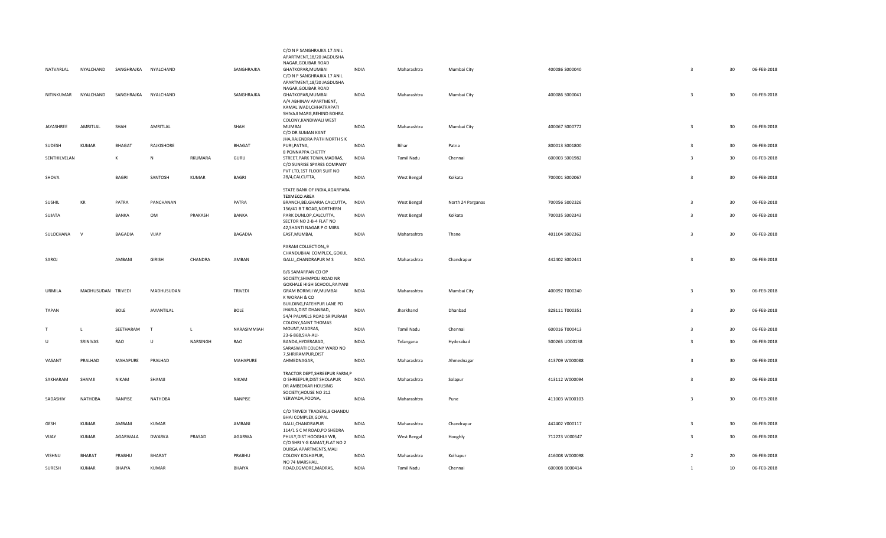| | | | | | | | | | | | | | |
|---|---|---|---|---|---|---|---|---|---|---|---|---|---|
| NATVARLAL | NYALCHAND | SANGHRAJKA | NYALCHAND | | SANGHRAJKA | C/O N P SANGHRAJKA 17 ANIL APARTMENT,18/20 JAGDUSHA NAGAR,GOLIBAR ROAD GHATKOPAR,MUMBAI | INDIA | Maharashtra | Mumbai City | 400086 S000040 | 3 | 30 | 06-FEB-2018 |
| NITINKUMAR | NYALCHAND | SANGHRAJKA | NYALCHAND | | SANGHRAJKA | C/O N P SANGHRAJKA 17 ANIL APARTMENT,18/20 JAGDUSHA NAGAR,GOLIBAR ROAD GHATKOPAR,MUMBAI | INDIA | Maharashtra | Mumbai City | 400086 S000041 | 3 | 30 | 06-FEB-2018 |
| JAYASHREE | AMRITLAL | SHAH | AMRITLAL | | SHAH | A/4 ABHINAV APARTMENT, KAMAL WADI,CHHATRAPATI SHIVAJI MARG,BEHIND BOHRA COLONY,KANDIWALI WEST MUMBAI | INDIA | Maharashtra | Mumbai City | 400067 S000772 | 3 | 30 | 06-FEB-2018 |
| SUDESH | KUMAR | BHAGAT | RAJKISHORE | | BHAGAT | C/O DR SUMAN KANT JHA,RAJENDRA PATH NORTH S K PURI,PATNA, | INDIA | Bihar | Patna | 800013 S001800 | 3 | 30 | 06-FEB-2018 |
| SENTHILVELAN | | K | N | RKUMARA | GURU | 8 PONNAPPA CHETTY STREET,PARK TOWN,MADRAS, | INDIA | Tamil Nadu | Chennai | 600003 S001982 | 3 | 30 | 06-FEB-2018 |
| SHOVA | | BAGRI | SANTOSH | KUMAR | BAGRI | C/O SUNRISE SPARES COMPANY PVT LTD,1ST FLOOR SUIT NO 28/4,CALCUTTA, | INDIA | West Bengal | Kolkata | 700001 S002067 | 3 | 30 | 06-FEB-2018 |
| SUSHIL | KR | PATRA | PANCHANAN | | PATRA | STATE BANK OF INDIA,AGARPARA TEXMECO AREA BRANCH,BELGHARIA CALCUTTA, | INDIA | West Bengal | North 24 Parganas | 700056 S002326 | 3 | 30 | 06-FEB-2018 |
| SUJATA | | BANKA | OM | PRAKASH | BANKA | 156/41 B T ROAD,NORTHERN PARK DUNLOP,CALCUTTA, | INDIA | West Bengal | Kolkata | 700035 S002343 | 3 | 30 | 06-FEB-2018 |
| SULOCHANA | V | BAGADIA | VIJAY | | BAGADIA | SECTOR NO 2-B-4 FLAT NO 42,SHANTI NAGAR P O MIRA EAST,MUMBAI, | INDIA | Maharashtra | Thane | 401104 S002362 | 3 | 30 | 06-FEB-2018 |
| SAROJ | | AMBANI | GIRISH | CHANDRA | AMBAN | PARAM COLLECTION,,9 CHANDUBHAI COMPLEX,,GOKUL GALLI,,CHANDRAPUR M S | INDIA | Maharashtra | Chandrapur | 442402 S002441 | 3 | 30 | 06-FEB-2018 |
| URMILA | MADHUSUDAN | TRIVEDI | MADHUSUDAN | | TRIVEDI | B/6 SAMARPAN CO OP SOCIETY,SHIMPOLI ROAD NR GOKHALE HIGH SCHOOL,RAIYANI GRAM BORIVLI W,MUMBAI | INDIA | Maharashtra | Mumbai City | 400092 T000240 | 3 | 30 | 06-FEB-2018 |
| TAPAN | | BOLE | JAYANTILAL | | BOLE | K WORAH & CO BUILDING,FATEHPUR LANE PO JHARIA,DIST DHANBAD, | INDIA | Jharkhand | Dhanbad | 828111 T000351 | 3 | 30 | 06-FEB-2018 |
| T | L | SEETHARAM | T | L | NARASIMMIAH | 54/4 PALWELS ROAD SRIPURAM COLONY,SAINT THOMAS MOUNT,MADRAS, | INDIA | Tamil Nadu | Chennai | 600016 T000413 | 3 | 30 | 06-FEB-2018 |
| U | SRINIVAS | RAO | U | NARSINGH | RAO | 23-6-868,SHA-ALI-BANDA,HYDERABAD, | INDIA | Telangana | Hyderabad | 500265 U000138 | 3 | 30 | 06-FEB-2018 |
| VASANT | PRALHAD | MAHAPURE | PRALHAD | | MAHAPURE | SARASWATI COLONY WARD NO 7,SHRIRAMPUR,DIST AHMEDNAGAR, | INDIA | Maharashtra | Ahmednagar | 413709 W000088 | 3 | 30 | 06-FEB-2018 |
| SAKHARAM | SHAMJI | NIKAM | SHAMJI | | NIKAM | TRACTOR DEPT,SHREEPUR FARM,P O SHREEPUR,DIST SHOLAPUR | INDIA | Maharashtra | Solapur | 413112 W000094 | 3 | 30 | 06-FEB-2018 |
| SADASHIV | NATHOBA | RANPISE | NATHOBA | | RANPISE | DR AMBEDKAR HOUSING SOCIETY,HOUSE NO 212 YERWADA,POONA, | INDIA | Maharashtra | Pune | 411003 W000103 | 3 | 30 | 06-FEB-2018 |
| GESH | KUMAR | AMBANI | KUMAR | | AMBANI | C/O TRIVEDI TRADERS,9 CHANDU BHAI COMPLEX,GOPAL GALLI,CHANDRAPUR | INDIA | Maharashtra | Chandrapur | 442402 Y000117 | 3 | 30 | 06-FEB-2018 |
| VIJAY | KUMAR | AGARWALA | DWARKA | PRASAD | AGARWA | 114/1 S C M ROAD,PO SHEDRA PHULY,DIST HOOGHLY WB, | INDIA | West Bengal | Hooghly | 712223 V000547 | 3 | 30 | 06-FEB-2018 |
| VISHNU | BHARAT | PRABHU | BHARAT | | PRABHU | C/O SHRI Y G KAMAT,FLAT NO 2 DURGA APARTMENTS,MALI COLONY KOLHAPUR, | INDIA | Maharashtra | Kolhapur | 416008 W000098 | 2 | 20 | 06-FEB-2018 |
| SURESH | KUMAR | BHAIYA | KUMAR | | BHAIYA | NO 74 MARSHALL ROAD,EGMORE,MADRAS, | INDIA | Tamil Nadu | Chennai | 600008 B000414 | 1 | 10 | 06-FEB-2018 |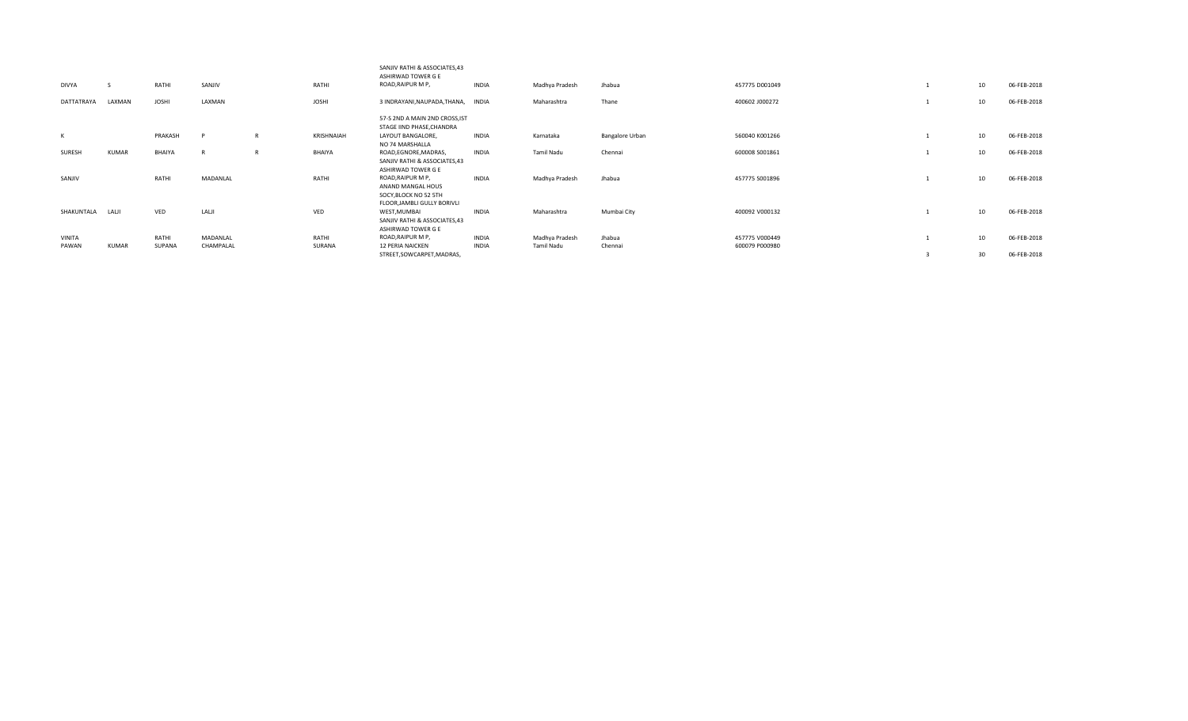| | | | | | | | | | | | | | |
|---|---|---|---|---|---|---|---|---|---|---|---|---|---|
| DIVYA | S | RATHI | SANJIV | | RATHI | SANJIV RATHI & ASSOCIATES,43 ASHIRWAD TOWER G E ROAD,RAIPUR M P, | INDIA | Madhya Pradesh | Jhabua | 457775 D001049 | 1 | 10 | 06-FEB-2018 |
| DATTATRAYA | LAXMAN | JOSHI | LAXMAN | | JOSHI | 3 INDRAYANI,NAUPADA,THANA, | INDIA | Maharashtra | Thane | 400602 J000272 | 1 | 10 | 06-FEB-2018 |
| K | | PRAKASH | P | R | KRISHNAIAH | 57-5 2ND A MAIN 2ND CROSS,IST STAGE IIND PHASE,CHANDRA LAYOUT BANGALORE, | INDIA | Karnataka | Bangalore Urban | 560040 K001266 | 1 | 10 | 06-FEB-2018 |
| SURESH | KUMAR | BHAIYA | R | R | BHAIYA | NO 74 MARSHALLA ROAD,EGNORE,MADRAS, | INDIA | Tamil Nadu | Chennai | 600008 S001861 | 1 | 10 | 06-FEB-2018 |
| SANJIV | | RATHI | MADANLAL | | RATHI | SANJIV RATHI & ASSOCIATES,43 ASHIRWAD TOWER G E ROAD,RAIPUR M P, | INDIA | Madhya Pradesh | Jhabua | 457775 S001896 | 1 | 10 | 06-FEB-2018 |
| SHAKUNTALA | LALJI | VED | LALJI | | VED | ANAND MANGAL HOUS SOCY,BLOCK NO 52 5TH FLOOR,JAMBLI GULLY BORIVLI WEST,MUMBAI | INDIA | Maharashtra | Mumbai City | 400092 V000132 | 1 | 10 | 06-FEB-2018 |
| VINITA | | RATHI | MADANLAL | | RATHI | SANJIV RATHI & ASSOCIATES,43 ASHIRWAD TOWER G E ROAD,RAIPUR M P, | INDIA | Madhya Pradesh | Jhabua | 457775 V000449 | 1 | 10 | 06-FEB-2018 |
| PAWAN | KUMAR | SUPANA | CHAMPALAL | | SURANA | 12 PERIA NAICKEN STREET,SOWCARPET,MADRAS, | INDIA | Tamil Nadu | Chennai | 600079 P000980 | 3 | 30 | 06-FEB-2018 |